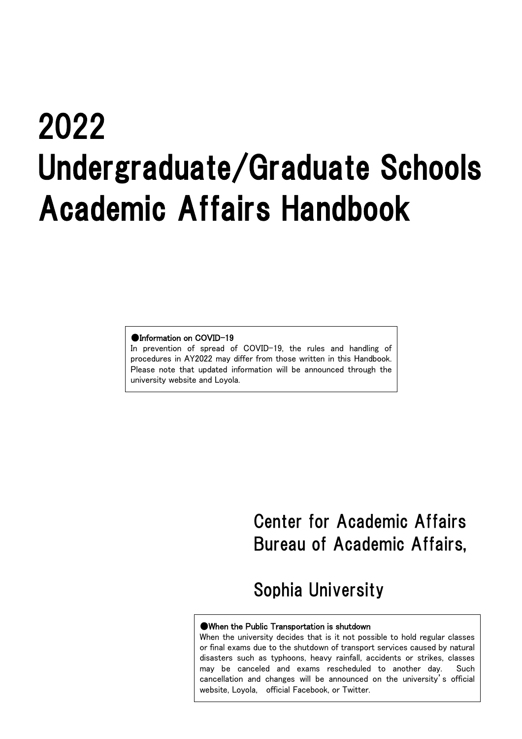# 2022
# Undergraduate/Graduate Schools
# Academic Affairs Handbook

**●Information on COVID-19**

In prevention of spread of COVID-19, the rules and handling of procedures in AY2022 may differ from those written in this Handbook. Please note that updated information will be announced through the university website and Loyola.

Center for Academic Affairs
Bureau of Academic Affairs,

Sophia University

**●When the Public Transportation is shutdown**

When the university decides that is it not possible to hold regular classes or final exams due to the shutdown of transport services caused by natural disasters such as typhoons, heavy rainfall, accidents or strikes, classes may be canceled and exams rescheduled to another day. Such cancellation and changes will be announced on the university's official website, Loyola, official Facebook, or Twitter.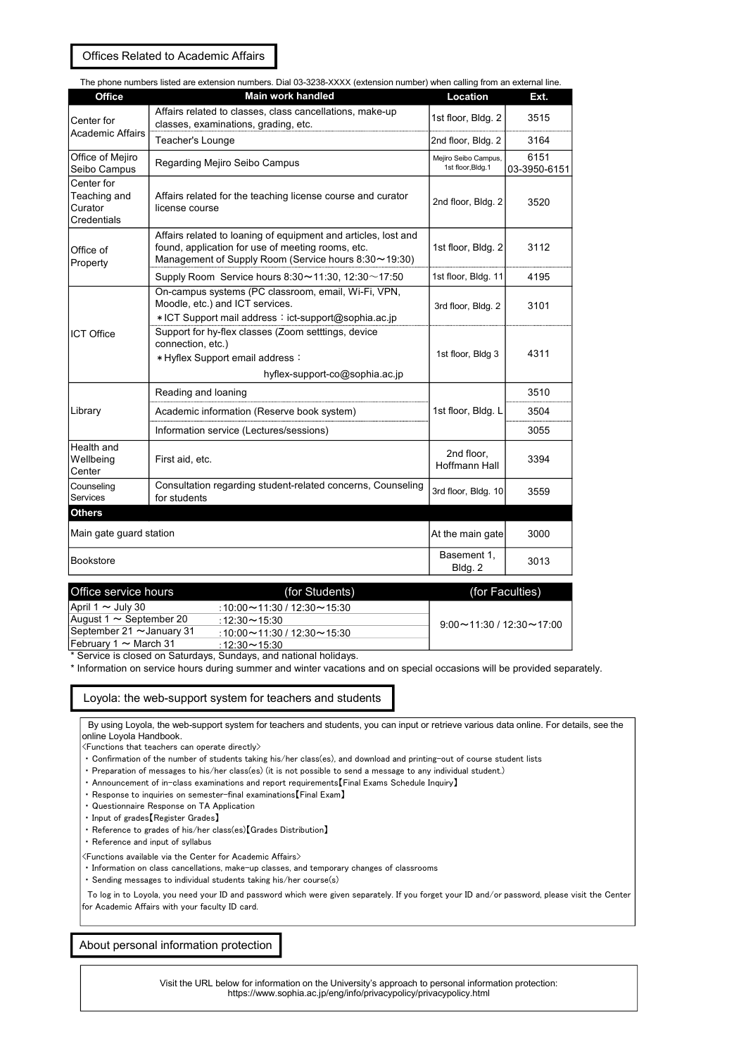## Offices Related to Academic Affairs

The phone numbers listed are extension numbers. Dial 03-3238-XXXX (extension number) when calling from an external line.

| Office | Main work handled | Location | Ext. |
|---|---|---|---|
| Center for Academic Affairs | Affairs related to classes, class cancellations, make-up classes, examinations, grading, etc. | 1st floor, Bldg. 2 | 3515 |
| | Teacher's Lounge | 2nd floor, Bldg. 2 | 3164 |
| Office of Mejiro Seibo Campus | Regarding Mejiro Seibo Campus | Mejiro Seibo Campus, 1st floor,Bldg.1 | 6151 03-3950-6151 |
| Center for Teaching and Curator Credentials | Affairs related for the teaching license course and curator license course | 2nd floor, Bldg. 2 | 3520 |
| Office of Property | Affairs related to loaning of equipment and articles, lost and found, application for use of meeting rooms, etc. Management of Supply Room (Service hours 8:30～19:30) | 1st floor, Bldg. 2 | 3112 |
| | Supply Room Service hours 8:30～11:30, 12:30～17:50 | 1st floor, Bldg. 11 | 4195 |
| ICT Office | On-campus systems (PC classroom, email, Wi-Fi, VPN, Moodle, etc.) and ICT services. ＊ICT Support mail address：ict-support@sophia.ac.jp | 3rd floor, Bldg. 2 | 3101 |
| | Support for hy-flex classes (Zoom setttings, device connection, etc.) ＊Hyflex Support email address：hyflex-support-co@sophia.ac.jp | 1st floor, Bldg 3 | 4311 |
| Library | Reading and loaning | 1st floor, Bldg. L | 3510 |
| | Academic information (Reserve book system) | | 3504 |
| | Information service (Lectures/sessions) | | 3055 |
| Health and Wellbeing Center | First aid, etc. | 2nd floor, Hoffmann Hall | 3394 |
| Counseling Services | Consultation regarding student-related concerns, Counseling for students | 3rd floor, Bldg. 10 | 3559 |
| **Others** | | | |
| Main gate guard station | | At the main gate | 3000 |
| Bookstore | | Basement 1, Bldg. 2 | 3013 |

| Office service hours | (for Students) | (for Faculties) |
|---|---|---|
| April 1 ～ July 30 | :10:00～11:30 / 12:30～15:30 | 9:00～11:30 / 12:30～17:00 |
| August 1 ～ September 20 | :12:30～15:30 | |
| September 21 ～January 31 | :10:00～11:30 / 12:30～15:30 | |
| February 1 ～ March 31 | :12:30～15:30 | |

\* Service is closed on Saturdays, Sundays, and national holidays.

\* Information on service hours during summer and winter vacations and on special occasions will be provided separately.

## Loyola: the web-support system for teachers and students

By using Loyola, the web-support system for teachers and students, you can input or retrieve various data online. For details, see the online Loyola Handbook.

<Functions that teachers can operate directly>

- Confirmation of the number of students taking his/her class(es), and download and printing-out of course student lists
- Preparation of messages to his/her class(es) (it is not possible to send a message to any individual student.)
- Announcement of in-class examinations and report requirements【Final Exams Schedule Inquiry】
- Response to inquiries on semester-final examinations【Final Exam】
- Questionnaire Response on TA Application
- Input of grades【Register Grades】
- Reference to grades of his/her class(es)【Grades Distribution】
- Reference and input of syllabus

<Functions available via the Center for Academic Affairs>

- Information on class cancellations, make-up classes, and temporary changes of classrooms
- Sending messages to individual students taking his/her course(s)

To log in to Loyola, you need your ID and password which were given separately. If you forget your ID and/or password, please visit the Center for Academic Affairs with your faculty ID card.

## About personal information protection

Visit the URL below for information on the University's approach to personal information protection:
https://www.sophia.ac.jp/eng/info/privacypolicy/privacypolicy.html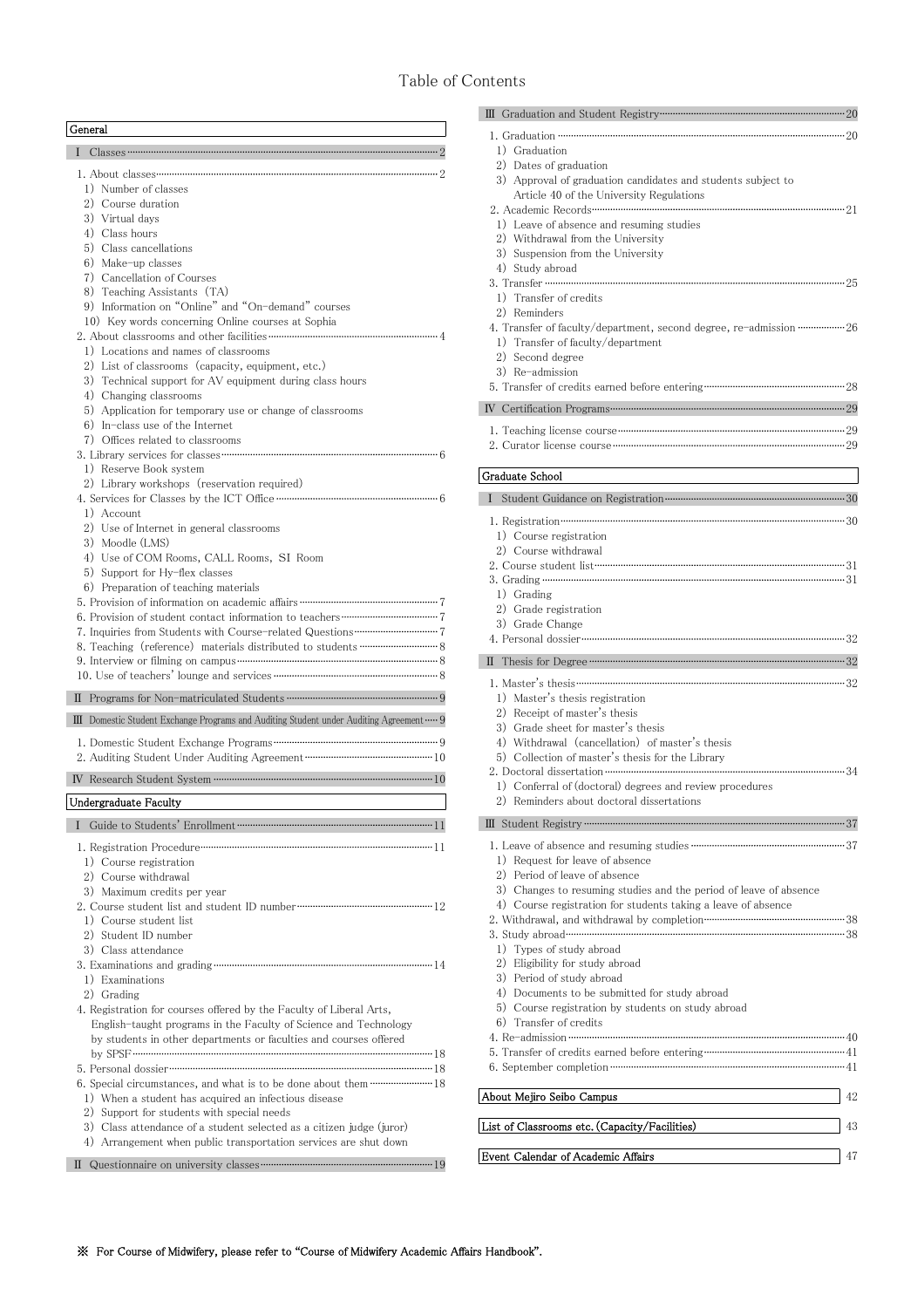# Table of Contents

## General

**I Classes** ··· 2

1. About classes ··· 2
   1) Number of classes
   2) Course duration
   3) Virtual days
   4) Class hours
   5) Class cancellations
   6) Make-up classes
   7) Cancellation of Courses
   8) Teaching Assistants (TA)
   9) Information on "Online" and "On-demand" courses
   10) Key words concerning Online courses at Sophia
2. About classrooms and other facilities ··· 4
   1) Locations and names of classrooms
   2) List of classrooms (capacity, equipment, etc.)
   3) Technical support for AV equipment during class hours
   4) Changing classrooms
   5) Application for temporary use or change of classrooms
   6) In-class use of the Internet
   7) Offices related to classrooms
3. Library services for classes ··· 6
   1) Reserve Book system
   2) Library workshops (reservation required)
4. Services for Classes by the ICT Office ··· 6
   1) Account
   2) Use of Internet in general classrooms
   3) Moodle (LMS)
   4) Use of COM Rooms, CALL Rooms, SI Room
   5) Support for Hy-flex classes
   6) Preparation of teaching materials
5. Provision of information on academic affairs ··· 7
6. Provision of student contact information to teachers ··· 7
7. Inquiries from Students with Course-related Questions ··· 7
8. Teaching (reference) materials distributed to students ··· 8
9. Interview or filming on campus ··· 8
10. Use of teachers' lounge and services ··· 8

**II Programs for Non-matriculated Students** ··· 9

**III Domestic Student Exchange Programs and Auditing Student under Auditing Agreement** ··· 9

1. Domestic Student Exchange Programs ··· 9
2. Auditing Student Under Auditing Agreement ··· 10

**IV Research Student System** ··· 10

## Undergraduate Faculty

**I Guide to Students' Enrollment** ··· 11

1. Registration Procedure ··· 11
   1) Course registration
   2) Course withdrawal
   3) Maximum credits per year
2. Course student list and student ID number ··· 12
   1) Course student list
   2) Student ID number
   3) Class attendance
3. Examinations and grading ··· 14
   1) Examinations
   2) Grading
4. Registration for courses offered by the Faculty of Liberal Arts, English-taught programs in the Faculty of Science and Technology by students in other departments or faculties and courses offered by SPSF ··· 18
5. Personal dossier ··· 18
6. Special circumstances, and what is to be done about them ··· 18
   1) When a student has acquired an infectious disease
   2) Support for students with special needs
   3) Class attendance of a student selected as a citizen judge (juror)
   4) Arrangement when public transportation services are shut down

**II Questionnaire on university classes** ··· 19

**III Graduation and Student Registry** ··· 20

1. Graduation ··· 20
   1) Graduation
   2) Dates of graduation
   3) Approval of graduation candidates and students subject to Article 40 of the University Regulations
2. Academic Records ··· 21
   1) Leave of absence and resuming studies
   2) Withdrawal from the University
   3) Suspension from the University
   4) Study abroad
3. Transfer ··· 25
   1) Transfer of credits
   2) Reminders
4. Transfer of faculty/department, second degree, re-admission ··· 26
   1) Transfer of faculty/department
   2) Second degree
   3) Re-admission
5. Transfer of credits earned before entering ··· 28

**IV Certification Programs** ··· 29

1. Teaching license course ··· 29
2. Curator license course ··· 29

## Graduate School

**I Student Guidance on Registration** ··· 30

1. Registration ··· 30
   1) Course registration
   2) Course withdrawal
2. Course student list ··· 31
3. Grading ··· 31
   1) Grading
   2) Grade registration
   3) Grade Change
4. Personal dossier ··· 32

**II Thesis for Degree** ··· 32

1. Master's thesis ··· 32
   1) Master's thesis registration
   2) Receipt of master's thesis
   3) Grade sheet for master's thesis
   4) Withdrawal (cancellation) of master's thesis
   5) Collection of master's thesis for the Library
2. Doctoral dissertation ··· 34
   1) Conferral of (doctoral) degrees and review procedures
   2) Reminders about doctoral dissertations

**III Student Registry** ··· 37

1. Leave of absence and resuming studies ··· 37
   1) Request for leave of absence
   2) Period of leave of absence
   3) Changes to resuming studies and the period of leave of absence
   4) Course registration for students taking a leave of absence
2. Withdrawal, and withdrawal by completion ··· 38
3. Study abroad ··· 38
   1) Types of study abroad
   2) Eligibility for study abroad
   3) Period of study abroad
   4) Documents to be submitted for study abroad
   5) Course registration by students on study abroad
   6) Transfer of credits
4. Re-admission ··· 40
5. Transfer of credits earned before entering ··· 41
6. September completion ··· 41

**About Mejiro Seibo Campus** ··· 42

**List of Classrooms etc. (Capacity/Facilities)** ··· 43

**Event Calendar of Academic Affairs** ··· 47

※ For Course of Midwifery, please refer to "Course of Midwifery Academic Affairs Handbook".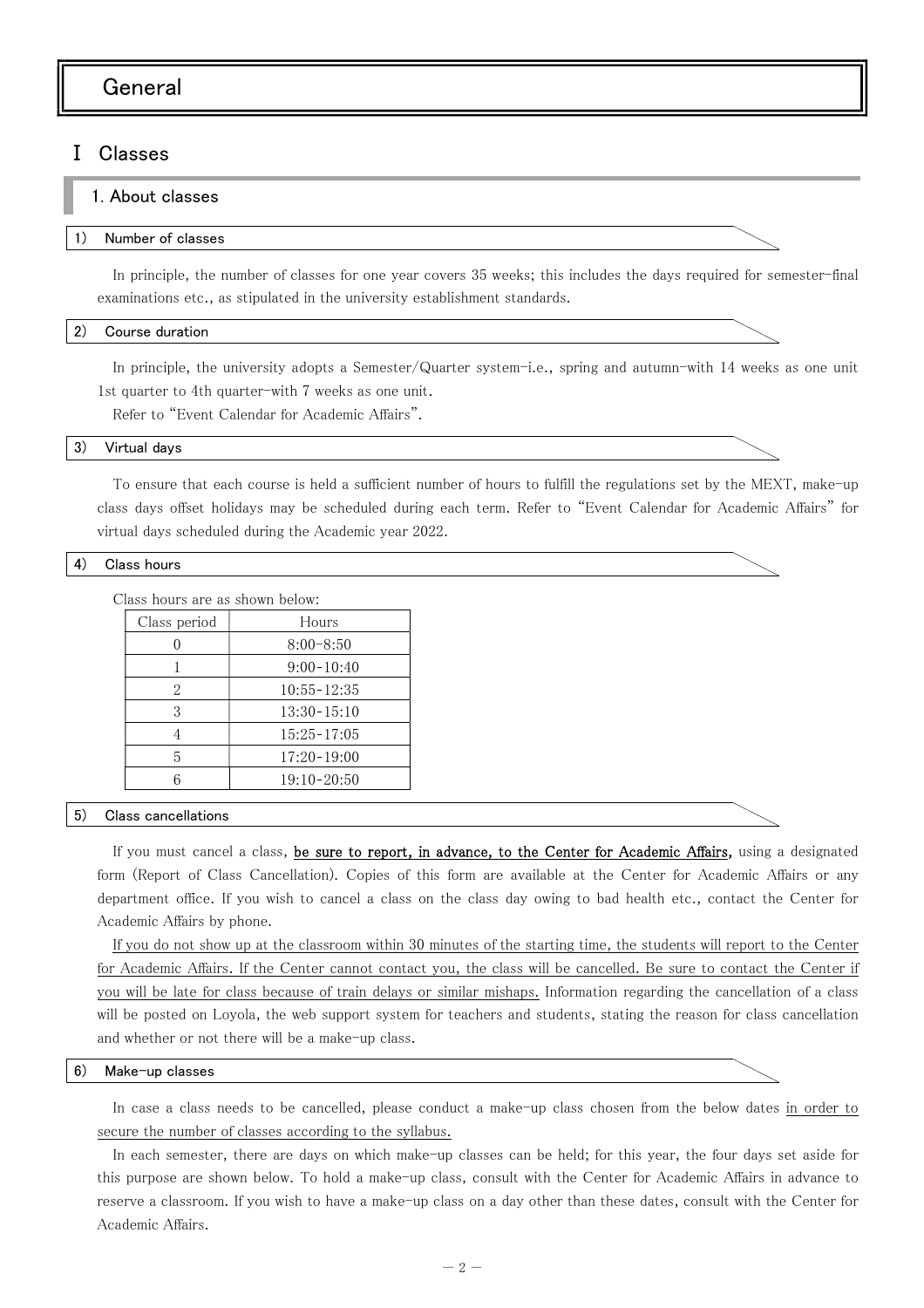# General

## Ⅰ Classes

### 1. About classes

#### 1) Number of classes

In principle, the number of classes for one year covers 35 weeks; this includes the days required for semester-final examinations etc., as stipulated in the university establishment standards.

#### 2) Course duration

In principle, the university adopts a Semester/Quarter system-i.e., spring and autumn-with 14 weeks as one unit 1st quarter to 4th quarter-with 7 weeks as one unit.

Refer to "Event Calendar for Academic Affairs".

#### 3) Virtual days

To ensure that each course is held a sufficient number of hours to fulfill the regulations set by the MEXT, make-up class days offset holidays may be scheduled during each term. Refer to "Event Calendar for Academic Affairs" for virtual days scheduled during the Academic year 2022.

#### 4) Class hours

Class hours are as shown below:

| Class period | Hours |
|---|---|
| 0 | 8:00-8:50 |
| 1 | 9:00-10:40 |
| 2 | 10:55-12:35 |
| 3 | 13:30-15:10 |
| 4 | 15:25-17:05 |
| 5 | 17:20-19:00 |
| 6 | 19:10-20:50 |

#### 5) Class cancellations

If you must cancel a class, **be sure to report, in advance, to the Center for Academic Affairs,** using a designated form (Report of Class Cancellation). Copies of this form are available at the Center for Academic Affairs or any department office. If you wish to cancel a class on the class day owing to bad health etc., contact the Center for Academic Affairs by phone.

If you do not show up at the classroom within 30 minutes of the starting time, the students will report to the Center for Academic Affairs. If the Center cannot contact you, the class will be cancelled. Be sure to contact the Center if you will be late for class because of train delays or similar mishaps. Information regarding the cancellation of a class will be posted on Loyola, the web support system for teachers and students, stating the reason for class cancellation and whether or not there will be a make-up class.

#### 6) Make-up classes

In case a class needs to be cancelled, please conduct a make-up class chosen from the below dates in order to secure the number of classes according to the syllabus.

In each semester, there are days on which make-up classes can be held; for this year, the four days set aside for this purpose are shown below. To hold a make-up class, consult with the Center for Academic Affairs in advance to reserve a classroom. If you wish to have a make-up class on a day other than these dates, consult with the Center for Academic Affairs.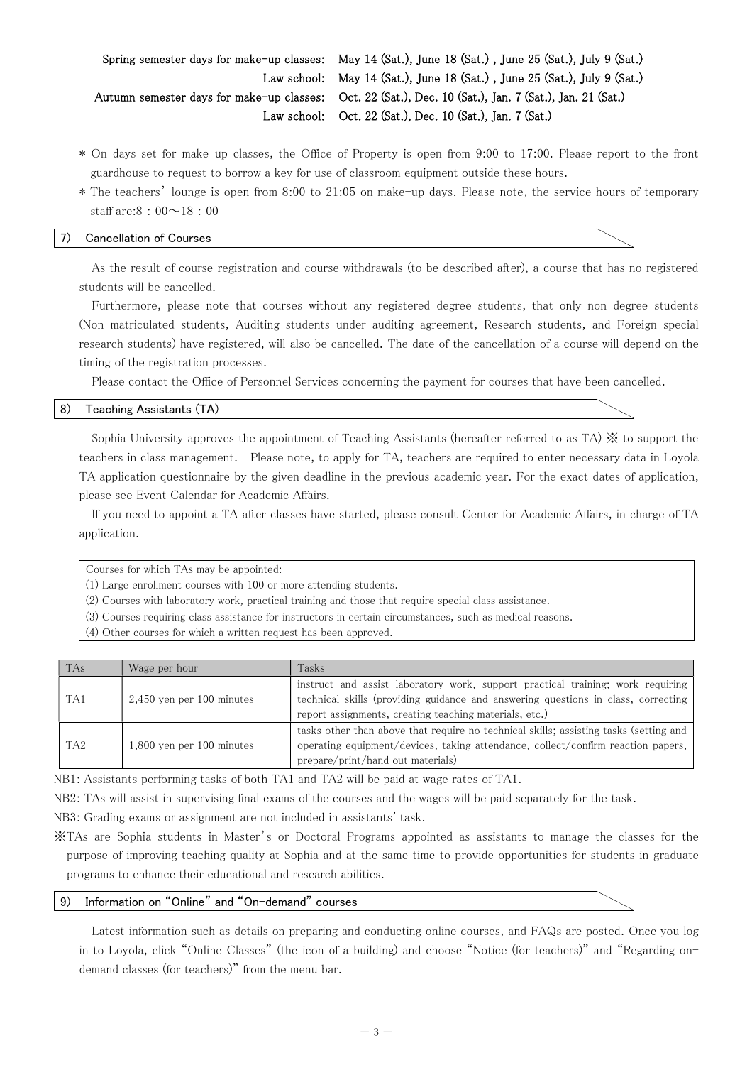Spring semester days for make-up classes: May 14 (Sat.), June 18 (Sat.) , June 25 (Sat.), July 9 (Sat.)
Law school: May 14 (Sat.), June 18 (Sat.) , June 25 (Sat.), July 9 (Sat.)
Autumn semester days for make-up classes: Oct. 22 (Sat.), Dec. 10 (Sat.), Jan. 7 (Sat.), Jan. 21 (Sat.)
Law school: Oct. 22 (Sat.), Dec. 10 (Sat.), Jan. 7 (Sat.)

* On days set for make-up classes, the Office of Property is open from 9:00 to 17:00. Please report to the front guardhouse to request to borrow a key for use of classroom equipment outside these hours.
* The teachers' lounge is open from 8:00 to 21:05 on make-up days. Please note, the service hours of temporary staff are:8：00～18：00

## 7) Cancellation of Courses

As the result of course registration and course withdrawals (to be described after), a course that has no registered students will be cancelled.

Furthermore, please note that courses without any registered degree students, that only non-degree students (Non-matriculated students, Auditing students under auditing agreement, Research students, and Foreign special research students) have registered, will also be cancelled. The date of the cancellation of a course will depend on the timing of the registration processes.

Please contact the Office of Personnel Services concerning the payment for courses that have been cancelled.

## 8) Teaching Assistants (TA)

Sophia University approves the appointment of Teaching Assistants (hereafter referred to as TA) ※ to support the teachers in class management. Please note, to apply for TA, teachers are required to enter necessary data in Loyola TA application questionnaire by the given deadline in the previous academic year. For the exact dates of application, please see Event Calendar for Academic Affairs.

If you need to appoint a TA after classes have started, please consult Center for Academic Affairs, in charge of TA application.

Courses for which TAs may be appointed:
(1) Large enrollment courses with 100 or more attending students.
(2) Courses with laboratory work, practical training and those that require special class assistance.
(3) Courses requiring class assistance for instructors in certain circumstances, such as medical reasons.
(4) Other courses for which a written request has been approved.

| TAs | Wage per hour | Tasks |
|---|---|---|
| TA1 | 2,450 yen per 100 minutes | instruct and assist laboratory work, support practical training; work requiring technical skills (providing guidance and answering questions in class, correcting report assignments, creating teaching materials, etc.) |
| TA2 | 1,800 yen per 100 minutes | tasks other than above that require no technical skills; assisting tasks (setting and operating equipment/devices, taking attendance, collect/confirm reaction papers, prepare/print/hand out materials) |

NB1: Assistants performing tasks of both TA1 and TA2 will be paid at wage rates of TA1.

NB2: TAs will assist in supervising final exams of the courses and the wages will be paid separately for the task.

NB3: Grading exams or assignment are not included in assistants' task.

※TAs are Sophia students in Master's or Doctoral Programs appointed as assistants to manage the classes for the purpose of improving teaching quality at Sophia and at the same time to provide opportunities for students in graduate programs to enhance their educational and research abilities.

## 9) Information on "Online" and "On-demand" courses

Latest information such as details on preparing and conducting online courses, and FAQs are posted. Once you log in to Loyola, click "Online Classes" (the icon of a building) and choose "Notice (for teachers)" and "Regarding on-demand classes (for teachers)" from the menu bar.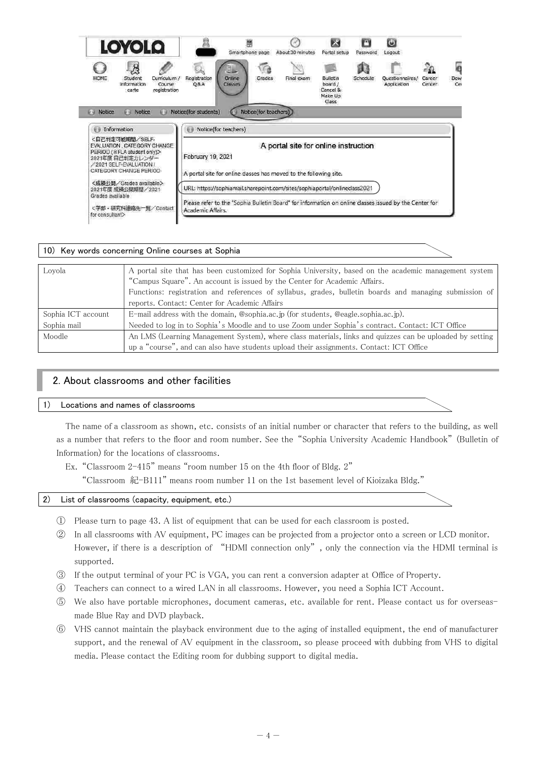## 10) Key words concerning Online courses at Sophia

| | |
|---|---|
| Loyola | A portal site that has been customized for Sophia University, based on the academic management system "Campus Square". An account is issued by the Center for Academic Affairs.<br>Functions: registration and references of syllabus, grades, bulletin boards and managing submission of reports. Contact: Center for Academic Affairs |
| Sophia ICT account<br>Sophia mail | E-mail address with the domain, @sophia.ac.jp (for students, @eagle.sophia.ac.jp).<br>Needed to log in to Sophia's Moodle and to use Zoom under Sophia's contract. Contact: ICT Office |
| Moodle | An LMS (Learning Management System), where class materials, links and quizzes can be uploaded by setting up a "course", and can also have students upload their assignments. Contact: ICT Office |

# 2. About classrooms and other facilities

## 1) Locations and names of classrooms

The name of a classroom as shown, etc. consists of an initial number or character that refers to the building, as well as a number that refers to the floor and room number. See the "Sophia University Academic Handbook" (Bulletin of Information) for the locations of classrooms.

Ex. "Classroom 2-415" means "room number 15 on the 4th floor of Bldg. 2"

"Classroom 紀-B111" means room number 11 on the 1st basement level of Kioizaka Bldg."

## 2) List of classrooms (capacity, equipment, etc.)

① Please turn to page 43. A list of equipment that can be used for each classroom is posted.

② In all classrooms with AV equipment, PC images can be projected from a projector onto a screen or LCD monitor. However, if there is a description of "HDMI connection only", only the connection via the HDMI terminal is supported.

③ If the output terminal of your PC is VGA, you can rent a conversion adapter at Office of Property.

④ Teachers can connect to a wired LAN in all classrooms. However, you need a Sophia ICT Account.

⑤ We also have portable microphones, document cameras, etc. available for rent. Please contact us for overseas-made Blue Ray and DVD playback.

⑥ VHS cannot maintain the playback environment due to the aging of installed equipment, the end of manufacturer support, and the renewal of AV equipment in the classroom, so please proceed with dubbing from VHS to digital media. Please contact the Editing room for dubbing support to digital media.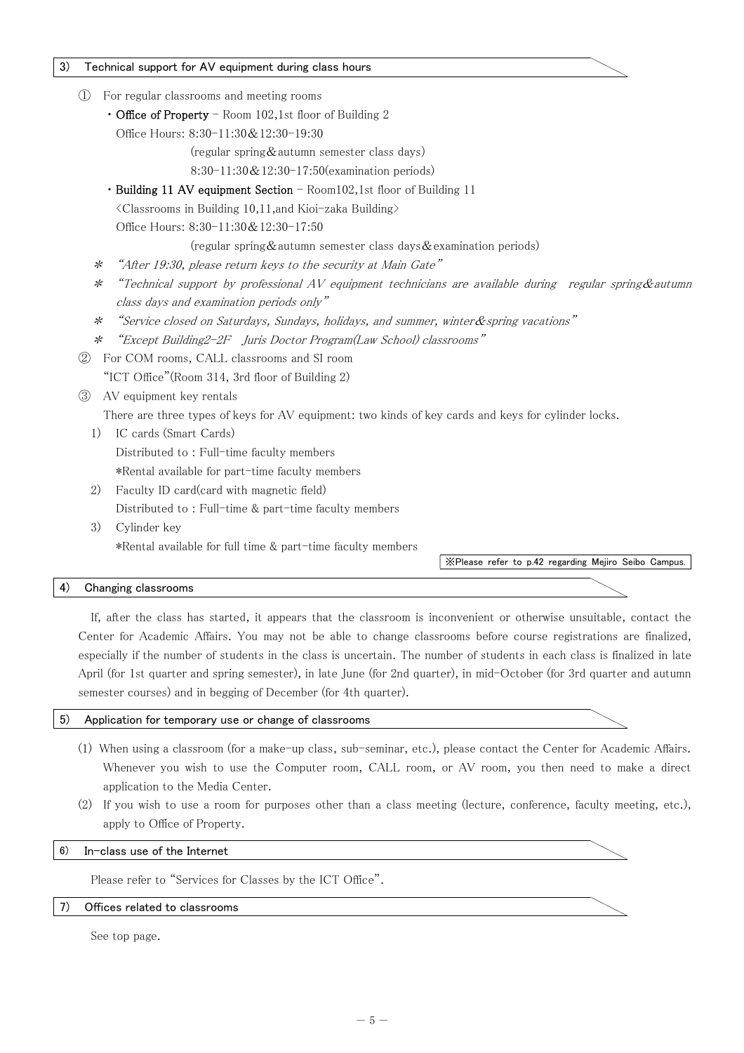### 3) Technical support for AV equipment during class hours

① For regular classrooms and meeting rooms

- **Office of Property** – Room 102,1st floor of Building 2
  Office Hours: 8:30–11:30&12:30–19:30
  (regular spring&autumn semester class days)
  8:30–11:30&12:30–17:50(examination periods)
- **Building 11 AV equipment Section** – Room102,1st floor of Building 11
  <Classrooms in Building 10,11,and Kioi-zaka Building>
  Office Hours: 8:30–11:30&12:30–17:50
  (regular spring&autumn semester class days&examination periods)

\* *"After 19:30, please return keys to the security at Main Gate"*

\* *"Technical support by professional AV equipment technicians are available during regular spring&autumn class days and examination periods only"*

\* *"Service closed on Saturdays, Sundays, holidays, and summer, winter&spring vacations"*

\* *"Except Building2-2F Juris Doctor Program(Law School) classrooms"*

② For COM rooms, CALL classrooms and SI room
"ICT Office"(Room 314, 3rd floor of Building 2)

③ AV equipment key rentals
There are three types of keys for AV equipment: two kinds of key cards and keys for cylinder locks.

1) IC cards (Smart Cards)
   Distributed to : Full-time faculty members
   *Rental available for part-time faculty members
2) Faculty ID card(card with magnetic field)
   Distributed to : Full-time & part-time faculty members
3) Cylinder key
   *Rental available for full time & part-time faculty members

※Please refer to p.42 regarding Mejiro Seibo Campus.

### 4) Changing classrooms

If, after the class has started, it appears that the classroom is inconvenient or otherwise unsuitable, contact the Center for Academic Affairs. You may not be able to change classrooms before course registrations are finalized, especially if the number of students in the class is uncertain. The number of students in each class is finalized in late April (for 1st quarter and spring semester), in late June (for 2nd quarter), in mid-October (for 3rd quarter and autumn semester courses) and in begging of December (for 4th quarter).

### 5) Application for temporary use or change of classrooms

(1) When using a classroom (for a make-up class, sub-seminar, etc.), please contact the Center for Academic Affairs. Whenever you wish to use the Computer room, CALL room, or AV room, you then need to make a direct application to the Media Center.

(2) If you wish to use a room for purposes other than a class meeting (lecture, conference, faculty meeting, etc.), apply to Office of Property.

### 6) In-class use of the Internet

Please refer to "Services for Classes by the ICT Office".

### 7) Offices related to classrooms

See top page.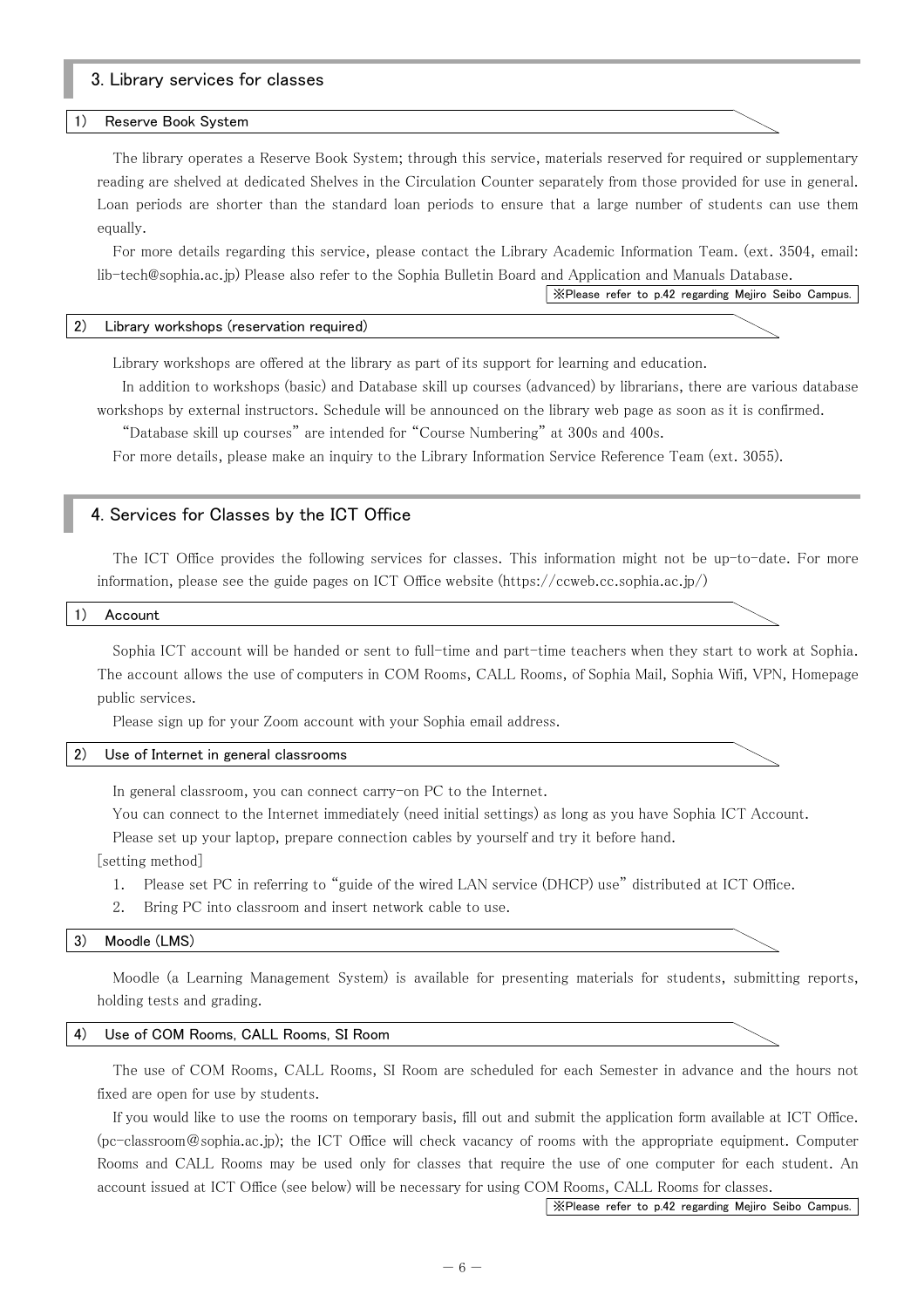## 3. Library services for classes

### 1) Reserve Book System

The library operates a Reserve Book System; through this service, materials reserved for required or supplementary reading are shelved at dedicated Shelves in the Circulation Counter separately from those provided for use in general. Loan periods are shorter than the standard loan periods to ensure that a large number of students can use them equally.

For more details regarding this service, please contact the Library Academic Information Team. (ext. 3504, email: lib-tech@sophia.ac.jp) Please also refer to the Sophia Bulletin Board and Application and Manuals Database.

※Please refer to p.42 regarding Mejiro Seibo Campus.

### 2) Library workshops (reservation required)

Library workshops are offered at the library as part of its support for learning and education.

In addition to workshops (basic) and Database skill up courses (advanced) by librarians, there are various database workshops by external instructors. Schedule will be announced on the library web page as soon as it is confirmed.

"Database skill up courses" are intended for "Course Numbering" at 300s and 400s.

For more details, please make an inquiry to the Library Information Service Reference Team (ext. 3055).

## 4. Services for Classes by the ICT Office

The ICT Office provides the following services for classes. This information might not be up-to-date. For more information, please see the guide pages on ICT Office website (https://ccweb.cc.sophia.ac.jp/)

### 1) Account

Sophia ICT account will be handed or sent to full-time and part-time teachers when they start to work at Sophia. The account allows the use of computers in COM Rooms, CALL Rooms, of Sophia Mail, Sophia Wifi, VPN, Homepage public services.

Please sign up for your Zoom account with your Sophia email address.

### 2) Use of Internet in general classrooms

In general classroom, you can connect carry-on PC to the Internet.

You can connect to the Internet immediately (need initial settings) as long as you have Sophia ICT Account.

Please set up your laptop, prepare connection cables by yourself and try it before hand.

[setting method]

1. Please set PC in referring to "guide of the wired LAN service (DHCP) use" distributed at ICT Office.
2. Bring PC into classroom and insert network cable to use.

### 3) Moodle (LMS)

Moodle (a Learning Management System) is available for presenting materials for students, submitting reports, holding tests and grading.

### 4) Use of COM Rooms, CALL Rooms, SI Room

The use of COM Rooms, CALL Rooms, SI Room are scheduled for each Semester in advance and the hours not fixed are open for use by students.

If you would like to use the rooms on temporary basis, fill out and submit the application form available at ICT Office. (pc-classroom@sophia.ac.jp); the ICT Office will check vacancy of rooms with the appropriate equipment. Computer Rooms and CALL Rooms may be used only for classes that require the use of one computer for each student. An account issued at ICT Office (see below) will be necessary for using COM Rooms, CALL Rooms for classes.

※Please refer to p.42 regarding Mejiro Seibo Campus.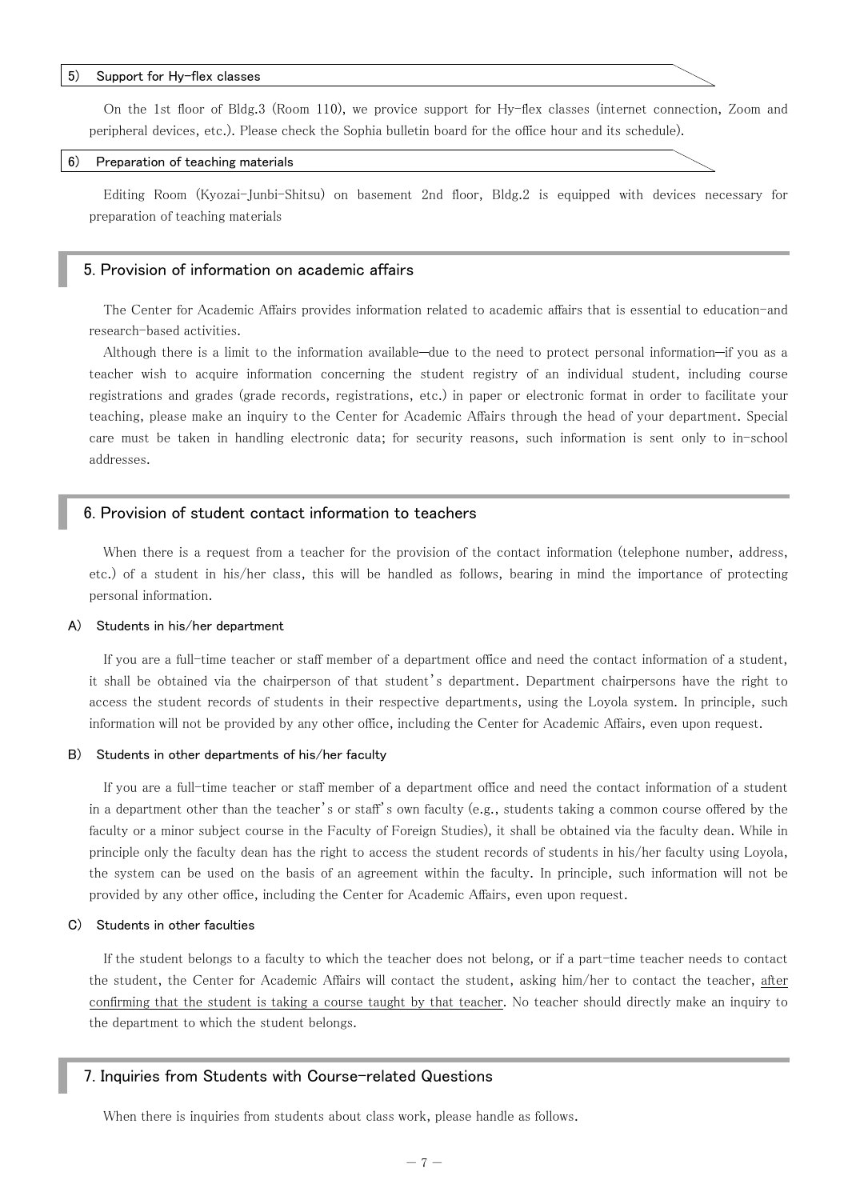### 5) Support for Hy-flex classes

On the 1st floor of Bldg.3 (Room 110), we provice support for Hy-flex classes (internet connection, Zoom and peripheral devices, etc.). Please check the Sophia bulletin board for the office hour and its schedule).

### 6) Preparation of teaching materials

Editing Room (Kyozai-Junbi-Shitsu) on basement 2nd floor, Bldg.2 is equipped with devices necessary for preparation of teaching materials

## 5. Provision of information on academic affairs

The Center for Academic Affairs provides information related to academic affairs that is essential to education-and research-based activities.

Although there is a limit to the information available—due to the need to protect personal information—if you as a teacher wish to acquire information concerning the student registry of an individual student, including course registrations and grades (grade records, registrations, etc.) in paper or electronic format in order to facilitate your teaching, please make an inquiry to the Center for Academic Affairs through the head of your department. Special care must be taken in handling electronic data; for security reasons, such information is sent only to in-school addresses.

## 6. Provision of student contact information to teachers

When there is a request from a teacher for the provision of the contact information (telephone number, address, etc.) of a student in his/her class, this will be handled as follows, bearing in mind the importance of protecting personal information.

#### A) Students in his/her department

If you are a full-time teacher or staff member of a department office and need the contact information of a student, it shall be obtained via the chairperson of that student's department. Department chairpersons have the right to access the student records of students in their respective departments, using the Loyola system. In principle, such information will not be provided by any other office, including the Center for Academic Affairs, even upon request.

#### B) Students in other departments of his/her faculty

If you are a full-time teacher or staff member of a department office and need the contact information of a student in a department other than the teacher's or staff's own faculty (e.g., students taking a common course offered by the faculty or a minor subject course in the Faculty of Foreign Studies), it shall be obtained via the faculty dean. While in principle only the faculty dean has the right to access the student records of students in his/her faculty using Loyola, the system can be used on the basis of an agreement within the faculty. In principle, such information will not be provided by any other office, including the Center for Academic Affairs, even upon request.

#### C) Students in other faculties

If the student belongs to a faculty to which the teacher does not belong, or if a part-time teacher needs to contact the student, the Center for Academic Affairs will contact the student, asking him/her to contact the teacher, <u>after confirming that the student is taking a course taught by that teacher</u>. No teacher should directly make an inquiry to the department to which the student belongs.

## 7. Inquiries from Students with Course-related Questions

When there is inquiries from students about class work, please handle as follows.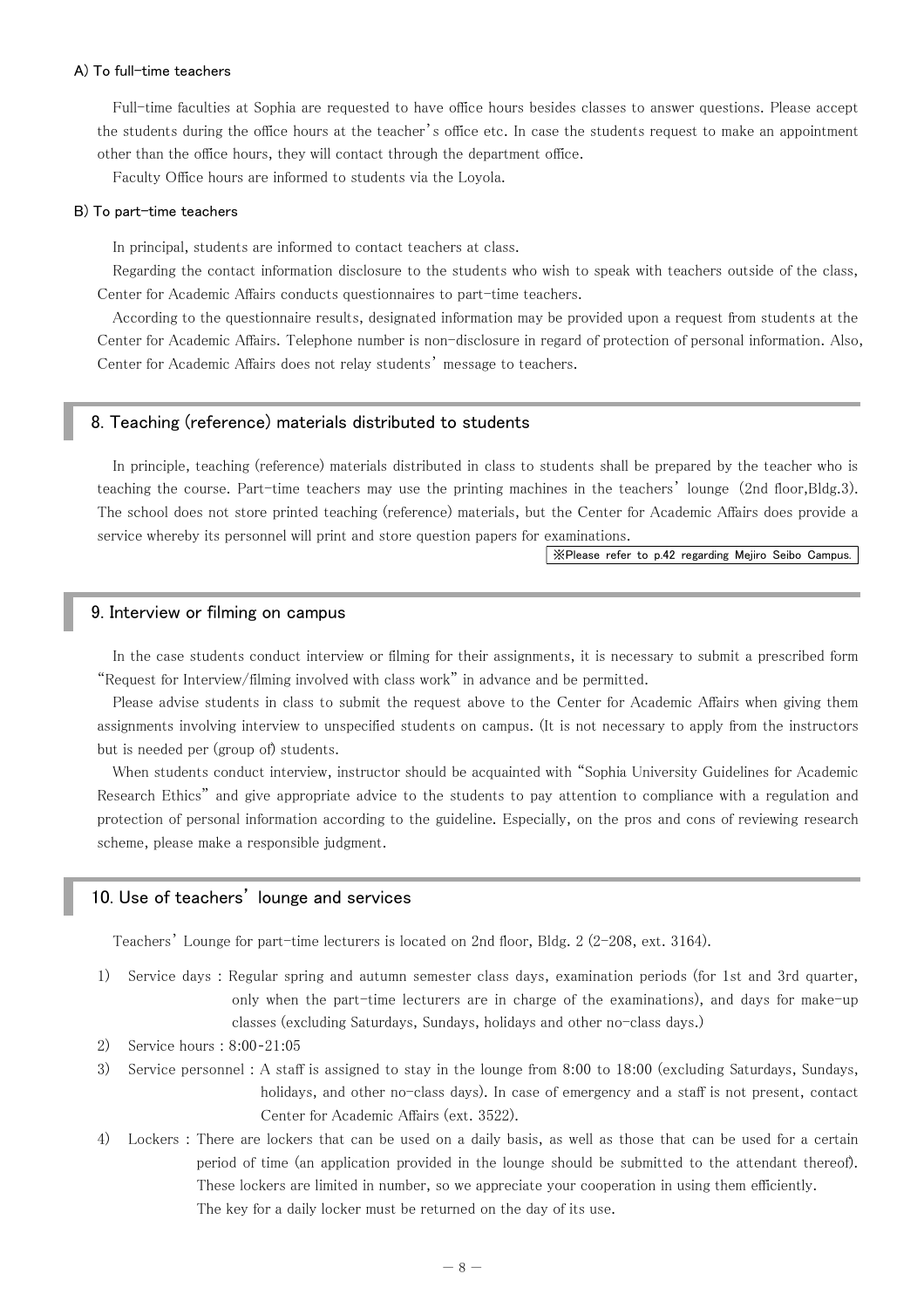### A) To full-time teachers

Full-time faculties at Sophia are requested to have office hours besides classes to answer questions. Please accept the students during the office hours at the teacher's office etc. In case the students request to make an appointment other than the office hours, they will contact through the department office.

Faculty Office hours are informed to students via the Loyola.

### B) To part-time teachers

In principal, students are informed to contact teachers at class.

Regarding the contact information disclosure to the students who wish to speak with teachers outside of the class, Center for Academic Affairs conducts questionnaires to part-time teachers.

According to the questionnaire results, designated information may be provided upon a request from students at the Center for Academic Affairs. Telephone number is non-disclosure in regard of protection of personal information. Also, Center for Academic Affairs does not relay students' message to teachers.

## 8. Teaching (reference) materials distributed to students

In principle, teaching (reference) materials distributed in class to students shall be prepared by the teacher who is teaching the course. Part-time teachers may use the printing machines in the teachers' lounge (2nd floor,Bldg.3). The school does not store printed teaching (reference) materials, but the Center for Academic Affairs does provide a service whereby its personnel will print and store question papers for examinations.

※Please refer to p.42 regarding Mejiro Seibo Campus.

## 9. Interview or filming on campus

In the case students conduct interview or filming for their assignments, it is necessary to submit a prescribed form "Request for Interview/filming involved with class work" in advance and be permitted.

Please advise students in class to submit the request above to the Center for Academic Affairs when giving them assignments involving interview to unspecified students on campus. (It is not necessary to apply from the instructors but is needed per (group of) students.

When students conduct interview, instructor should be acquainted with "Sophia University Guidelines for Academic Research Ethics" and give appropriate advice to the students to pay attention to compliance with a regulation and protection of personal information according to the guideline. Especially, on the pros and cons of reviewing research scheme, please make a responsible judgment.

## 10. Use of teachers' lounge and services

Teachers' Lounge for part-time lecturers is located on 2nd floor, Bldg. 2 (2-208, ext. 3164).

1) Service days : Regular spring and autumn semester class days, examination periods (for 1st and 3rd quarter, only when the part-time lecturers are in charge of the examinations), and days for make-up classes (excluding Saturdays, Sundays, holidays and other no-class days.)
2) Service hours : 8:00-21:05
3) Service personnel : A staff is assigned to stay in the lounge from 8:00 to 18:00 (excluding Saturdays, Sundays, holidays, and other no-class days). In case of emergency and a staff is not present, contact Center for Academic Affairs (ext. 3522).
4) Lockers : There are lockers that can be used on a daily basis, as well as those that can be used for a certain period of time (an application provided in the lounge should be submitted to the attendant thereof). These lockers are limited in number, so we appreciate your cooperation in using them efficiently. The key for a daily locker must be returned on the day of its use.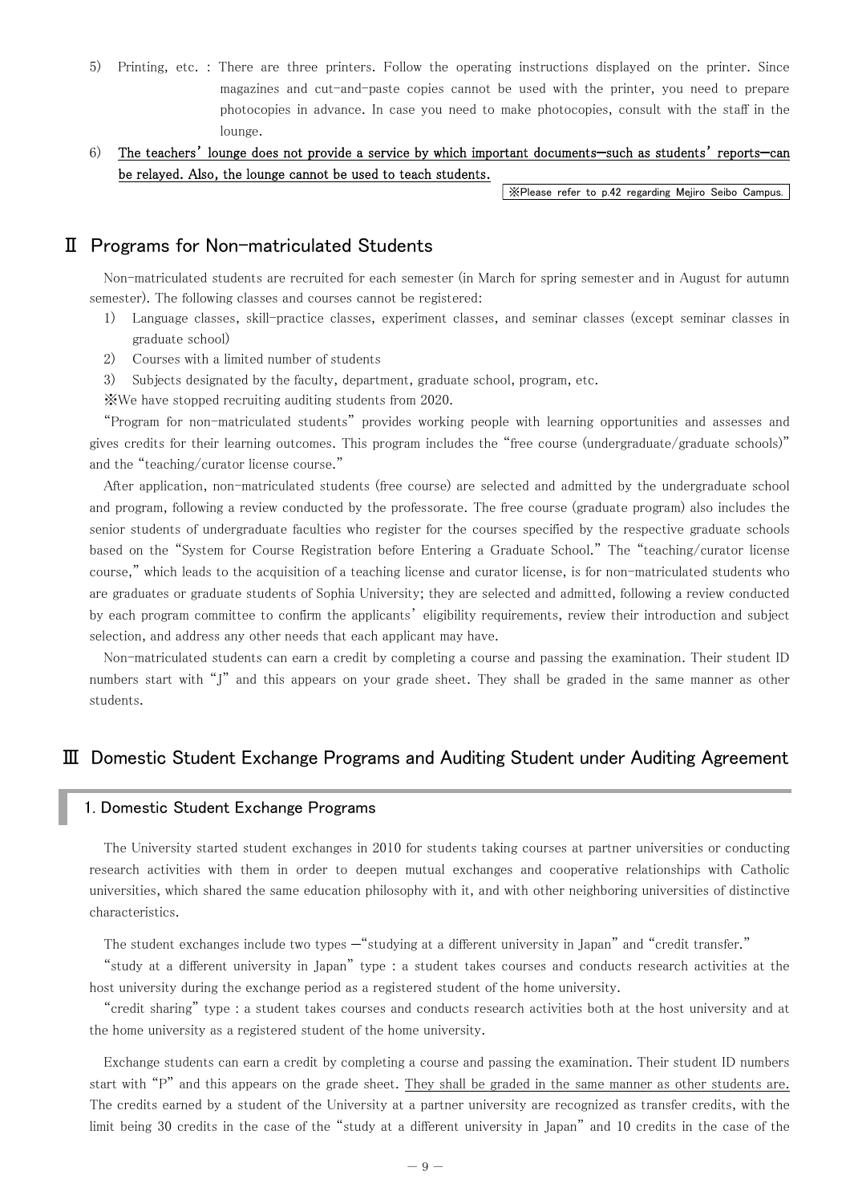5) Printing, etc. : There are three printers. Follow the operating instructions displayed on the printer. Since magazines and cut-and-paste copies cannot be used with the printer, you need to prepare photocopies in advance. In case you need to make photocopies, consult with the staff in the lounge.

6) **The teachers' lounge does not provide a service by which important documents—such as students' reports—can be relayed. Also, the lounge cannot be used to teach students.**

※Please refer to p.42 regarding Mejiro Seibo Campus.

# Ⅱ Programs for Non-matriculated Students

Non-matriculated students are recruited for each semester (in March for spring semester and in August for autumn semester). The following classes and courses cannot be registered:

1) Language classes, skill-practice classes, experiment classes, and seminar classes (except seminar classes in graduate school)
2) Courses with a limited number of students
3) Subjects designated by the faculty, department, graduate school, program, etc.

※We have stopped recruiting auditing students from 2020.

"Program for non-matriculated students" provides working people with learning opportunities and assesses and gives credits for their learning outcomes. This program includes the "free course (undergraduate/graduate schools)" and the "teaching/curator license course."

After application, non-matriculated students (free course) are selected and admitted by the undergraduate school and program, following a review conducted by the professorate. The free course (graduate program) also includes the senior students of undergraduate faculties who register for the courses specified by the respective graduate schools based on the "System for Course Registration before Entering a Graduate School." The "teaching/curator license course," which leads to the acquisition of a teaching license and curator license, is for non-matriculated students who are graduates or graduate students of Sophia University; they are selected and admitted, following a review conducted by each program committee to confirm the applicants' eligibility requirements, review their introduction and subject selection, and address any other needs that each applicant may have.

Non-matriculated students can earn a credit by completing a course and passing the examination. Their student ID numbers start with "J" and this appears on your grade sheet. They shall be graded in the same manner as other students.

# Ⅲ Domestic Student Exchange Programs and Auditing Student under Auditing Agreement

## 1. Domestic Student Exchange Programs

The University started student exchanges in 2010 for students taking courses at partner universities or conducting research activities with them in order to deepen mutual exchanges and cooperative relationships with Catholic universities, which shared the same education philosophy with it, and with other neighboring universities of distinctive characteristics.

The student exchanges include two types —"studying at a different university in Japan" and "credit transfer."

"study at a different university in Japan" type : a student takes courses and conducts research activities at the host university during the exchange period as a registered student of the home university.

"credit sharing" type : a student takes courses and conducts research activities both at the host university and at the home university as a registered student of the home university.

Exchange students can earn a credit by completing a course and passing the examination. Their student ID numbers start with "P" and this appears on the grade sheet. They shall be graded in the same manner as other students are. The credits earned by a student of the University at a partner university are recognized as transfer credits, with the limit being 30 credits in the case of the "study at a different university in Japan" and 10 credits in the case of the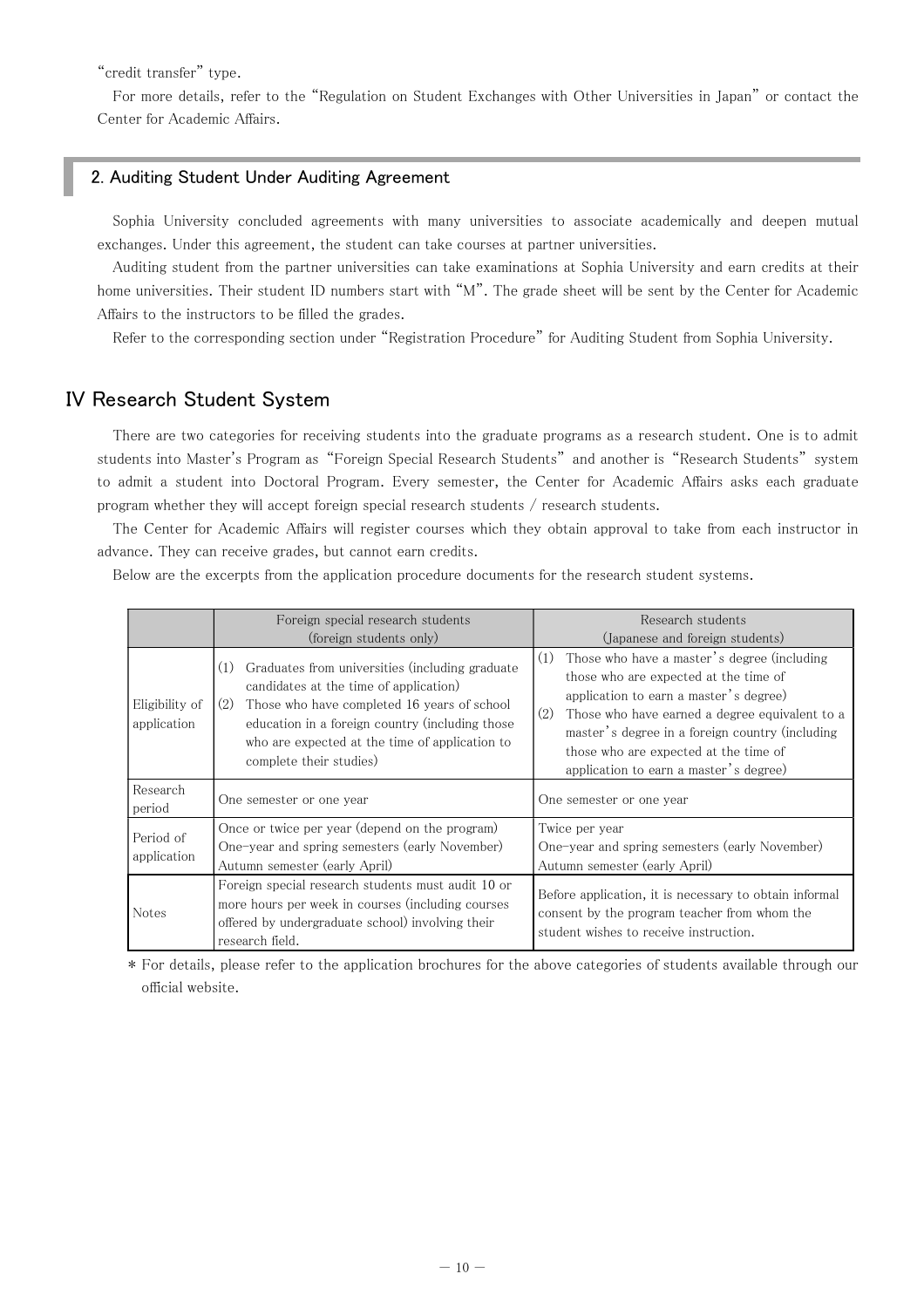"credit transfer" type.

For more details, refer to the "Regulation on Student Exchanges with Other Universities in Japan" or contact the Center for Academic Affairs.

### 2. Auditing Student Under Auditing Agreement

Sophia University concluded agreements with many universities to associate academically and deepen mutual exchanges. Under this agreement, the student can take courses at partner universities.

Auditing student from the partner universities can take examinations at Sophia University and earn credits at their home universities. Their student ID numbers start with "M". The grade sheet will be sent by the Center for Academic Affairs to the instructors to be filled the grades.

Refer to the corresponding section under "Registration Procedure" for Auditing Student from Sophia University.

## IV Research Student System

There are two categories for receiving students into the graduate programs as a research student. One is to admit students into Master's Program as "Foreign Special Research Students" and another is "Research Students" system to admit a student into Doctoral Program. Every semester, the Center for Academic Affairs asks each graduate program whether they will accept foreign special research students / research students.

The Center for Academic Affairs will register courses which they obtain approval to take from each instructor in advance. They can receive grades, but cannot earn credits.

Below are the excerpts from the application procedure documents for the research student systems.

| | Foreign special research students (foreign students only) | Research students (Japanese and foreign students) |
|---|---|---|
| Eligibility of application | (1) Graduates from universities (including graduate candidates at the time of application)<br>(2) Those who have completed 16 years of school education in a foreign country (including those who are expected at the time of application to complete their studies) | (1) Those who have a master's degree (including those who are expected at the time of application to earn a master's degree)<br>(2) Those who have earned a degree equivalent to a master's degree in a foreign country (including those who are expected at the time of application to earn a master's degree) |
| Research period | One semester or one year | One semester or one year |
| Period of application | Once or twice per year (depend on the program)<br>One-year and spring semesters (early November)<br>Autumn semester (early April) | Twice per year<br>One-year and spring semesters (early November)<br>Autumn semester (early April) |
| Notes | Foreign special research students must audit 10 or more hours per week in courses (including courses offered by undergraduate school) involving their research field. | Before application, it is necessary to obtain informal consent by the program teacher from whom the student wishes to receive instruction. |

* For details, please refer to the application brochures for the above categories of students available through our official website.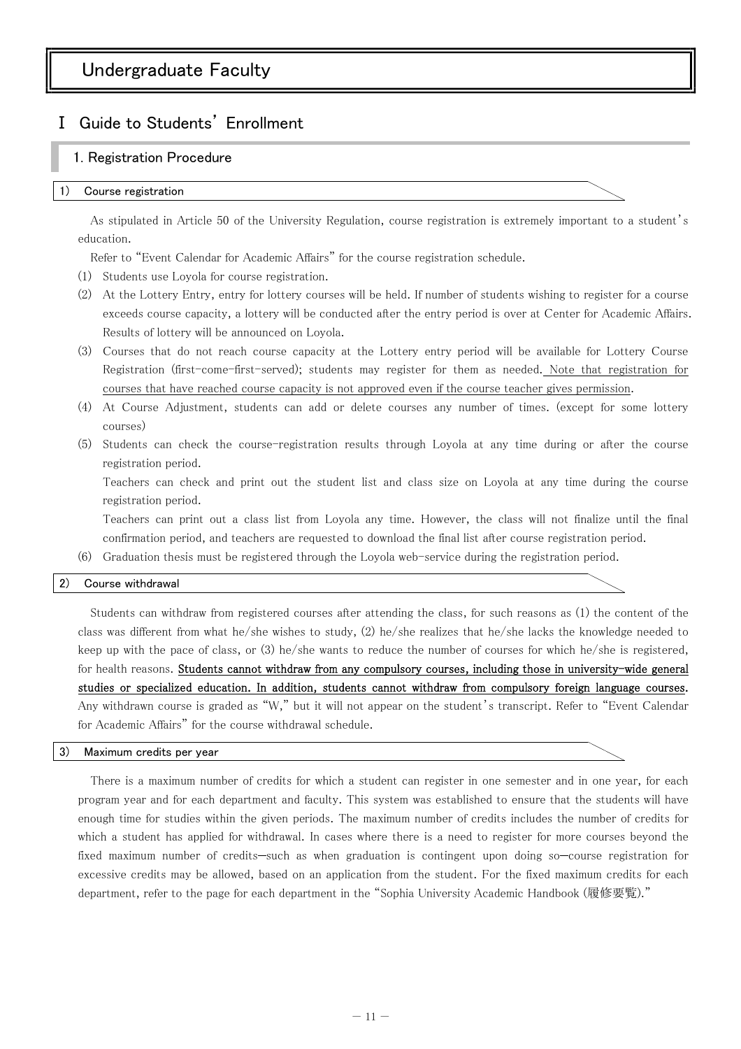# Undergraduate Faculty

## Ⅰ Guide to Students' Enrollment

### 1. Registration Procedure

#### 1) Course registration

As stipulated in Article 50 of the University Regulation, course registration is extremely important to a student's education.

Refer to "Event Calendar for Academic Affairs" for the course registration schedule.

(1) Students use Loyola for course registration.

(2) At the Lottery Entry, entry for lottery courses will be held. If number of students wishing to register for a course exceeds course capacity, a lottery will be conducted after the entry period is over at Center for Academic Affairs. Results of lottery will be announced on Loyola.

(3) Courses that do not reach course capacity at the Lottery entry period will be available for Lottery Course Registration (first-come-first-served); students may register for them as needed. <u>Note that registration for courses that have reached course capacity is not approved even if the course teacher gives permission</u>.

(4) At Course Adjustment, students can add or delete courses any number of times. (except for some lottery courses)

(5) Students can check the course-registration results through Loyola at any time during or after the course registration period.

Teachers can check and print out the student list and class size on Loyola at any time during the course registration period.

Teachers can print out a class list from Loyola any time. However, the class will not finalize until the final confirmation period, and teachers are requested to download the final list after course registration period.

(6) Graduation thesis must be registered through the Loyola web-service during the registration period.

#### 2) Course withdrawal

Students can withdraw from registered courses after attending the class, for such reasons as (1) the content of the class was different from what he/she wishes to study, (2) he/she realizes that he/she lacks the knowledge needed to keep up with the pace of class, or (3) he/she wants to reduce the number of courses for which he/she is registered, for health reasons. **<u>Students cannot withdraw from any compulsory courses, including those in university-wide general studies or specialized education. In addition, students cannot withdraw from compulsory foreign language courses.</u>** Any withdrawn course is graded as "W," but it will not appear on the student's transcript. Refer to "Event Calendar for Academic Affairs" for the course withdrawal schedule.

#### 3) Maximum credits per year

There is a maximum number of credits for which a student can register in one semester and in one year, for each program year and for each department and faculty. This system was established to ensure that the students will have enough time for studies within the given periods. The maximum number of credits includes the number of credits for which a student has applied for withdrawal. In cases where there is a need to register for more courses beyond the fixed maximum number of credits—such as when graduation is contingent upon doing so—course registration for excessive credits may be allowed, based on an application from the student. For the fixed maximum credits for each department, refer to the page for each department in the "Sophia University Academic Handbook (履修要覧)."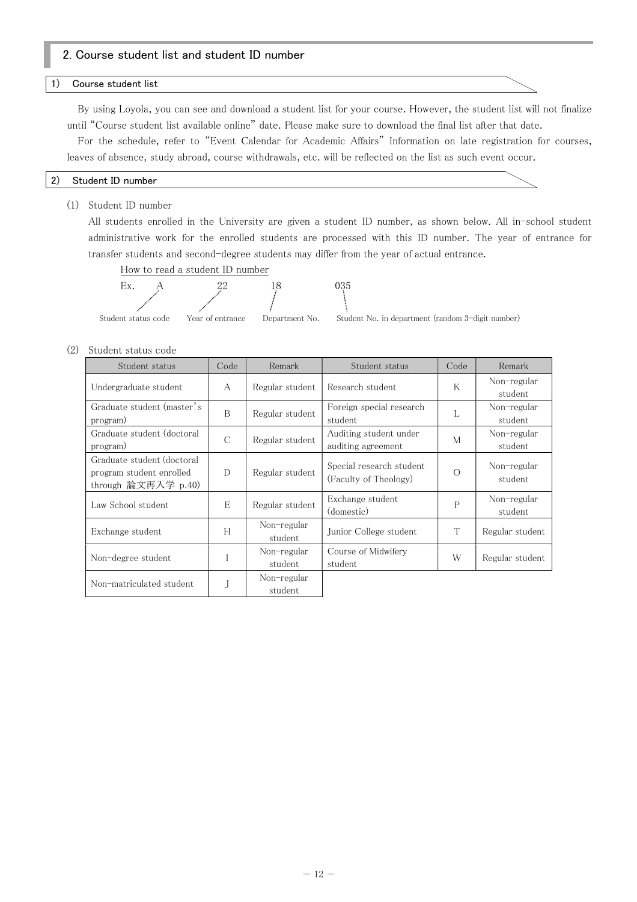## 2. Course student list and student ID number

### 1) Course student list

By using Loyola, you can see and download a student list for your course. However, the student list will not finalize until "Course student list available online" date. Please make sure to download the final list after that date.

For the schedule, refer to "Event Calendar for Academic Affairs" Information on late registration for courses, leaves of absence, study abroad, course withdrawals, etc. will be reflected on the list as such event occur.

### 2) Student ID number

(1) Student ID number

All students enrolled in the University are given a student ID number, as shown below. All in-school student administrative work for the enrolled students are processed with this ID number. The year of entrance for transfer students and second-degree students may differ from the year of actual entrance.

How to read a student ID number

Ex. A 22 18 035

- A: Student status code
- 22: Year of entrance
- 18: Department No.
- 035: Student No. in department (random 3-digit number)

(2) Student status code

| Student status | Code | Remark | Student status | Code | Remark |
|---|---|---|---|---|---|
| Undergraduate student | A | Regular student | Research student | K | Non-regular student |
| Graduate student (master's program) | B | Regular student | Foreign special research student | L | Non-regular student |
| Graduate student (doctoral program) | C | Regular student | Auditing student under auditing agreement | M | Non-regular student |
| Graduate student (doctoral program student enrolled through 論文再入学 p.40) | D | Regular student | Special research student (Faculty of Theology) | O | Non-regular student |
| Law School student | E | Regular student | Exchange student (domestic) | P | Non-regular student |
| Exchange student | H | Non-regular student | Junior College student | T | Regular student |
| Non-degree student | I | Non-regular student | Course of Midwifery student | W | Regular student |
| Non-matriculated student | J | Non-regular student | | | |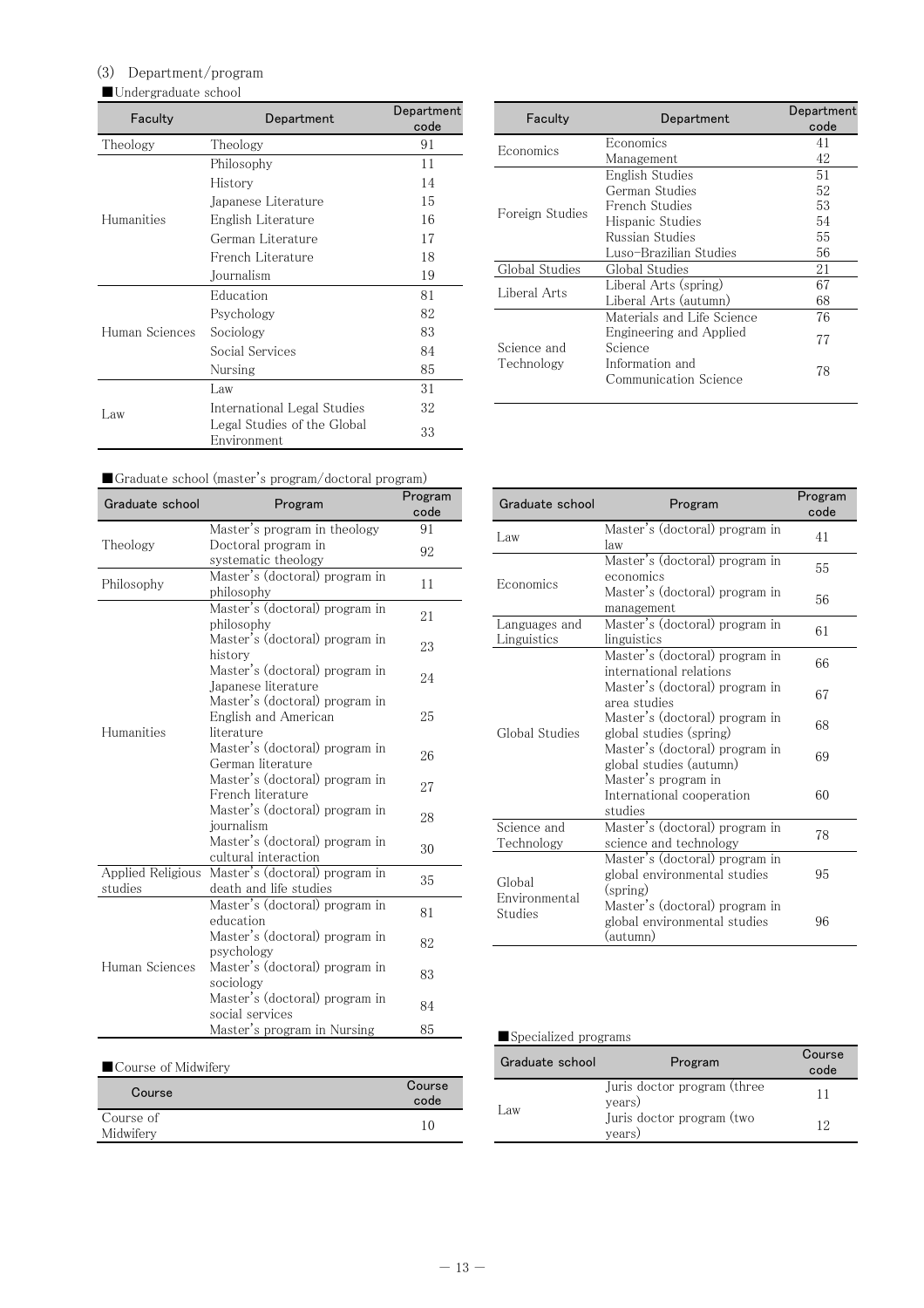### (3) Department/program

■Undergraduate school

| Faculty | Department | Department code |
|---|---|---|
| Theology | Theology | 91 |
| Humanities | Philosophy | 11 |
| | History | 14 |
| | Japanese Literature | 15 |
| | English Literature | 16 |
| | German Literature | 17 |
| | French Literature | 18 |
| | Journalism | 19 |
| Human Sciences | Education | 81 |
| | Psychology | 82 |
| | Sociology | 83 |
| | Social Services | 84 |
| | Nursing | 85 |
| Law | Law | 31 |
| | International Legal Studies | 32 |
| | Legal Studies of the Global Environment | 33 |

| Faculty | Department | Department code |
|---|---|---|
| Economics | Economics | 41 |
| | Management | 42 |
| Foreign Studies | English Studies | 51 |
| | German Studies | 52 |
| | French Studies | 53 |
| | Hispanic Studies | 54 |
| | Russian Studies | 55 |
| | Luso-Brazilian Studies | 56 |
| Global Studies | Global Studies | 21 |
| Liberal Arts | Liberal Arts (spring) | 67 |
| | Liberal Arts (autumn) | 68 |
| Science and Technology | Materials and Life Science | 76 |
| | Engineering and Applied Science | 77 |
| | Information and Communication Science | 78 |

■Graduate school (master's program/doctoral program)

| Graduate school | Program | Program code |
|---|---|---|
| Theology | Master's program in theology | 91 |
| | Doctoral program in systematic theology | 92 |
| Philosophy | Master's (doctoral) program in philosophy | 11 |
| Humanities | Master's (doctoral) program in philosophy | 21 |
| | Master's (doctoral) program in history | 23 |
| | Master's (doctoral) program in Japanese literature | 24 |
| | Master's (doctoral) program in English and American literature | 25 |
| | Master's (doctoral) program in German literature | 26 |
| | Master's (doctoral) program in French literature | 27 |
| | Master's (doctoral) program in journalism | 28 |
| | Master's (doctoral) program in cultural interaction | 30 |
| Applied Religious studies | Master's (doctoral) program in death and life studies | 35 |
| Human Sciences | Master's (doctoral) program in education | 81 |
| | Master's (doctoral) program in psychology | 82 |
| | Master's (doctoral) program in sociology | 83 |
| | Master's (doctoral) program in social services | 84 |
| | Master's program in Nursing | 85 |

| Graduate school | Program | Program code |
|---|---|---|
| Law | Master's (doctoral) program in law | 41 |
| Economics | Master's (doctoral) program in economics | 55 |
| | Master's (doctoral) program in management | 56 |
| Languages and Linguistics | Master's (doctoral) program in linguistics | 61 |
| Global Studies | Master's (doctoral) program in international relations | 66 |
| | Master's (doctoral) program in area studies | 67 |
| | Master's (doctoral) program in global studies (spring) | 68 |
| | Master's (doctoral) program in global studies (autumn) | 69 |
| | Master's program in International cooperation studies | 60 |
| Science and Technology | Master's (doctoral) program in science and technology | 78 |
| Global Environmental Studies | Master's (doctoral) program in global environmental studies (spring) | 95 |
| | Master's (doctoral) program in global environmental studies (autumn) | 96 |

■Course of Midwifery

| Course | Course code |
|---|---|
| Course of Midwifery | 10 |

■Specialized programs

| Graduate school | Program | Course code |
|---|---|---|
| Law | Juris doctor program (three years) | 11 |
| | Juris doctor program (two years) | 12 |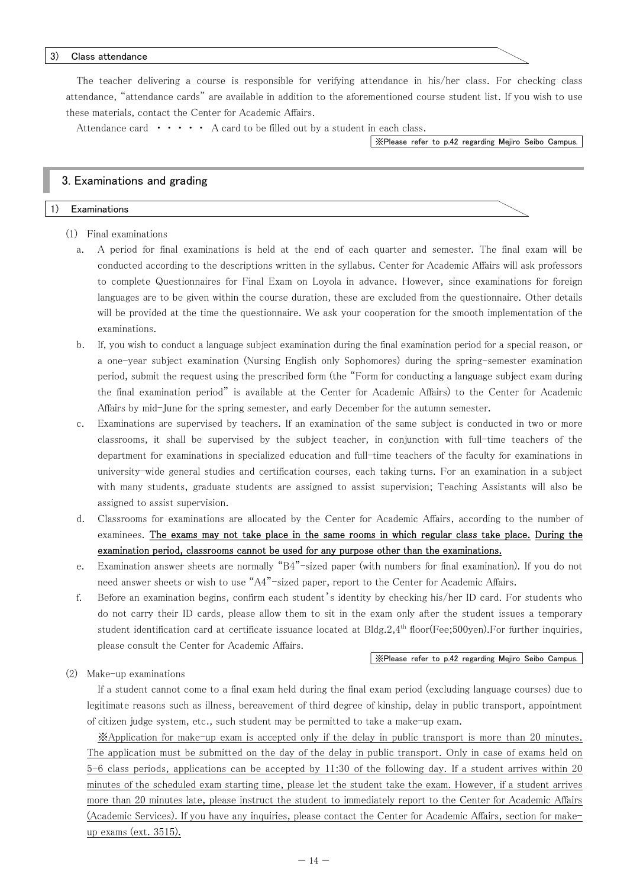### 3) Class attendance

The teacher delivering a course is responsible for verifying attendance in his/her class. For checking class attendance, "attendance cards" are available in addition to the aforementioned course student list. If you wish to use these materials, contact the Center for Academic Affairs.

Attendance card ・・・・・ A card to be filled out by a student in each class.

※Please refer to p.42 regarding Mejiro Seibo Campus.

## 3. Examinations and grading

### 1) Examinations

(1) Final examinations

a. A period for final examinations is held at the end of each quarter and semester. The final exam will be conducted according to the descriptions written in the syllabus. Center for Academic Affairs will ask professors to complete Questionnaires for Final Exam on Loyola in advance. However, since examinations for foreign languages are to be given within the course duration, these are excluded from the questionnaire. Other details will be provided at the time the questionnaire. We ask your cooperation for the smooth implementation of the examinations.

b. If, you wish to conduct a language subject examination during the final examination period for a special reason, or a one-year subject examination (Nursing English only Sophomores) during the spring-semester examination period, submit the request using the prescribed form (the "Form for conducting a language subject exam during the final examination period" is available at the Center for Academic Affairs) to the Center for Academic Affairs by mid-June for the spring semester, and early December for the autumn semester.

c. Examinations are supervised by teachers. If an examination of the same subject is conducted in two or more classrooms, it shall be supervised by the subject teacher, in conjunction with full-time teachers of the department for examinations in specialized education and full-time teachers of the faculty for examinations in university-wide general studies and certification courses, each taking turns. For an examination in a subject with many students, graduate students are assigned to assist supervision; Teaching Assistants will also be assigned to assist supervision.

d. Classrooms for examinations are allocated by the Center for Academic Affairs, according to the number of examinees. **The exams may not take place in the same rooms in which regular class take place.** **During the examination period, classrooms cannot be used for any purpose other than the examinations.**

e. Examination answer sheets are normally "B4"-sized paper (with numbers for final examination). If you do not need answer sheets or wish to use "A4"-sized paper, report to the Center for Academic Affairs.

f. Before an examination begins, confirm each student's identity by checking his/her ID card. For students who do not carry their ID cards, please allow them to sit in the exam only after the student issues a temporary student identification card at certificate issuance located at Bldg.2,4th floor(Fee;500yen).For further inquiries, please consult the Center for Academic Affairs.

※Please refer to p.42 regarding Mejiro Seibo Campus.

(2) Make-up examinations

If a student cannot come to a final exam held during the final exam period (excluding language courses) due to legitimate reasons such as illness, bereavement of third degree of kinship, delay in public transport, appointment of citizen judge system, etc., such student may be permitted to take a make-up exam.

※Application for make-up exam is accepted only if the delay in public transport is more than 20 minutes. The application must be submitted on the day of the delay in public transport. Only in case of exams held on 5-6 class periods, applications can be accepted by 11:30 of the following day. If a student arrives within 20 minutes of the scheduled exam starting time, please let the student take the exam. However, if a student arrives more than 20 minutes late, please instruct the student to immediately report to the Center for Academic Affairs (Academic Services). If you have any inquiries, please contact the Center for Academic Affairs, section for make-up exams (ext. 3515).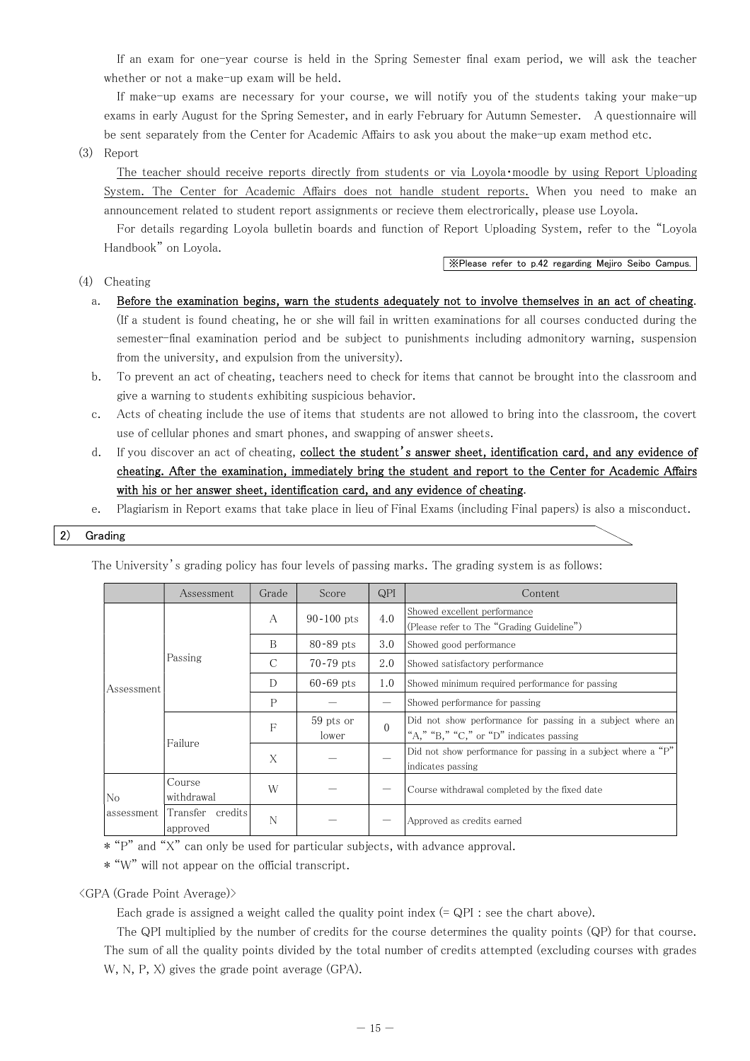If an exam for one-year course is held in the Spring Semester final exam period, we will ask the teacher whether or not a make-up exam will be held.

If make-up exams are necessary for your course, we will notify you of the students taking your make-up exams in early August for the Spring Semester, and in early February for Autumn Semester. A questionnaire will be sent separately from the Center for Academic Affairs to ask you about the make-up exam method etc.

(3) Report

The teacher should receive reports directly from students or via Loyola・moodle by using Report Uploading System. The Center for Academic Affairs does not handle student reports. When you need to make an announcement related to student report assignments or recieve them electrorically, please use Loyola.

For details regarding Loyola bulletin boards and function of Report Uploading System, refer to the "Loyola Handbook" on Loyola.

※Please refer to p.42 regarding Mejiro Seibo Campus.

(4) Cheating

a. **Before the examination begins, warn the students adequately not to involve themselves in an act of cheating.** (If a student is found cheating, he or she will fail in written examinations for all courses conducted during the semester-final examination period and be subject to punishments including admonitory warning, suspension from the university, and expulsion from the university).

b. To prevent an act of cheating, teachers need to check for items that cannot be brought into the classroom and give a warning to students exhibiting suspicious behavior.

c. Acts of cheating include the use of items that students are not allowed to bring into the classroom, the covert use of cellular phones and smart phones, and swapping of answer sheets.

d. If you discover an act of cheating, **collect the student's answer sheet, identification card, and any evidence of cheating. After the examination, immediately bring the student and report to the Center for Academic Affairs with his or her answer sheet, identification card, and any evidence of cheating.**

e. Plagiarism in Report exams that take place in lieu of Final Exams (including Final papers) is also a misconduct.

## 2) Grading

The University's grading policy has four levels of passing marks. The grading system is as follows:

| | Assessment | Grade | Score | QPI | Content |
|---|---|---|---|---|---|
| Assessment | Passing | A | 90-100 pts | 4.0 | Showed excellent performance (Please refer to The "Grading Guideline") |
| | | B | 80-89 pts | 3.0 | Showed good performance |
| | | C | 70-79 pts | 2.0 | Showed satisfactory performance |
| | | D | 60-69 pts | 1.0 | Showed minimum required performance for passing |
| | | P | — | — | Showed performance for passing |
| | Failure | F | 59 pts or lower | 0 | Did not show performance for passing in a subject where an "A," "B," "C," or "D" indicates passing |
| | | X | — | — | Did not show performance for passing in a subject where a "P" indicates passing |
| No assessment | Course withdrawal | W | — | — | Course withdrawal completed by the fixed date |
| | Transfer credits approved | N | — | — | Approved as credits earned |

* "P" and "X" can only be used for particular subjects, with advance approval.

* "W" will not appear on the official transcript.

<GPA (Grade Point Average)>

Each grade is assigned a weight called the quality point index (= QPI : see the chart above).

The QPI multiplied by the number of credits for the course determines the quality points (QP) for that course. The sum of all the quality points divided by the total number of credits attempted (excluding courses with grades W, N, P, X) gives the grade point average (GPA).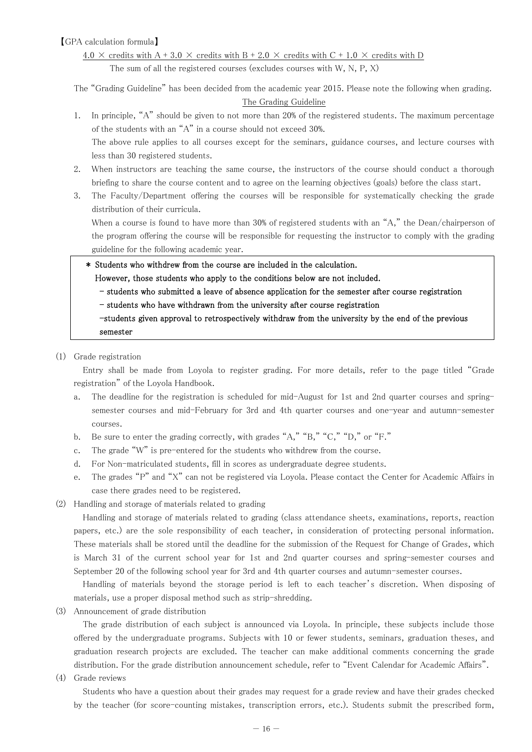【GPA calculation formula】

$$\frac{4.0 \times \text{credits with A} + 3.0 \times \text{credits with B} + 2.0 \times \text{credits with C} + 1.0 \times \text{credits with D}}{\text{The sum of all the registered courses (excludes courses with W, N, P, X)}}$$

The "Grading Guideline" has been decided from the academic year 2015. Please note the following when grading.

The Grading Guideline

1. In principle, "A" should be given to not more than 20% of the registered students. The maximum percentage of the students with an "A" in a course should not exceed 30%.
   The above rule applies to all courses except for the seminars, guidance courses, and lecture courses with less than 30 registered students.
2. When instructors are teaching the same course, the instructors of the course should conduct a thorough briefing to share the course content and to agree on the learning objectives (goals) before the class start.
3. The Faculty/Department offering the courses will be responsible for systematically checking the grade distribution of their curricula.
   When a course is found to have more than 30% of registered students with an "A," the Dean/chairperson of the program offering the course will be responsible for requesting the instructor to comply with the grading guideline for the following academic year.

> **\* Students who withdrew from the course are included in the calculation.**
> **However, those students who apply to the conditions below are not included.**
> **- students who submitted a leave of absence application for the semester after course registration**
> **- students who have withdrawn from the university after course registration**
> **-students given approval to retrospectively withdraw from the university by the end of the previous semester**

(1) Grade registration

Entry shall be made from Loyola to register grading. For more details, refer to the page titled "Grade registration" of the Loyola Handbook.

a. The deadline for the registration is scheduled for mid-August for 1st and 2nd quarter courses and spring-semester courses and mid-February for 3rd and 4th quarter courses and one-year and autumn-semester courses.
b. Be sure to enter the grading correctly, with grades "A," "B," "C," "D," or "F."
c. The grade "W" is pre-entered for the students who withdrew from the course.
d. For Non-matriculated students, fill in scores as undergraduate degree students.
e. The grades "P" and "X" can not be registered via Loyola. Please contact the Center for Academic Affairs in case there grades need to be registered.

(2) Handling and storage of materials related to grading

Handling and storage of materials related to grading (class attendance sheets, examinations, reports, reaction papers, etc.) are the sole responsibility of each teacher, in consideration of protecting personal information. These materials shall be stored until the deadline for the submission of the Request for Change of Grades, which is March 31 of the current school year for 1st and 2nd quarter courses and spring-semester courses and September 20 of the following school year for 3rd and 4th quarter courses and autumn-semester courses.

Handling of materials beyond the storage period is left to each teacher's discretion. When disposing of materials, use a proper disposal method such as strip-shredding.

(3) Announcement of grade distribution

The grade distribution of each subject is announced via Loyola. In principle, these subjects include those offered by the undergraduate programs. Subjects with 10 or fewer students, seminars, graduation theses, and graduation research projects are excluded. The teacher can make additional comments concerning the grade distribution. For the grade distribution announcement schedule, refer to "Event Calendar for Academic Affairs".

(4) Grade reviews

Students who have a question about their grades may request for a grade review and have their grades checked by the teacher (for score-counting mistakes, transcription errors, etc.). Students submit the prescribed form,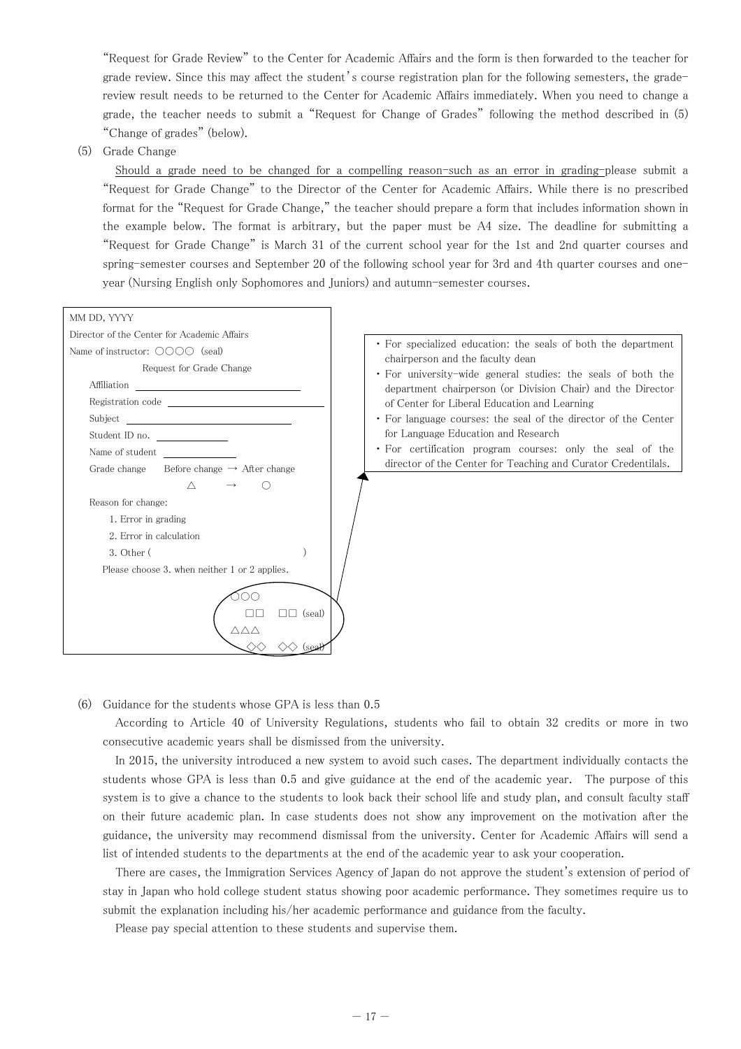"Request for Grade Review" to the Center for Academic Affairs and the form is then forwarded to the teacher for grade review. Since this may affect the student's course registration plan for the following semesters, the grade-review result needs to be returned to the Center for Academic Affairs immediately. When you need to change a grade, the teacher needs to submit a "Request for Change of Grades" following the method described in (5) "Change of grades" (below).

(5) Grade Change

Should a grade need to be changed for a compelling reason-such as an error in grading-please submit a "Request for Grade Change" to the Director of the Center for Academic Affairs. While there is no prescribed format for the "Request for Grade Change," the teacher should prepare a form that includes information shown in the example below. The format is arbitrary, but the paper must be A4 size. The deadline for submitting a "Request for Grade Change" is March 31 of the current school year for the 1st and 2nd quarter courses and spring-semester courses and September 20 of the following school year for 3rd and 4th quarter courses and one-year (Nursing English only Sophomores and Juniors) and autumn-semester courses.

```
MM DD, YYYY
Director of the Center for Academic Affairs
Name of instructor: ○○○○ (seal)
                Request for Grade Change
  Affiliation ______________________
  Registration code ______________________
  Subject ______________________
  Student ID no. ____________
  Name of student ____________
  Grade change    Before change → After change
                        △        →      ○
  Reason for change:
      1. Error in grading
      2. Error in calculation
      3. Other (                              )
    Please choose 3. when neither 1 or 2 applies.

                                  ○○○
                                    □□  □□ (seal)
                                  △△△
                                    ◇◇  ◇◇ (seal)
```

- For specialized education: the seals of both the department chairperson and the faculty dean
- For university-wide general studies: the seals of both the department chairperson (or Division Chair) and the Director of Center for Liberal Education and Learning
- For language courses: the seal of the director of the Center for Language Education and Research
- For certification program courses: only the seal of the director of the Center for Teaching and Curator Credentilals.

(6) Guidance for the students whose GPA is less than 0.5

According to Article 40 of University Regulations, students who fail to obtain 32 credits or more in two consecutive academic years shall be dismissed from the university.

In 2015, the university introduced a new system to avoid such cases. The department individually contacts the students whose GPA is less than 0.5 and give guidance at the end of the academic year. The purpose of this system is to give a chance to the students to look back their school life and study plan, and consult faculty staff on their future academic plan. In case students does not show any improvement on the motivation after the guidance, the university may recommend dismissal from the university. Center for Academic Affairs will send a list of intended students to the departments at the end of the academic year to ask your cooperation.

There are cases, the Immigration Services Agency of Japan do not approve the student's extension of period of stay in Japan who hold college student status showing poor academic performance. They sometimes require us to submit the explanation including his/her academic performance and guidance from the faculty.

Please pay special attention to these students and supervise them.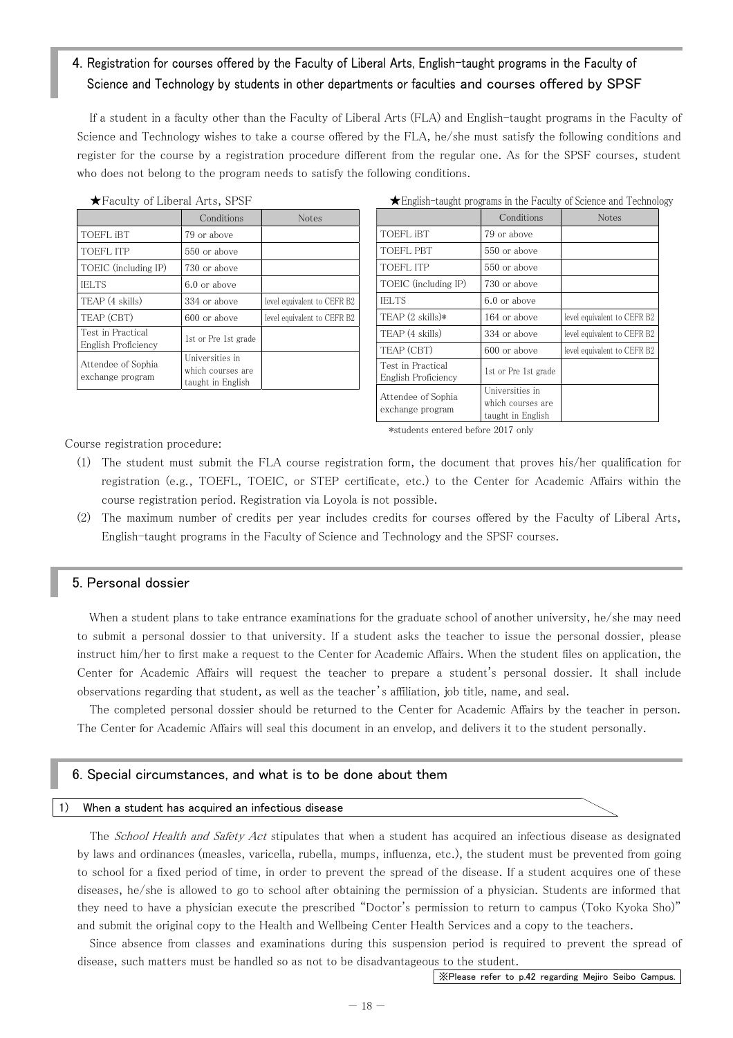## 4. Registration for courses offered by the Faculty of Liberal Arts, English-taught programs in the Faculty of Science and Technology by students in other departments or faculties and courses offered by SPSF

If a student in a faculty other than the Faculty of Liberal Arts (FLA) and English-taught programs in the Faculty of Science and Technology wishes to take a course offered by the FLA, he/she must satisfy the following conditions and register for the course by a registration procedure different from the regular one. As for the SPSF courses, student who does not belong to the program needs to satisfy the following conditions.

★Faculty of Liberal Arts, SPSF

| | Conditions | Notes |
|---|---|---|
| TOEFL iBT | 79 or above | |
| TOEFL ITP | 550 or above | |
| TOEIC (including IP) | 730 or above | |
| IELTS | 6.0 or above | |
| TEAP (4 skills) | 334 or above | level equivalent to CEFR B2 |
| TEAP (CBT) | 600 or above | level equivalent to CEFR B2 |
| Test in Practical English Proficiency | 1st or Pre 1st grade | |
| Attendee of Sophia exchange program | Universities in which courses are taught in English | |

★English-taught programs in the Faculty of Science and Technology

| | Conditions | Notes |
|---|---|---|
| TOEFL iBT | 79 or above | |
| TOEFL PBT | 550 or above | |
| TOEFL ITP | 550 or above | |
| TOEIC (including IP) | 730 or above | |
| IELTS | 6.0 or above | |
| TEAP (2 skills)* | 164 or above | level equivalent to CEFR B2 |
| TEAP (4 skills) | 334 or above | level equivalent to CEFR B2 |
| TEAP (CBT) | 600 or above | level equivalent to CEFR B2 |
| Test in Practical English Proficiency | 1st or Pre 1st grade | |
| Attendee of Sophia exchange program | Universities in which courses are taught in English | |

*students entered before 2017 only

Course registration procedure:

(1) The student must submit the FLA course registration form, the document that proves his/her qualification for registration (e.g., TOEFL, TOEIC, or STEP certificate, etc.) to the Center for Academic Affairs within the course registration period. Registration via Loyola is not possible.

(2) The maximum number of credits per year includes credits for courses offered by the Faculty of Liberal Arts, English-taught programs in the Faculty of Science and Technology and the SPSF courses.

## 5. Personal dossier

When a student plans to take entrance examinations for the graduate school of another university, he/she may need to submit a personal dossier to that university. If a student asks the teacher to issue the personal dossier, please instruct him/her to first make a request to the Center for Academic Affairs. When the student files on application, the Center for Academic Affairs will request the teacher to prepare a student's personal dossier. It shall include observations regarding that student, as well as the teacher's affiliation, job title, name, and seal.

The completed personal dossier should be returned to the Center for Academic Affairs by the teacher in person. The Center for Academic Affairs will seal this document in an envelop, and delivers it to the student personally.

## 6. Special circumstances, and what is to be done about them

### 1) When a student has acquired an infectious disease

The *School Health and Safety Act* stipulates that when a student has acquired an infectious disease as designated by laws and ordinances (measles, varicella, rubella, mumps, influenza, etc.), the student must be prevented from going to school for a fixed period of time, in order to prevent the spread of the disease. If a student acquires one of these diseases, he/she is allowed to go to school after obtaining the permission of a physician. Students are informed that they need to have a physician execute the prescribed "Doctor's permission to return to campus (Toko Kyoka Sho)" and submit the original copy to the Health and Wellbeing Center Health Services and a copy to the teachers.

Since absence from classes and examinations during this suspension period is required to prevent the spread of disease, such matters must be handled so as not to be disadvantageous to the student.

※Please refer to p.42 regarding Mejiro Seibo Campus.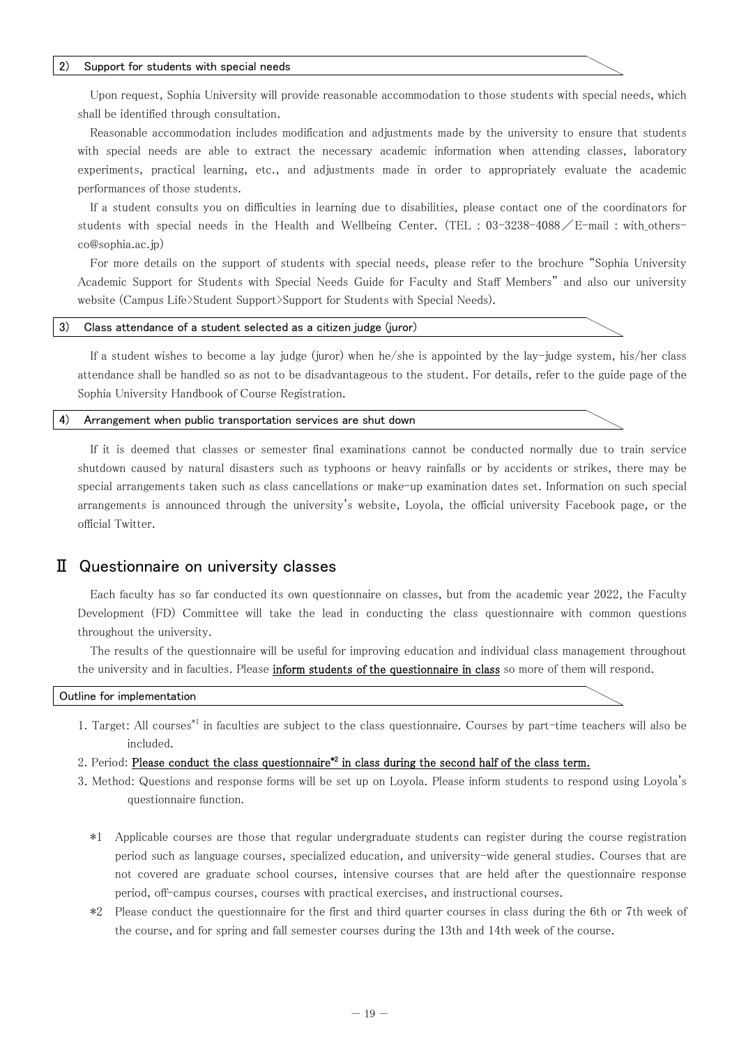### 2) Support for students with special needs

Upon request, Sophia University will provide reasonable accommodation to those students with special needs, which shall be identified through consultation.

Reasonable accommodation includes modification and adjustments made by the university to ensure that students with special needs are able to extract the necessary academic information when attending classes, laboratory experiments, practical learning, etc., and adjustments made in order to appropriately evaluate the academic performances of those students.

If a student consults you on difficulties in learning due to disabilities, please contact one of the coordinators for students with special needs in the Health and Wellbeing Center. (TEL : 03-3238-4088／E-mail : with_others-co@sophia.ac.jp)

For more details on the support of students with special needs, please refer to the brochure "Sophia University Academic Support for Students with Special Needs Guide for Faculty and Staff Members" and also our university website (Campus Life>Student Support>Support for Students with Special Needs).

### 3) Class attendance of a student selected as a citizen judge (juror)

If a student wishes to become a lay judge (juror) when he/she is appointed by the lay-judge system, his/her class attendance shall be handled so as not to be disadvantageous to the student. For details, refer to the guide page of the Sophia University Handbook of Course Registration.

### 4) Arrangement when public transportation services are shut down

If it is deemed that classes or semester final examinations cannot be conducted normally due to train service shutdown caused by natural disasters such as typhoons or heavy rainfalls or by accidents or strikes, there may be special arrangements taken such as class cancellations or make-up examination dates set. Information on such special arrangements is announced through the university's website, Loyola, the official university Facebook page, or the official Twitter.

## Ⅱ Questionnaire on university classes

Each faculty has so far conducted its own questionnaire on classes, but from the academic year 2022, the Faculty Development (FD) Committee will take the lead in conducting the class questionnaire with common questions throughout the university.

The results of the questionnaire will be useful for improving education and individual class management throughout the university and in faculties. Please <u>inform students of the questionnaire in class</u> so more of them will respond.

### Outline for implementation

1. Target: All courses*1 in faculties are subject to the class questionnaire. Courses by part-time teachers will also be included.
2. Period: <u>Please conduct the class questionnaire*2 in class during the second half of the class term.</u>
3. Method: Questions and response forms will be set up on Loyola. Please inform students to respond using Loyola's questionnaire function.

*1 Applicable courses are those that regular undergraduate students can register during the course registration period such as language courses, specialized education, and university-wide general studies. Courses that are not covered are graduate school courses, intensive courses that are held after the questionnaire response period, off-campus courses, courses with practical exercises, and instructional courses.

*2 Please conduct the questionnaire for the first and third quarter courses in class during the 6th or 7th week of the course, and for spring and fall semester courses during the 13th and 14th week of the course.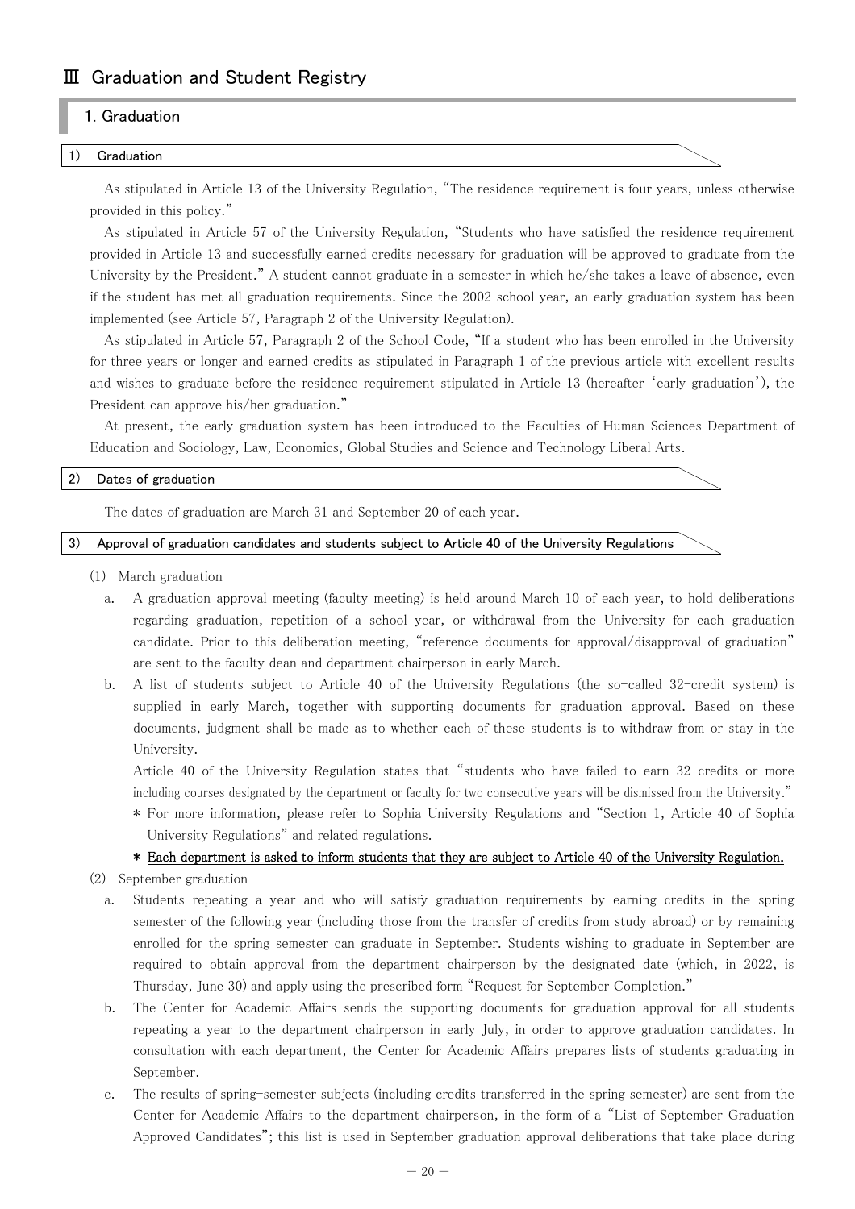# Ⅲ Graduation and Student Registry

## 1. Graduation

### 1) Graduation

As stipulated in Article 13 of the University Regulation, "The residence requirement is four years, unless otherwise provided in this policy."

As stipulated in Article 57 of the University Regulation, "Students who have satisfied the residence requirement provided in Article 13 and successfully earned credits necessary for graduation will be approved to graduate from the University by the President." A student cannot graduate in a semester in which he/she takes a leave of absence, even if the student has met all graduation requirements. Since the 2002 school year, an early graduation system has been implemented (see Article 57, Paragraph 2 of the University Regulation).

As stipulated in Article 57, Paragraph 2 of the School Code, "If a student who has been enrolled in the University for three years or longer and earned credits as stipulated in Paragraph 1 of the previous article with excellent results and wishes to graduate before the residence requirement stipulated in Article 13 (hereafter 'early graduation'), the President can approve his/her graduation."

At present, the early graduation system has been introduced to the Faculties of Human Sciences Department of Education and Sociology, Law, Economics, Global Studies and Science and Technology Liberal Arts.

### 2) Dates of graduation

The dates of graduation are March 31 and September 20 of each year.

### 3) Approval of graduation candidates and students subject to Article 40 of the University Regulations

(1) March graduation

a. A graduation approval meeting (faculty meeting) is held around March 10 of each year, to hold deliberations regarding graduation, repetition of a school year, or withdrawal from the University for each graduation candidate. Prior to this deliberation meeting, "reference documents for approval/disapproval of graduation" are sent to the faculty dean and department chairperson in early March.

b. A list of students subject to Article 40 of the University Regulations (the so-called 32-credit system) is supplied in early March, together with supporting documents for graduation approval. Based on these documents, judgment shall be made as to whether each of these students is to withdraw from or stay in the University.

Article 40 of the University Regulation states that "students who have failed to earn 32 credits or more including courses designated by the department or faculty for two consecutive years will be dismissed from the University."

\* For more information, please refer to Sophia University Regulations and "Section 1, Article 40 of Sophia University Regulations" and related regulations.

**\* Each department is asked to inform students that they are subject to Article 40 of the University Regulation.**

(2) September graduation

a. Students repeating a year and who will satisfy graduation requirements by earning credits in the spring semester of the following year (including those from the transfer of credits from study abroad) or by remaining enrolled for the spring semester can graduate in September. Students wishing to graduate in September are required to obtain approval from the department chairperson by the designated date (which, in 2022, is Thursday, June 30) and apply using the prescribed form "Request for September Completion."

b. The Center for Academic Affairs sends the supporting documents for graduation approval for all students repeating a year to the department chairperson in early July, in order to approve graduation candidates. In consultation with each department, the Center for Academic Affairs prepares lists of students graduating in September.

c. The results of spring-semester subjects (including credits transferred in the spring semester) are sent from the Center for Academic Affairs to the department chairperson, in the form of a "List of September Graduation Approved Candidates"; this list is used in September graduation approval deliberations that take place during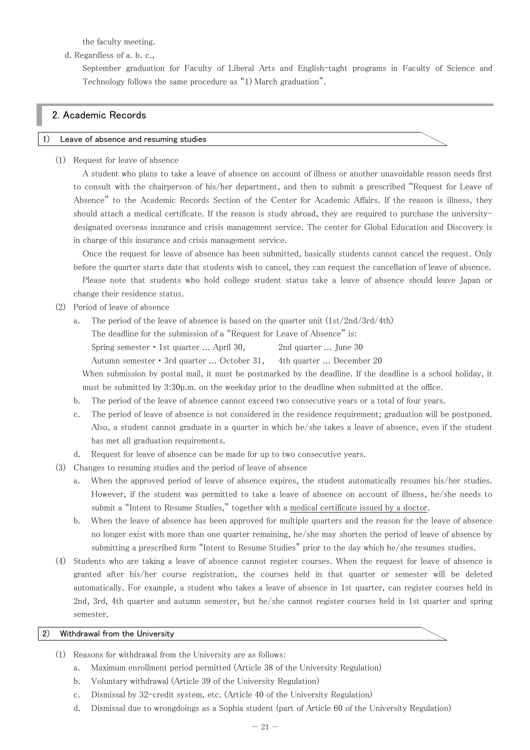the faculty meeting.

d. Regardless of a. b. c.,

September graduation for Faculty of Liberal Arts and English-taght programs in Faculty of Science and Technology follows the same procedure as "1) March graduation".

## 2. Academic Records

### 1) Leave of absence and resuming studies

(1) Request for leave of absence

A student who plans to take a leave of absence on account of illness or another unavoidable reason needs first to consult with the chairperson of his/her department, and then to submit a prescribed "Request for Leave of Absence" to the Academic Records Section of the Center for Academic Affairs. If the reason is illness, they should attach a medical certificate. If the reason is study abroad, they are required to purchase the university-designated overseas insurance and crisis management service. The center for Global Education and Discovery is in charge of this insurance and crisis management service.

Once the request for leave of absence has been submitted, basically students cannot cancel the request. Only before the quarter starts date that students wish to cancel, they can request the cancellation of leave of absence.

Please note that students who hold college student status take a leave of absence should leave Japan or change their residence status.

(2) Period of leave of absence

a. The period of the leave of absence is based on the quarter unit (1st/2nd/3rd/4th)

The deadline for the submission of a "Request for Leave of Absence" is:

Spring semester・1st quarter ... April 30, 2nd quarter ... June 30

Autumn semester・3rd quarter ... October 31, 4th quarter ... December 20

When submission by postal mail, it must be postmarked by the deadline. If the deadline is a school holiday, it must be submitted by 3:30p.m. on the weekday prior to the deadline when submitted at the office.

b. The period of the leave of absence cannot exceed two consecutive years or a total of four years.

c. The period of leave of absence is not considered in the residence requirement; graduation will be postponed. Also, a student cannot graduate in a quarter in which he/she takes a leave of absence, even if the student has met all graduation requirements.

d. Request for leave of absence can be made for up to two consecutive years.

(3) Changes to resuming studies and the period of leave of absence

a. When the approved period of leave of absence expires, the student automatically resumes his/her studies. However, if the student was permitted to take a leave of absence on account of illness, he/she needs to submit a "Intent to Resume Studies," together with a medical certificate issued by a doctor.

b. When the leave of absence has been approved for multiple quarters and the reason for the leave of absence no longer exist with more than one quarter remaining, he/she may shorten the period of leave of absence by submitting a prescribed form "Intent to Resume Studies" prior to the day which he/she resumes studies.

(4) Students who are taking a leave of absence cannot register courses. When the request for leave of absence is granted after his/her course registration, the courses held in that quarter or semester will be deleted automatically. For example, a student who takes a leave of absence in 1st quarter, can register courses held in 2nd, 3rd, 4th quarter and autumn semester, but he/she cannot register courses held in 1st quarter and spring semester.

### 2) Withdrawal from the University

(1) Reasons for withdrawal from the University are as follows:

a. Maximum enrollment period permitted (Article 38 of the University Regulation)

b. Voluntary withdrawal (Article 39 of the University Regulation)

c. Dismissal by 32-credit system, etc. (Article 40 of the University Regulation)

d. Dismissal due to wrongdoings as a Sophia student (part of Article 60 of the University Regulation)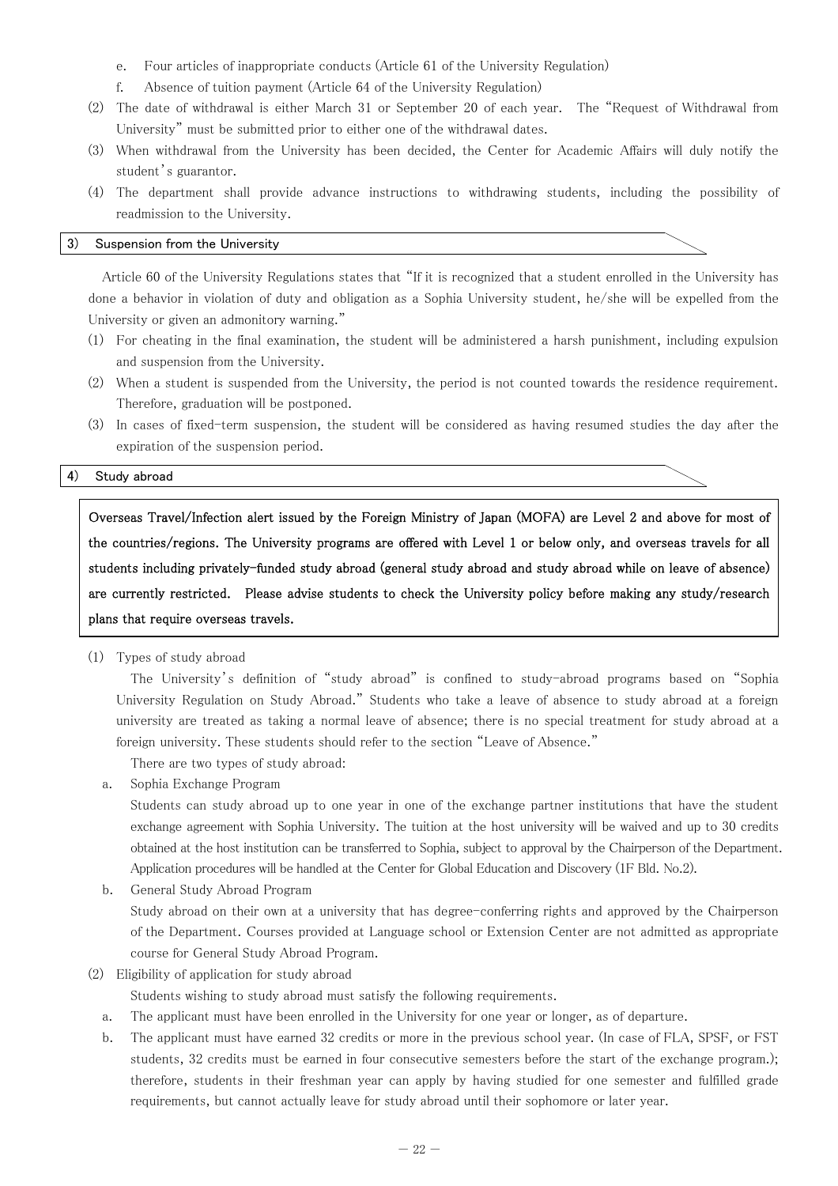e. Four articles of inappropriate conducts (Article 61 of the University Regulation)

f. Absence of tuition payment (Article 64 of the University Regulation)

(2) The date of withdrawal is either March 31 or September 20 of each year. The "Request of Withdrawal from University" must be submitted prior to either one of the withdrawal dates.

(3) When withdrawal from the University has been decided, the Center for Academic Affairs will duly notify the student's guarantor.

(4) The department shall provide advance instructions to withdrawing students, including the possibility of readmission to the University.

### 3) Suspension from the University

Article 60 of the University Regulations states that "If it is recognized that a student enrolled in the University has done a behavior in violation of duty and obligation as a Sophia University student, he/she will be expelled from the University or given an admonitory warning."

(1) For cheating in the final examination, the student will be administered a harsh punishment, including expulsion and suspension from the University.

(2) When a student is suspended from the University, the period is not counted towards the residence requirement. Therefore, graduation will be postponed.

(3) In cases of fixed-term suspension, the student will be considered as having resumed studies the day after the expiration of the suspension period.

### 4) Study abroad

**Overseas Travel/Infection alert issued by the Foreign Ministry of Japan (MOFA) are Level 2 and above for most of the countries/regions. The University programs are offered with Level 1 or below only, and overseas travels for all students including privately-funded study abroad (general study abroad and study abroad while on leave of absence) are currently restricted. Please advise students to check the University policy before making any study/research plans that require overseas travels.**

(1) Types of study abroad

The University's definition of "study abroad" is confined to study-abroad programs based on "Sophia University Regulation on Study Abroad." Students who take a leave of absence to study abroad at a foreign university are treated as taking a normal leave of absence; there is no special treatment for study abroad at a foreign university. These students should refer to the section "Leave of Absence."

There are two types of study abroad:

a. Sophia Exchange Program

Students can study abroad up to one year in one of the exchange partner institutions that have the student exchange agreement with Sophia University. The tuition at the host university will be waived and up to 30 credits obtained at the host institution can be transferred to Sophia, subject to approval by the Chairperson of the Department. Application procedures will be handled at the Center for Global Education and Discovery (1F Bld. No.2).

b. General Study Abroad Program

Study abroad on their own at a university that has degree-conferring rights and approved by the Chairperson of the Department. Courses provided at Language school or Extension Center are not admitted as appropriate course for General Study Abroad Program.

(2) Eligibility of application for study abroad

Students wishing to study abroad must satisfy the following requirements.

a. The applicant must have been enrolled in the University for one year or longer, as of departure.

b. The applicant must have earned 32 credits or more in the previous school year. (In case of FLA, SPSF, or FST students, 32 credits must be earned in four consecutive semesters before the start of the exchange program.); therefore, students in their freshman year can apply by having studied for one semester and fulfilled grade requirements, but cannot actually leave for study abroad until their sophomore or later year.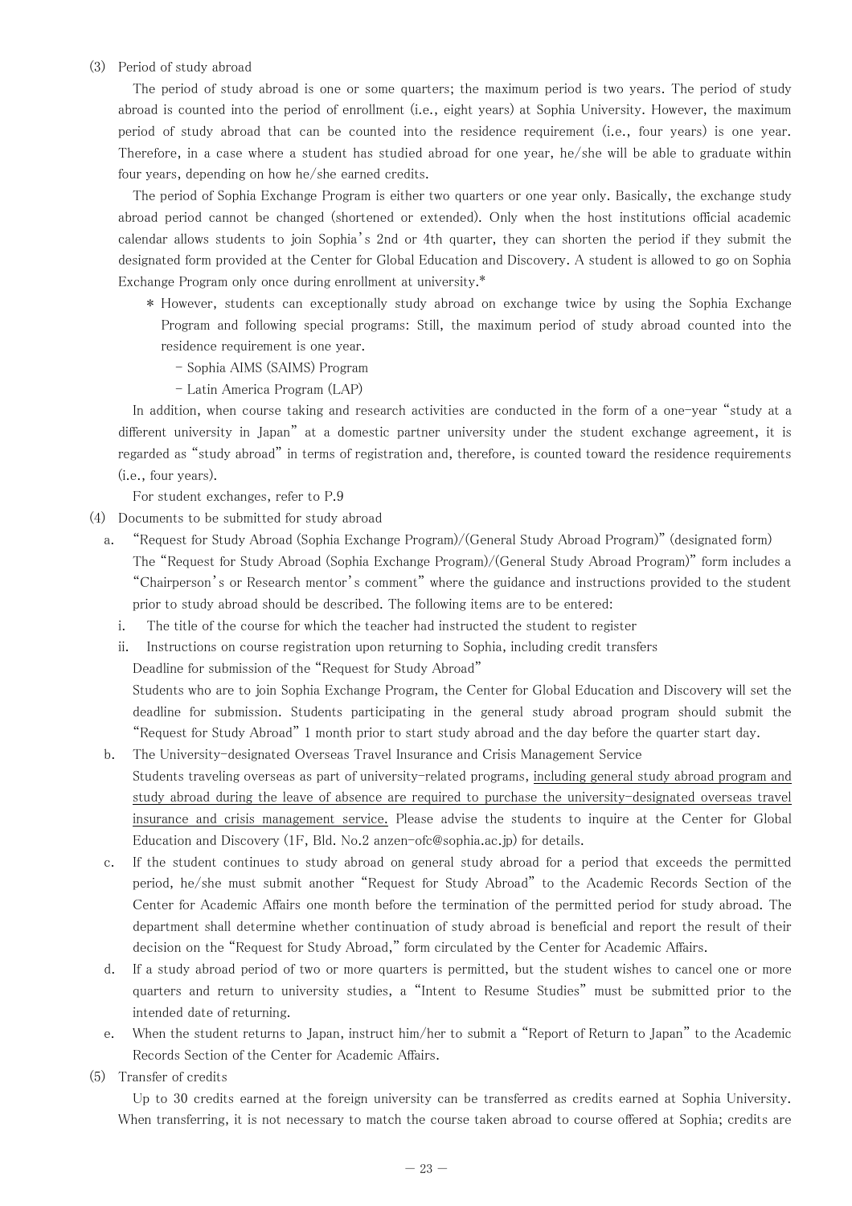(3) Period of study abroad

The period of study abroad is one or some quarters; the maximum period is two years. The period of study abroad is counted into the period of enrollment (i.e., eight years) at Sophia University. However, the maximum period of study abroad that can be counted into the residence requirement (i.e., four years) is one year. Therefore, in a case where a student has studied abroad for one year, he/she will be able to graduate within four years, depending on how he/she earned credits.

The period of Sophia Exchange Program is either two quarters or one year only. Basically, the exchange study abroad period cannot be changed (shortened or extended). Only when the host institutions official academic calendar allows students to join Sophia's 2nd or 4th quarter, they can shorten the period if they submit the designated form provided at the Center for Global Education and Discovery. A student is allowed to go on Sophia Exchange Program only once during enrollment at university.*

\* However, students can exceptionally study abroad on exchange twice by using the Sophia Exchange Program and following special programs: Still, the maximum period of study abroad counted into the residence requirement is one year.

- Sophia AIMS (SAIMS) Program
- Latin America Program (LAP)

In addition, when course taking and research activities are conducted in the form of a one-year "study at a different university in Japan" at a domestic partner university under the student exchange agreement, it is regarded as "study abroad" in terms of registration and, therefore, is counted toward the residence requirements (i.e., four years).

For student exchanges, refer to P.9

(4) Documents to be submitted for study abroad

a. "Request for Study Abroad (Sophia Exchange Program)/(General Study Abroad Program)" (designated form)

The "Request for Study Abroad (Sophia Exchange Program)/(General Study Abroad Program)" form includes a "Chairperson's or Research mentor's comment" where the guidance and instructions provided to the student prior to study abroad should be described. The following items are to be entered:

i. The title of the course for which the teacher had instructed the student to register

ii. Instructions on course registration upon returning to Sophia, including credit transfers

Deadline for submission of the "Request for Study Abroad"

Students who are to join Sophia Exchange Program, the Center for Global Education and Discovery will set the deadline for submission. Students participating in the general study abroad program should submit the "Request for Study Abroad" 1 month prior to start study abroad and the day before the quarter start day.

b. The University-designated Overseas Travel Insurance and Crisis Management Service

Students traveling overseas as part of university-related programs, <u>including general study abroad program and study abroad during the leave of absence are required to purchase the university-designated overseas travel insurance and crisis management service.</u> Please advise the students to inquire at the Center for Global Education and Discovery (1F, Bld. No.2 anzen-ofc@sophia.ac.jp) for details.

c. If the student continues to study abroad on general study abroad for a period that exceeds the permitted period, he/she must submit another "Request for Study Abroad" to the Academic Records Section of the Center for Academic Affairs one month before the termination of the permitted period for study abroad. The department shall determine whether continuation of study abroad is beneficial and report the result of their decision on the "Request for Study Abroad," form circulated by the Center for Academic Affairs.

d. If a study abroad period of two or more quarters is permitted, but the student wishes to cancel one or more quarters and return to university studies, a "Intent to Resume Studies" must be submitted prior to the intended date of returning.

e. When the student returns to Japan, instruct him/her to submit a "Report of Return to Japan" to the Academic Records Section of the Center for Academic Affairs.

(5) Transfer of credits

Up to 30 credits earned at the foreign university can be transferred as credits earned at Sophia University. When transferring, it is not necessary to match the course taken abroad to course offered at Sophia; credits are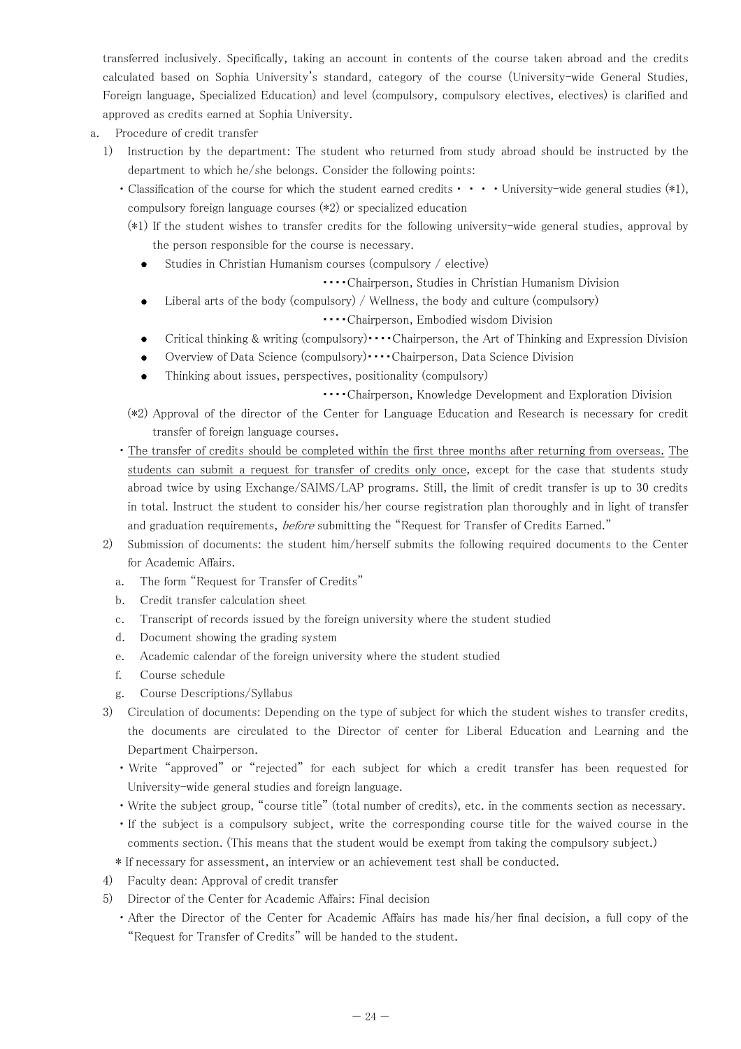transferred inclusively. Specifically, taking an account in contents of the course taken abroad and the credits calculated based on Sophia University's standard, category of the course (University-wide General Studies, Foreign language, Specialized Education) and level (compulsory, compulsory electives, electives) is clarified and approved as credits earned at Sophia University.

a. Procedure of credit transfer

1) Instruction by the department: The student who returned from study abroad should be instructed by the department to which he/she belongs. Consider the following points:

・Classification of the course for which the student earned credits・・・・University-wide general studies (*1), compulsory foreign language courses (*2) or specialized education

(*1) If the student wishes to transfer credits for the following university-wide general studies, approval by the person responsible for the course is necessary.

- Studies in Christian Humanism courses (compulsory / elective)
  ・・・・Chairperson, Studies in Christian Humanism Division
- Liberal arts of the body (compulsory) / Wellness, the body and culture (compulsory)
  ・・・・Chairperson, Embodied wisdom Division
- Critical thinking & writing (compulsory)・・・・Chairperson, the Art of Thinking and Expression Division
- Overview of Data Science (compulsory)・・・・Chairperson, Data Science Division
- Thinking about issues, perspectives, positionality (compulsory)
  ・・・・Chairperson, Knowledge Development and Exploration Division

(*2) Approval of the director of the Center for Language Education and Research is necessary for credit transfer of foreign language courses.

・<u>The transfer of credits should be completed within the first three months after returning from overseas.</u> <u>The students can submit a request for transfer of credits only once</u>, except for the case that students study abroad twice by using Exchange/SAIMS/LAP programs. Still, the limit of credit transfer is up to 30 credits in total. Instruct the student to consider his/her course registration plan thoroughly and in light of transfer and graduation requirements, *before* submitting the "Request for Transfer of Credits Earned."

2) Submission of documents: the student him/herself submits the following required documents to the Center for Academic Affairs.

a. The form "Request for Transfer of Credits"
b. Credit transfer calculation sheet
c. Transcript of records issued by the foreign university where the student studied
d. Document showing the grading system
e. Academic calendar of the foreign university where the student studied
f. Course schedule
g. Course Descriptions/Syllabus

3) Circulation of documents: Depending on the type of subject for which the student wishes to transfer credits, the documents are circulated to the Director of center for Liberal Education and Learning and the Department Chairperson.

・Write "approved" or "rejected" for each subject for which a credit transfer has been requested for University-wide general studies and foreign language.

・Write the subject group, "course title" (total number of credits), etc. in the comments section as necessary.

・If the subject is a compulsory subject, write the corresponding course title for the waived course in the comments section. (This means that the student would be exempt from taking the compulsory subject.)

＊If necessary for assessment, an interview or an achievement test shall be conducted.

4) Faculty dean: Approval of credit transfer

5) Director of the Center for Academic Affairs: Final decision

・After the Director of the Center for Academic Affairs has made his/her final decision, a full copy of the "Request for Transfer of Credits" will be handed to the student.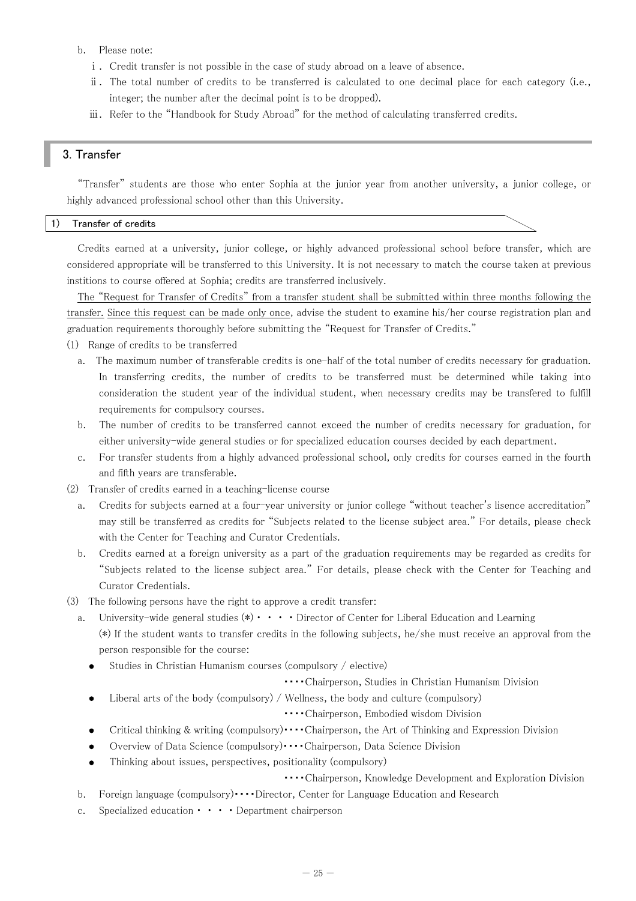b. Please note:

ⅰ. Credit transfer is not possible in the case of study abroad on a leave of absence.

ⅱ. The total number of credits to be transferred is calculated to one decimal place for each category (i.e., integer; the number after the decimal point is to be dropped).

ⅲ. Refer to the "Handbook for Study Abroad" for the method of calculating transferred credits.

## 3. Transfer

"Transfer" students are those who enter Sophia at the junior year from another university, a junior college, or highly advanced professional school other than this University.

### 1) Transfer of credits

Credits earned at a university, junior college, or highly advanced professional school before transfer, which are considered appropriate will be transferred to this University. It is not necessary to match the course taken at previous institions to course offered at Sophia; credits are transferred inclusively.

<u>The "Request for Transfer of Credits" from a transfer student shall be submitted within three months following the transfer.</u> <u>Since this request can be made only once</u>, advise the student to examine his/her course registration plan and graduation requirements thoroughly before submitting the "Request for Transfer of Credits."

(1) Range of credits to be transferred

a. The maximum number of transferable credits is one-half of the total number of credits necessary for graduation. In transferring credits, the number of credits to be transferred must be determined while taking into consideration the student year of the individual student, when necessary credits may be transfered to fulfill requirements for compulsory courses.

b. The number of credits to be transferred cannot exceed the number of credits necessary for graduation, for either university-wide general studies or for specialized education courses decided by each department.

c. For transfer students from a highly advanced professional school, only credits for courses earned in the fourth and fifth years are transferable.

(2) Transfer of credits earned in a teaching-license course

a. Credits for subjects earned at a four-year university or junior college "without teacher's lisence accreditation" may still be transferred as credits for "Subjects related to the license subject area." For details, please check with the Center for Teaching and Curator Credentials.

b. Credits earned at a foreign university as a part of the graduation requirements may be regarded as credits for "Subjects related to the license subject area." For details, please check with the Center for Teaching and Curator Credentials.

(3) The following persons have the right to approve a credit transfer:

a. University-wide general studies (*) ・・・・Director of Center for Liberal Education and Learning

(*) If the student wants to transfer credits in the following subjects, he/she must receive an approval from the person responsible for the course:

- Studies in Christian Humanism courses (compulsory / elective) ・・・・Chairperson, Studies in Christian Humanism Division
- Liberal arts of the body (compulsory) / Wellness, the body and culture (compulsory) ・・・・Chairperson, Embodied wisdom Division
- Critical thinking & writing (compulsory)・・・・Chairperson, the Art of Thinking and Expression Division
- Overview of Data Science (compulsory)・・・・Chairperson, Data Science Division
- Thinking about issues, perspectives, positionality (compulsory) ・・・・Chairperson, Knowledge Development and Exploration Division

b. Foreign language (compulsory)・・・・Director, Center for Language Education and Research

c. Specialized education ・・・・Department chairperson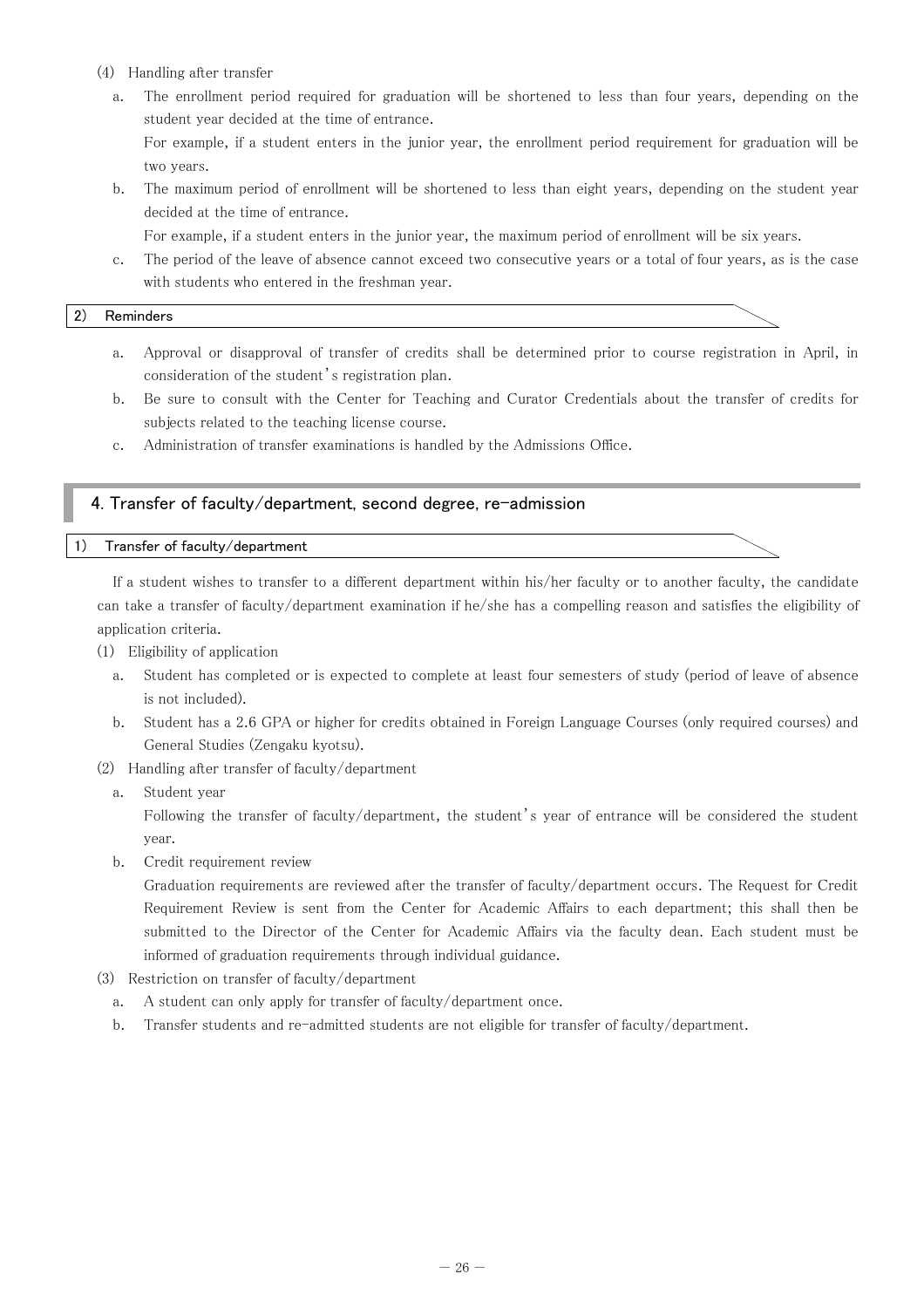(4) Handling after transfer

a. The enrollment period required for graduation will be shortened to less than four years, depending on the student year decided at the time of entrance.
   For example, if a student enters in the junior year, the enrollment period requirement for graduation will be two years.

b. The maximum period of enrollment will be shortened to less than eight years, depending on the student year decided at the time of entrance.
   For example, if a student enters in the junior year, the maximum period of enrollment will be six years.

c. The period of the leave of absence cannot exceed two consecutive years or a total of four years, as is the case with students who entered in the freshman year.

### 2) Reminders

a. Approval or disapproval of transfer of credits shall be determined prior to course registration in April, in consideration of the student's registration plan.

b. Be sure to consult with the Center for Teaching and Curator Credentials about the transfer of credits for subjects related to the teaching license course.

c. Administration of transfer examinations is handled by the Admissions Office.

## 4. Transfer of faculty/department, second degree, re-admission

### 1) Transfer of faculty/department

If a student wishes to transfer to a different department within his/her faculty or to another faculty, the candidate can take a transfer of faculty/department examination if he/she has a compelling reason and satisfies the eligibility of application criteria.

(1) Eligibility of application

a. Student has completed or is expected to complete at least four semesters of study (period of leave of absence is not included).

b. Student has a 2.6 GPA or higher for credits obtained in Foreign Language Courses (only required courses) and General Studies (Zengaku kyotsu).

(2) Handling after transfer of faculty/department

a. Student year
   Following the transfer of faculty/department, the student's year of entrance will be considered the student year.

b. Credit requirement review
   Graduation requirements are reviewed after the transfer of faculty/department occurs. The Request for Credit Requirement Review is sent from the Center for Academic Affairs to each department; this shall then be submitted to the Director of the Center for Academic Affairs via the faculty dean. Each student must be informed of graduation requirements through individual guidance.

(3) Restriction on transfer of faculty/department

a. A student can only apply for transfer of faculty/department once.

b. Transfer students and re-admitted students are not eligible for transfer of faculty/department.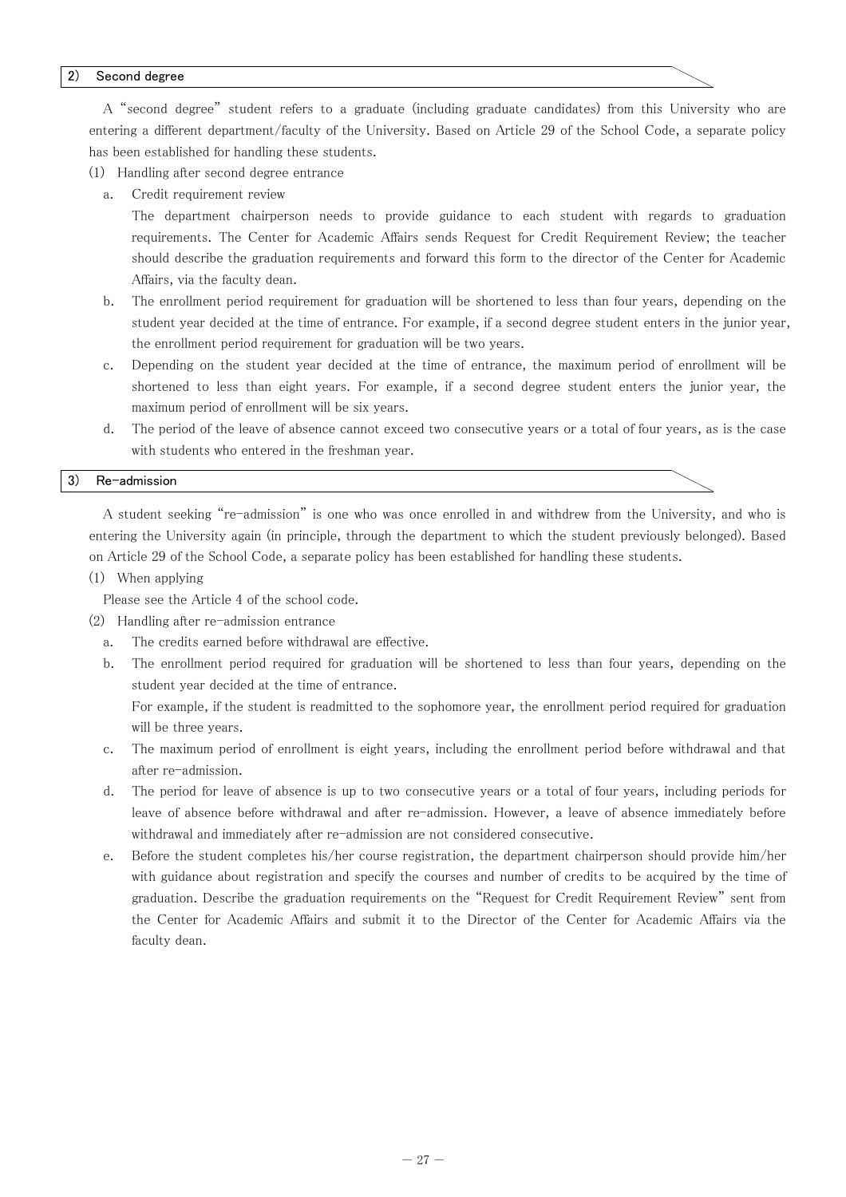### 2) Second degree

A "second degree" student refers to a graduate (including graduate candidates) from this University who are entering a different department/faculty of the University. Based on Article 29 of the School Code, a separate policy has been established for handling these students.

(1) Handling after second degree entrance

a. Credit requirement review

The department chairperson needs to provide guidance to each student with regards to graduation requirements. The Center for Academic Affairs sends Request for Credit Requirement Review; the teacher should describe the graduation requirements and forward this form to the director of the Center for Academic Affairs, via the faculty dean.

b. The enrollment period requirement for graduation will be shortened to less than four years, depending on the student year decided at the time of entrance. For example, if a second degree student enters in the junior year, the enrollment period requirement for graduation will be two years.

c. Depending on the student year decided at the time of entrance, the maximum period of enrollment will be shortened to less than eight years. For example, if a second degree student enters the junior year, the maximum period of enrollment will be six years.

d. The period of the leave of absence cannot exceed two consecutive years or a total of four years, as is the case with students who entered in the freshman year.

### 3) Re-admission

A student seeking "re-admission" is one who was once enrolled in and withdrew from the University, and who is entering the University again (in principle, through the department to which the student previously belonged). Based on Article 29 of the School Code, a separate policy has been established for handling these students.

(1) When applying

Please see the Article 4 of the school code.

(2) Handling after re-admission entrance

a. The credits earned before withdrawal are effective.

b. The enrollment period required for graduation will be shortened to less than four years, depending on the student year decided at the time of entrance.

For example, if the student is readmitted to the sophomore year, the enrollment period required for graduation will be three years.

c. The maximum period of enrollment is eight years, including the enrollment period before withdrawal and that after re-admission.

d. The period for leave of absence is up to two consecutive years or a total of four years, including periods for leave of absence before withdrawal and after re-admission. However, a leave of absence immediately before withdrawal and immediately after re-admission are not considered consecutive.

e. Before the student completes his/her course registration, the department chairperson should provide him/her with guidance about registration and specify the courses and number of credits to be acquired by the time of graduation. Describe the graduation requirements on the "Request for Credit Requirement Review" sent from the Center for Academic Affairs and submit it to the Director of the Center for Academic Affairs via the faculty dean.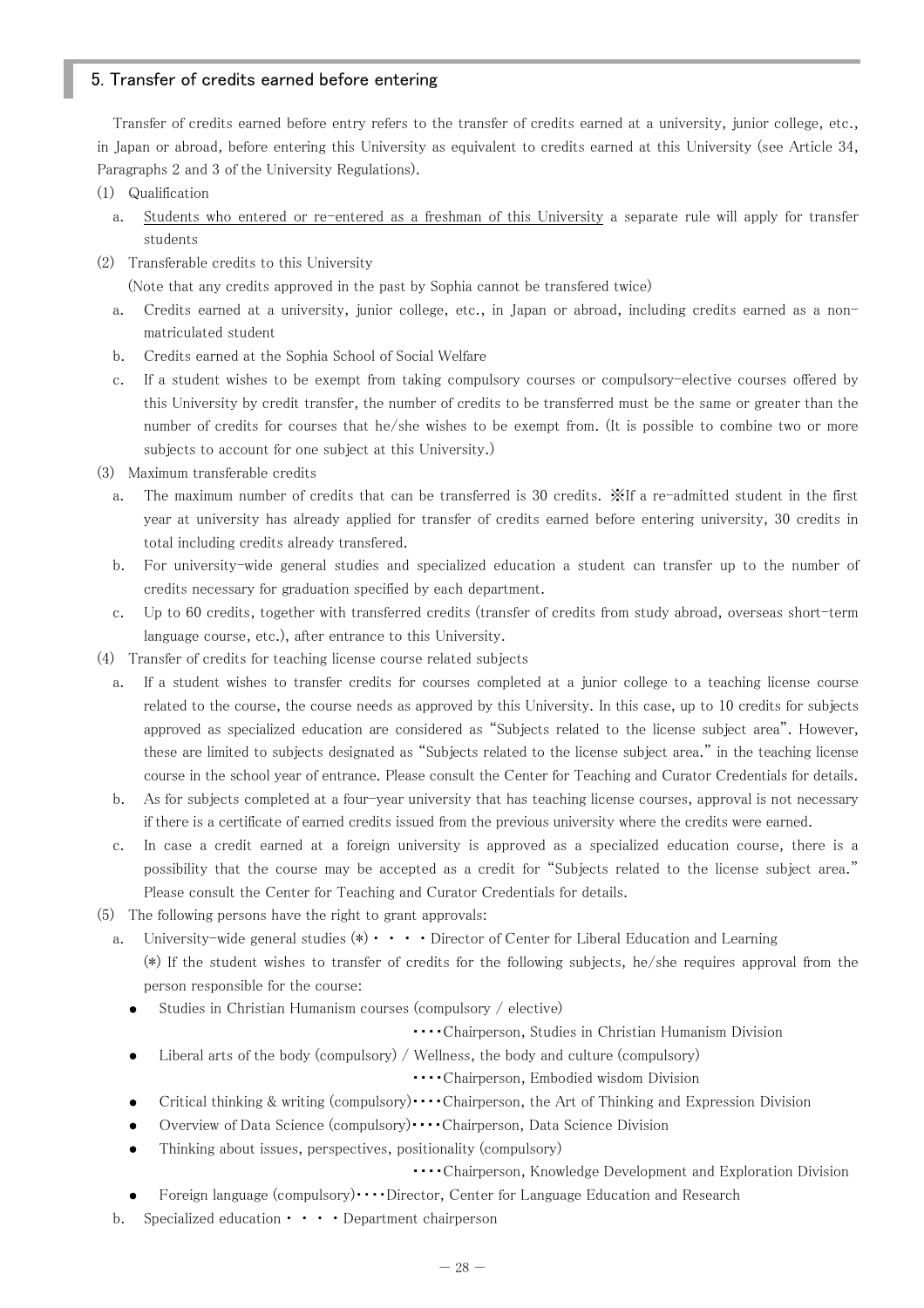## 5. Transfer of credits earned before entering

Transfer of credits earned before entry refers to the transfer of credits earned at a university, junior college, etc., in Japan or abroad, before entering this University as equivalent to credits earned at this University (see Article 34, Paragraphs 2 and 3 of the University Regulations).

(1) Qualification

a. <u>Students who entered or re-entered as a freshman of this University</u> a separate rule will apply for transfer students

(2) Transferable credits to this University

(Note that any credits approved in the past by Sophia cannot be transfered twice)

a. Credits earned at a university, junior college, etc., in Japan or abroad, including credits earned as a non-matriculated student

b. Credits earned at the Sophia School of Social Welfare

c. If a student wishes to be exempt from taking compulsory courses or compulsory-elective courses offered by this University by credit transfer, the number of credits to be transferred must be the same or greater than the number of credits for courses that he/she wishes to be exempt from. (It is possible to combine two or more subjects to account for one subject at this University.)

(3) Maximum transferable credits

a. The maximum number of credits that can be transferred is 30 credits. ※If a re-admitted student in the first year at university has already applied for transfer of credits earned before entering university, 30 credits in total including credits already transfered.

b. For university-wide general studies and specialized education a student can transfer up to the number of credits necessary for graduation specified by each department.

c. Up to 60 credits, together with transferred credits (transfer of credits from study abroad, overseas short-term language course, etc.), after entrance to this University.

(4) Transfer of credits for teaching license course related subjects

a. If a student wishes to transfer credits for courses completed at a junior college to a teaching license course related to the course, the course needs as approved by this University. In this case, up to 10 credits for subjects approved as specialized education are considered as "Subjects related to the license subject area". However, these are limited to subjects designated as "Subjects related to the license subject area." in the teaching license course in the school year of entrance. Please consult the Center for Teaching and Curator Credentials for details.

b. As for subjects completed at a four-year university that has teaching license courses, approval is not necessary if there is a certificate of earned credits issued from the previous university where the credits were earned.

c. In case a credit earned at a foreign university is approved as a specialized education course, there is a possibility that the course may be accepted as a credit for "Subjects related to the license subject area." Please consult the Center for Teaching and Curator Credentials for details.

(5) The following persons have the right to grant approvals:

a. University-wide general studies (*)・・・・Director of Center for Liberal Education and Learning

(*) If the student wishes to transfer of credits for the following subjects, he/she requires approval from the person responsible for the course:

- Studies in Christian Humanism courses (compulsory / elective)
  ・・・・Chairperson, Studies in Christian Humanism Division
- Liberal arts of the body (compulsory) / Wellness, the body and culture (compulsory)
  ・・・・Chairperson, Embodied wisdom Division
- Critical thinking & writing (compulsory)・・・・Chairperson, the Art of Thinking and Expression Division
- Overview of Data Science (compulsory)・・・・Chairperson, Data Science Division
- Thinking about issues, perspectives, positionality (compulsory)
  ・・・・Chairperson, Knowledge Development and Exploration Division
- Foreign language (compulsory)・・・・Director, Center for Language Education and Research

b. Specialized education・・・・Department chairperson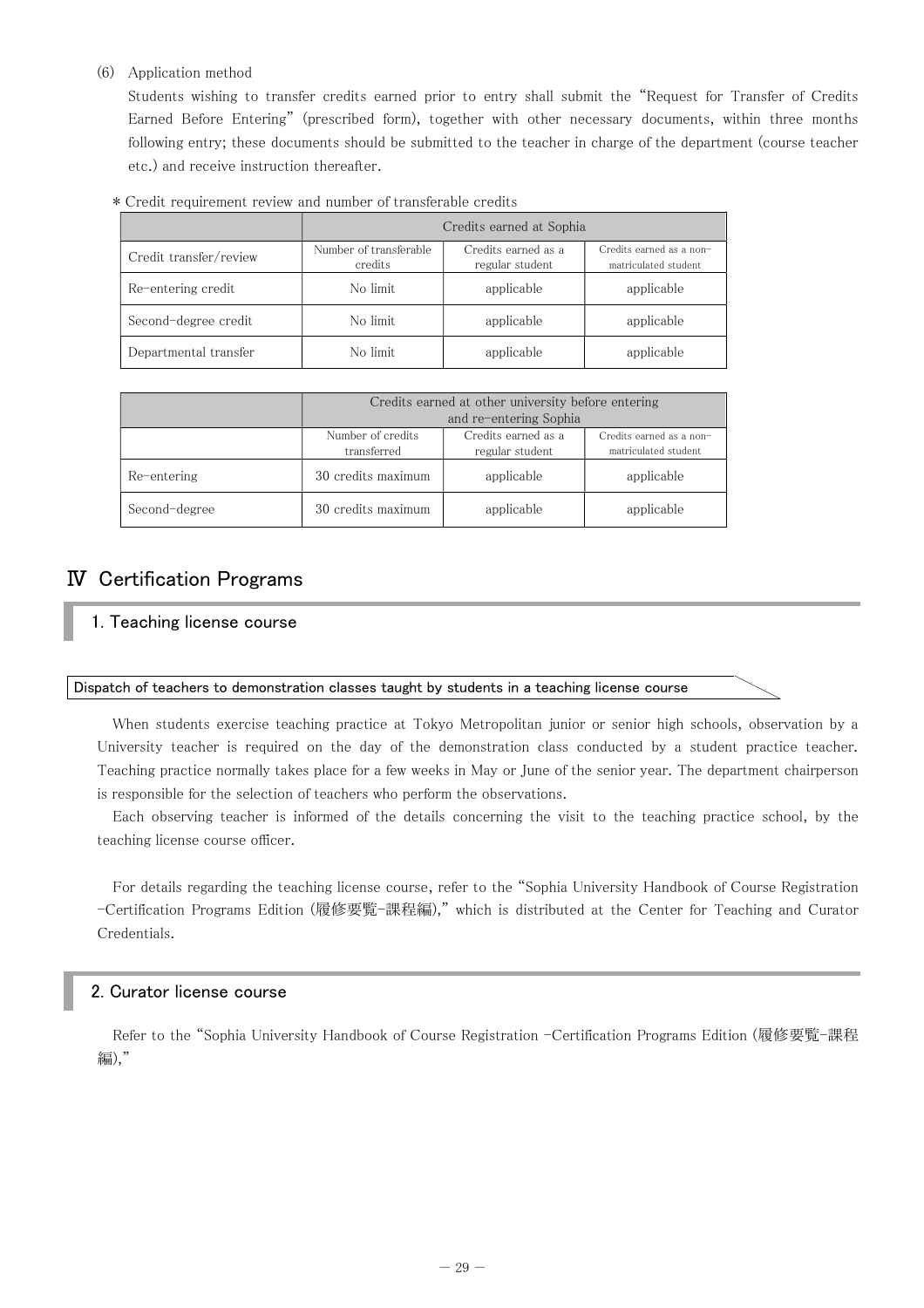(6) Application method

Students wishing to transfer credits earned prior to entry shall submit the "Request for Transfer of Credits Earned Before Entering" (prescribed form), together with other necessary documents, within three months following entry; these documents should be submitted to the teacher in charge of the department (course teacher etc.) and receive instruction thereafter.

* Credit requirement review and number of transferable credits

| | Credits earned at Sophia | | |
|---|---|---|---|
| Credit transfer/review | Number of transferable credits | Credits earned as a regular student | Credits earned as a non-matriculated student |
| Re-entering credit | No limit | applicable | applicable |
| Second-degree credit | No limit | applicable | applicable |
| Departmental transfer | No limit | applicable | applicable |

| | Credits earned at other university before entering and re-entering Sophia | | |
|---|---|---|---|
| | Number of credits transferred | Credits earned as a regular student | Credits earned as a non-matriculated student |
| Re-entering | 30 credits maximum | applicable | applicable |
| Second-degree | 30 credits maximum | applicable | applicable |

# Ⅳ Certification Programs

## 1. Teaching license course

### Dispatch of teachers to demonstration classes taught by students in a teaching license course

When students exercise teaching practice at Tokyo Metropolitan junior or senior high schools, observation by a University teacher is required on the day of the demonstration class conducted by a student practice teacher. Teaching practice normally takes place for a few weeks in May or June of the senior year. The department chairperson is responsible for the selection of teachers who perform the observations.

Each observing teacher is informed of the details concerning the visit to the teaching practice school, by the teaching license course officer.

For details regarding the teaching license course, refer to the "Sophia University Handbook of Course Registration -Certification Programs Edition (履修要覧-課程編)," which is distributed at the Center for Teaching and Curator Credentials.

## 2. Curator license course

Refer to the "Sophia University Handbook of Course Registration -Certification Programs Edition (履修要覧-課程編),"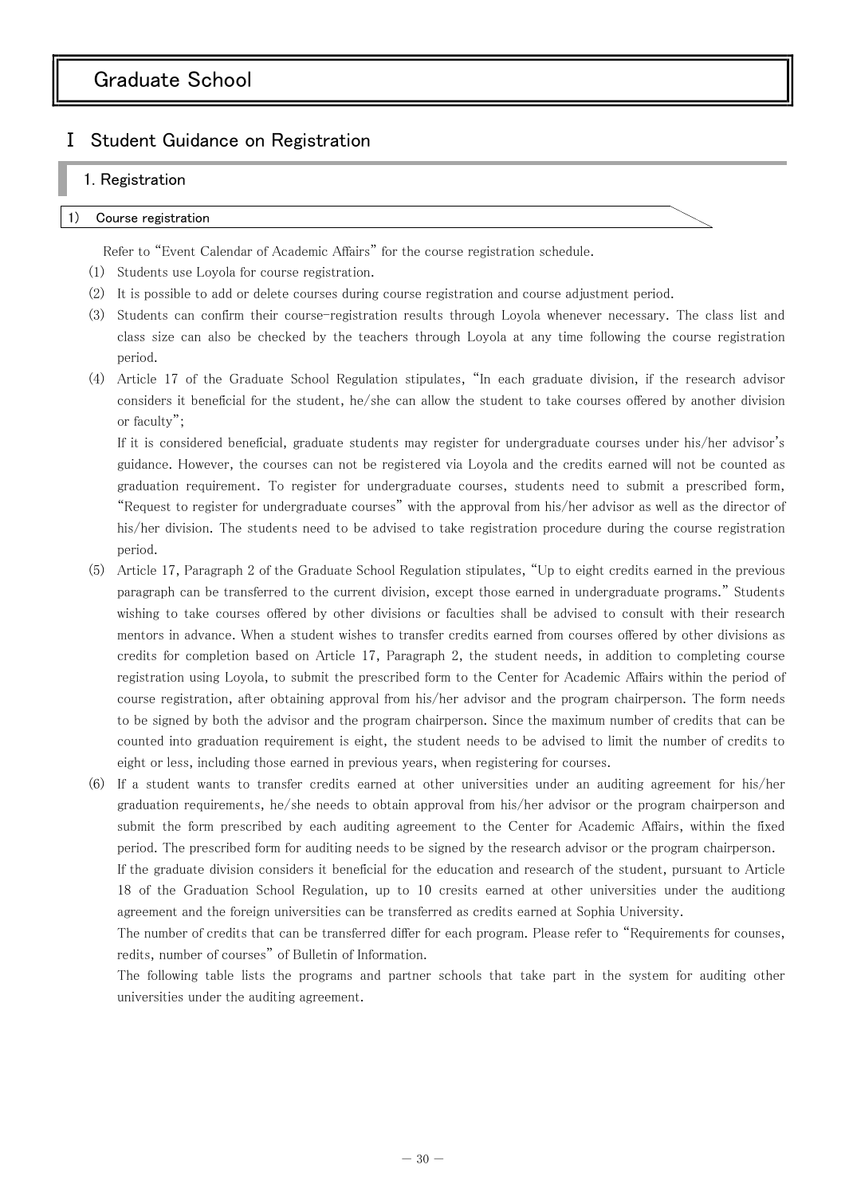# Graduate School

## Ⅰ Student Guidance on Registration

### 1. Registration

#### 1) Course registration

Refer to "Event Calendar of Academic Affairs" for the course registration schedule.

(1) Students use Loyola for course registration.

(2) It is possible to add or delete courses during course registration and course adjustment period.

(3) Students can confirm their course-registration results through Loyola whenever necessary. The class list and class size can also be checked by the teachers through Loyola at any time following the course registration period.

(4) Article 17 of the Graduate School Regulation stipulates, "In each graduate division, if the research advisor considers it beneficial for the student, he/she can allow the student to take courses offered by another division or faculty";

If it is considered beneficial, graduate students may register for undergraduate courses under his/her advisor's guidance. However, the courses can not be registered via Loyola and the credits earned will not be counted as graduation requirement. To register for undergraduate courses, students need to submit a prescribed form, "Request to register for undergraduate courses" with the approval from his/her advisor as well as the director of his/her division. The students need to be advised to take registration procedure during the course registration period.

(5) Article 17, Paragraph 2 of the Graduate School Regulation stipulates, "Up to eight credits earned in the previous paragraph can be transferred to the current division, except those earned in undergraduate programs." Students wishing to take courses offered by other divisions or faculties shall be advised to consult with their research mentors in advance. When a student wishes to transfer credits earned from courses offered by other divisions as credits for completion based on Article 17, Paragraph 2, the student needs, in addition to completing course registration using Loyola, to submit the prescribed form to the Center for Academic Affairs within the period of course registration, after obtaining approval from his/her advisor and the program chairperson. The form needs to be signed by both the advisor and the program chairperson. Since the maximum number of credits that can be counted into graduation requirement is eight, the student needs to be advised to limit the number of credits to eight or less, including those earned in previous years, when registering for courses.

(6) If a student wants to transfer credits earned at other universities under an auditing agreement for his/her graduation requirements, he/she needs to obtain approval from his/her advisor or the program chairperson and submit the form prescribed by each auditing agreement to the Center for Academic Affairs, within the fixed period. The prescribed form for auditing needs to be signed by the research advisor or the program chairperson.

If the graduate division considers it beneficial for the education and research of the student, pursuant to Article 18 of the Graduation School Regulation, up to 10 cresits earned at other universities under the auditiong agreement and the foreign universities can be transferred as credits earned at Sophia University.

The number of credits that can be transferred differ for each program. Please refer to "Requirements for counses, redits, number of courses" of Bulletin of Information.

The following table lists the programs and partner schools that take part in the system for auditing other universities under the auditing agreement.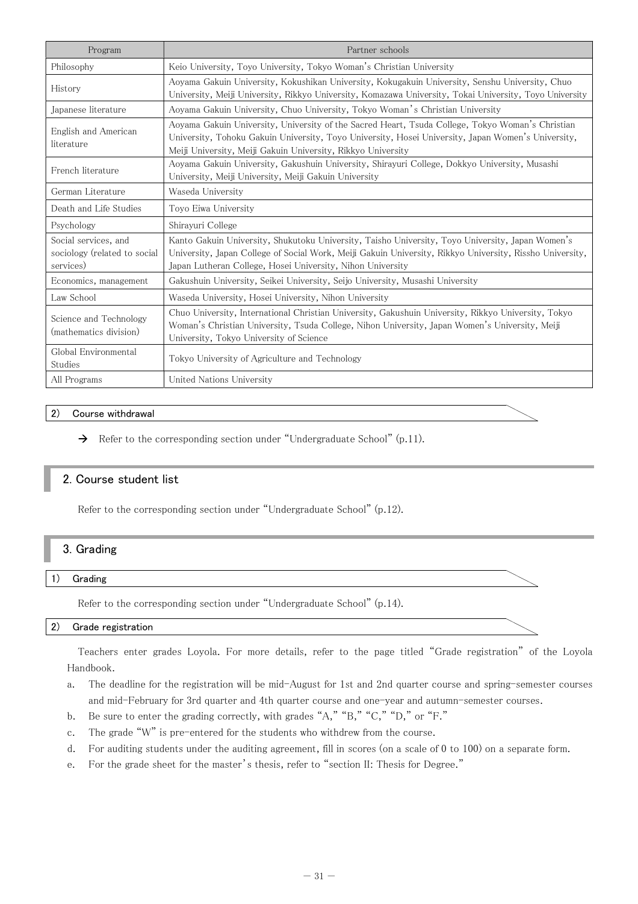| Program | Partner schools |
|---|---|
| Philosophy | Keio University, Toyo University, Tokyo Woman's Christian University |
| History | Aoyama Gakuin University, Kokushikan University, Kokugakuin University, Senshu University, Chuo University, Meiji University, Rikkyo University, Komazawa University, Tokai University, Toyo University |
| Japanese literature | Aoyama Gakuin University, Chuo University, Tokyo Woman's Christian University |
| English and American literature | Aoyama Gakuin University, University of the Sacred Heart, Tsuda College, Tokyo Woman's Christian University, Tohoku Gakuin University, Toyo University, Hosei University, Japan Women's University, Meiji University, Meiji Gakuin University, Rikkyo University |
| French literature | Aoyama Gakuin University, Gakushuin University, Shirayuri College, Dokkyo University, Musashi University, Meiji University, Meiji Gakuin University |
| German Literature | Waseda University |
| Death and Life Studies | Toyo Eiwa University |
| Psychology | Shirayuri College |
| Social services, and sociology (related to social services) | Kanto Gakuin University, Shukutoku University, Taisho University, Toyo University, Japan Women's University, Japan College of Social Work, Meiji Gakuin University, Rikkyo University, Rissho University, Japan Lutheran College, Hosei University, Nihon University |
| Economics, management | Gakushuin University, Seikei University, Seijo University, Musashi University |
| Law School | Waseda University, Hosei University, Nihon University |
| Science and Technology (mathematics division) | Chuo University, International Christian University, Gakushuin University, Rikkyo University, Tokyo Woman's Christian University, Tsuda College, Nihon University, Japan Women's University, Meiji University, Tokyo University of Science |
| Global Environmental Studies | Tokyo University of Agriculture and Technology |
| All Programs | United Nations University |

### 2) Course withdrawal

→ Refer to the corresponding section under "Undergraduate School" (p.11).

## 2. Course student list

Refer to the corresponding section under "Undergraduate School" (p.12).

## 3. Grading

### 1) Grading

Refer to the corresponding section under "Undergraduate School" (p.14).

### 2) Grade registration

Teachers enter grades Loyola. For more details, refer to the page titled "Grade registration" of the Loyola Handbook.

a. The deadline for the registration will be mid-August for 1st and 2nd quarter course and spring-semester courses and mid-February for 3rd quarter and 4th quarter course and one-year and autumn-semester courses.
b. Be sure to enter the grading correctly, with grades "A," "B," "C," "D," or "F."
c. The grade "W" is pre-entered for the students who withdrew from the course.
d. For auditing students under the auditing agreement, fill in scores (on a scale of 0 to 100) on a separate form.
e. For the grade sheet for the master's thesis, refer to "section II: Thesis for Degree."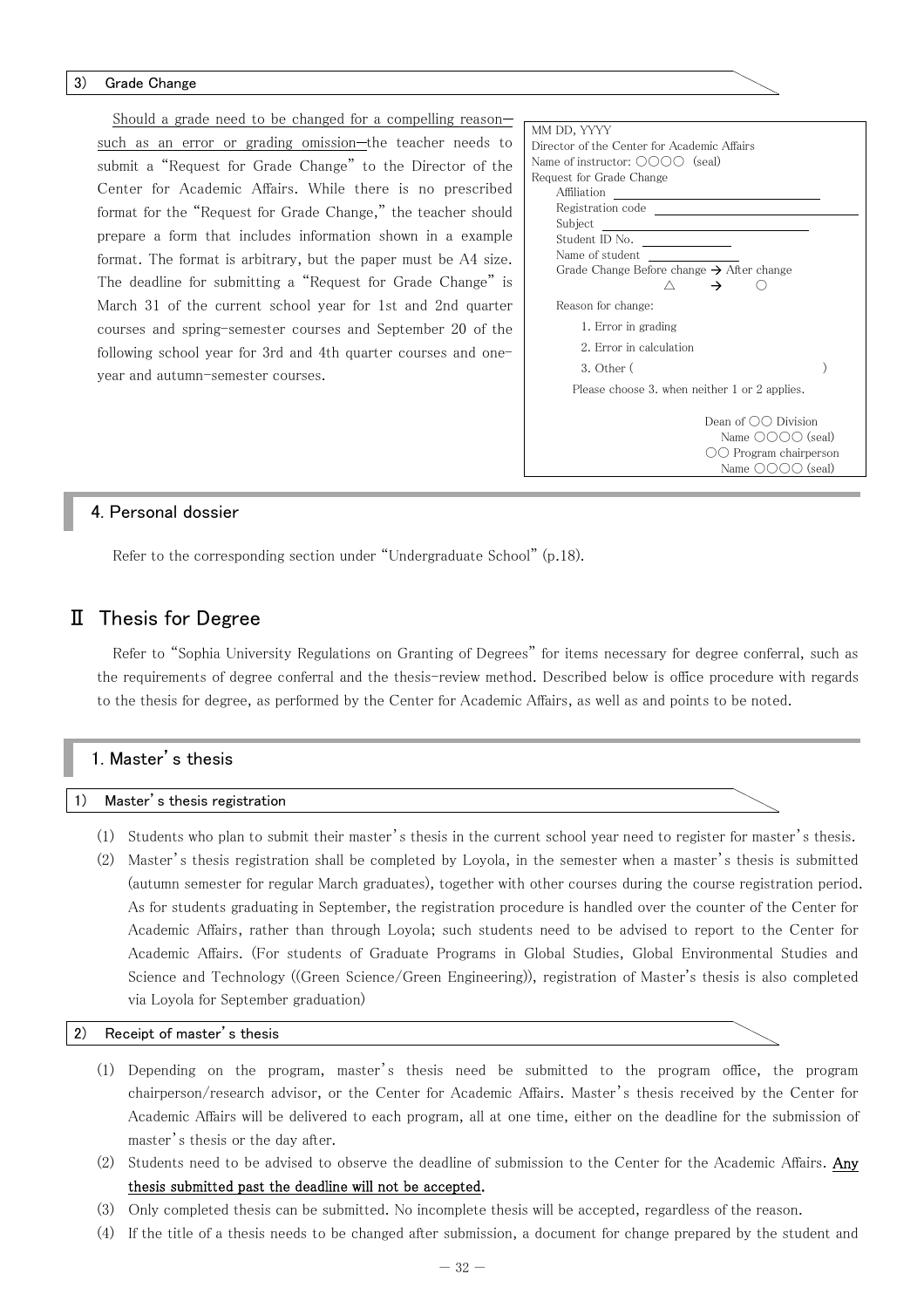### 3) Grade Change

Should a grade need to be changed for a compelling reason—such as an error or grading omission—the teacher needs to submit a "Request for Grade Change" to the Director of the Center for Academic Affairs. While there is no prescribed format for the "Request for Grade Change," the teacher should prepare a form that includes information shown in a example format. The format is arbitrary, but the paper must be A4 size. The deadline for submitting a "Request for Grade Change" is March 31 of the current school year for 1st and 2nd quarter courses and spring-semester courses and September 20 of the following school year for 3rd and 4th quarter courses and one-year and autumn-semester courses.

```
MM DD, YYYY
Director of the Center for Academic Affairs
Name of instructor: ○○○○ (seal)
Request for Grade Change
    Affiliation ____________________
    Registration code ____________________
    Subject ____________________
    Student ID No. ____________
    Name of student ____________
    Grade Change Before change → After change
                △    →    ○
    Reason for change:
        1. Error in grading
        2. Error in calculation
        3. Other (                    )
      Please choose 3. when neither 1 or 2 applies.

                        Dean of ○○ Division
                          Name ○○○○ (seal)
                        ○○ Program chairperson
                          Name ○○○○ (seal)
```

## 4. Personal dossier

Refer to the corresponding section under "Undergraduate School" (p.18).

# Ⅱ Thesis for Degree

Refer to "Sophia University Regulations on Granting of Degrees" for items necessary for degree conferral, such as the requirements of degree conferral and the thesis-review method. Described below is office procedure with regards to the thesis for degree, as performed by the Center for Academic Affairs, as well as and points to be noted.

## 1. Master's thesis

### 1) Master's thesis registration

(1) Students who plan to submit their master's thesis in the current school year need to register for master's thesis.

(2) Master's thesis registration shall be completed by Loyola, in the semester when a master's thesis is submitted (autumn semester for regular March graduates), together with other courses during the course registration period. As for students graduating in September, the registration procedure is handled over the counter of the Center for Academic Affairs, rather than through Loyola; such students need to be advised to report to the Center for Academic Affairs. (For students of Graduate Programs in Global Studies, Global Environmental Studies and Science and Technology ((Green Science/Green Engineering)), registration of Master's thesis is also completed via Loyola for September graduation)

### 2) Receipt of master's thesis

(1) Depending on the program, master's thesis need be submitted to the program office, the program chairperson/research advisor, or the Center for Academic Affairs. Master's thesis received by the Center for Academic Affairs will be delivered to each program, all at one time, either on the deadline for the submission of master's thesis or the day after.

(2) Students need to be advised to observe the deadline of submission to the Center for the Academic Affairs. **Any thesis submitted past the deadline will not be accepted.**

(3) Only completed thesis can be submitted. No incomplete thesis will be accepted, regardless of the reason.

(4) If the title of a thesis needs to be changed after submission, a document for change prepared by the student and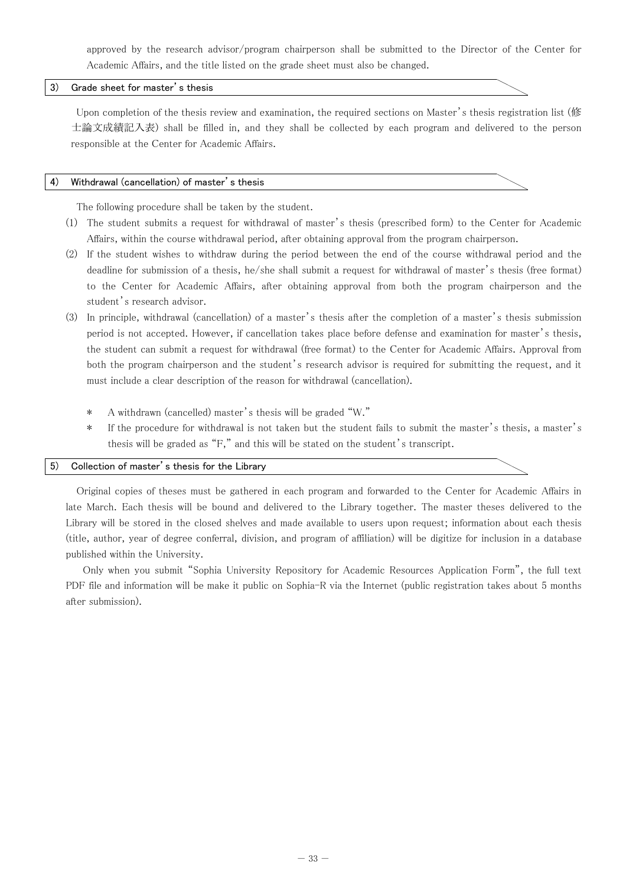approved by the research advisor/program chairperson shall be submitted to the Director of the Center for Academic Affairs, and the title listed on the grade sheet must also be changed.

### 3) Grade sheet for master's thesis

Upon completion of the thesis review and examination, the required sections on Master's thesis registration list (修士論文成績記入表) shall be filled in, and they shall be collected by each program and delivered to the person responsible at the Center for Academic Affairs.

### 4) Withdrawal (cancellation) of master's thesis

The following procedure shall be taken by the student.

(1) The student submits a request for withdrawal of master's thesis (prescribed form) to the Center for Academic Affairs, within the course withdrawal period, after obtaining approval from the program chairperson.

(2) If the student wishes to withdraw during the period between the end of the course withdrawal period and the deadline for submission of a thesis, he/she shall submit a request for withdrawal of master's thesis (free format) to the Center for Academic Affairs, after obtaining approval from both the program chairperson and the student's research advisor.

(3) In principle, withdrawal (cancellation) of a master's thesis after the completion of a master's thesis submission period is not accepted. However, if cancellation takes place before defense and examination for master's thesis, the student can submit a request for withdrawal (free format) to the Center for Academic Affairs. Approval from both the program chairperson and the student's research advisor is required for submitting the request, and it must include a clear description of the reason for withdrawal (cancellation).

- \* A withdrawn (cancelled) master's thesis will be graded "W."
- \* If the procedure for withdrawal is not taken but the student fails to submit the master's thesis, a master's thesis will be graded as "F," and this will be stated on the student's transcript.

### 5) Collection of master's thesis for the Library

Original copies of theses must be gathered in each program and forwarded to the Center for Academic Affairs in late March. Each thesis will be bound and delivered to the Library together. The master theses delivered to the Library will be stored in the closed shelves and made available to users upon request; information about each thesis (title, author, year of degree conferral, division, and program of affiliation) will be digitize for inclusion in a database published within the University.

Only when you submit "Sophia University Repository for Academic Resources Application Form", the full text PDF file and information will be make it public on Sophia-R via the Internet (public registration takes about 5 months after submission).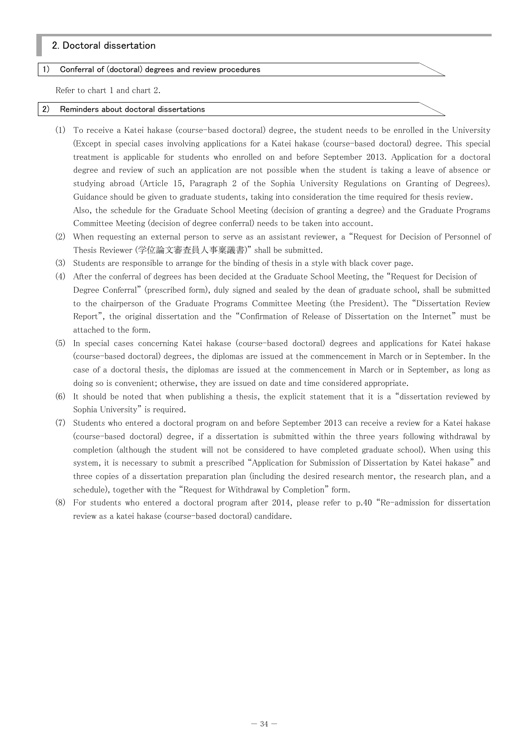## 2. Doctoral dissertation

### 1) Conferral of (doctoral) degrees and review procedures

Refer to chart 1 and chart 2.

### 2) Reminders about doctoral dissertations

(1) To receive a Katei hakase (course-based doctoral) degree, the student needs to be enrolled in the University (Except in special cases involving applications for a Katei hakase (course-based doctoral) degree. This special treatment is applicable for students who enrolled on and before September 2013. Application for a doctoral degree and review of such an application are not possible when the student is taking a leave of absence or studying abroad (Article 15, Paragraph 2 of the Sophia University Regulations on Granting of Degrees). Guidance should be given to graduate students, taking into consideration the time required for thesis review.
Also, the schedule for the Graduate School Meeting (decision of granting a degree) and the Graduate Programs Committee Meeting (decision of degree conferral) needs to be taken into account.

(2) When requesting an external person to serve as an assistant reviewer, a "Request for Decision of Personnel of Thesis Reviewer (学位論文審査員人事稟議書)" shall be submitted.

(3) Students are responsible to arrange for the binding of thesis in a style with black cover page.

(4) After the conferral of degrees has been decided at the Graduate School Meeting, the "Request for Decision of Degree Conferral" (prescribed form), duly signed and sealed by the dean of graduate school, shall be submitted to the chairperson of the Graduate Programs Committee Meeting (the President). The "Dissertation Review Report", the original dissertation and the "Confirmation of Release of Dissertation on the Internet" must be attached to the form.

(5) In special cases concerning Katei hakase (course-based doctoral) degrees and applications for Katei hakase (course-based doctoral) degrees, the diplomas are issued at the commencement in March or in September. In the case of a doctoral thesis, the diplomas are issued at the commencement in March or in September, as long as doing so is convenient; otherwise, they are issued on date and time considered appropriate.

(6) It should be noted that when publishing a thesis, the explicit statement that it is a "dissertation reviewed by Sophia University" is required.

(7) Students who entered a doctoral program on and before September 2013 can receive a review for a Katei hakase (course-based doctoral) degree, if a dissertation is submitted within the three years following withdrawal by completion (although the student will not be considered to have completed graduate school). When using this system, it is necessary to submit a prescribed "Application for Submission of Dissertation by Katei hakase" and three copies of a dissertation preparation plan (including the desired research mentor, the research plan, and a schedule), together with the "Request for Withdrawal by Completion" form.

(8) For students who entered a doctoral program after 2014, please refer to p.40 "Re-admission for dissertation review as a katei hakase (course-based doctoral) candidare.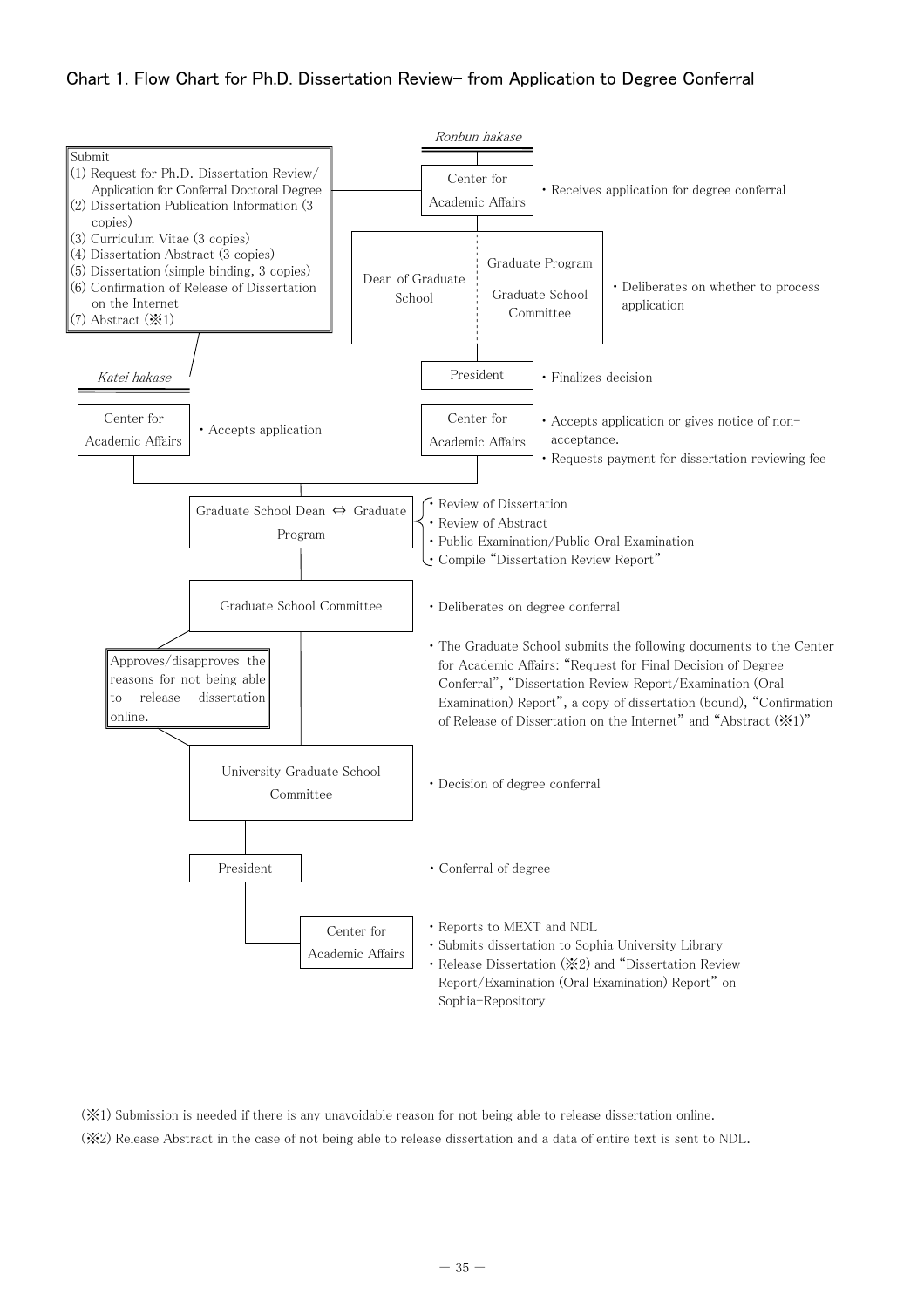## Chart 1. Flow Chart for Ph.D. Dissertation Review– from Application to Degree Conferral

Submit
(1) Request for Ph.D. Dissertation Review/ Application for Conferral Doctoral Degree
(2) Dissertation Publication Information (3 copies)
(3) Curriculum Vitae (3 copies)
(4) Dissertation Abstract (3 copies)
(5) Dissertation (simple binding, 3 copies)
(6) Confirmation of Release of Dissertation on the Internet
(7) Abstract (※1)

*Ronbun hakase*

| Step | Action |
| --- | --- |
| Center for Academic Affairs | ・Receives application for degree conferral |
| Dean of Graduate School / Graduate Program / Graduate School Committee | ・Deliberates on whether to process application |
| President | ・Finalizes decision |
| Center for Academic Affairs | ・Accepts application or gives notice of non-acceptance.<br>・Requests payment for dissertation reviewing fee |

*Katei hakase*

| Step | Action |
| --- | --- |
| Center for Academic Affairs | ・Accepts application |

(Both routes continue below.)

| Step | Action |
| --- | --- |
| Graduate School Dean ⇔ Graduate Program | ・Review of Dissertation<br>・Review of Abstract<br>・Public Examination/Public Oral Examination<br>・Compile "Dissertation Review Report" |
| Graduate School Committee | ・Deliberates on degree conferral |
| Approves/disapproves the reasons for not being able to release dissertation online. | ・The Graduate School submits the following documents to the Center for Academic Affairs: "Request for Final Decision of Degree Conferral", "Dissertation Review Report/Examination (Oral Examination) Report", a copy of dissertation (bound), "Confirmation of Release of Dissertation on the Internet" and "Abstract (※1)" |
| University Graduate School Committee | ・Decision of degree conferral |
| President | ・Conferral of degree |
| Center for Academic Affairs | ・Reports to MEXT and NDL<br>・Submits dissertation to Sophia University Library<br>・Release Dissertation (※2) and "Dissertation Review Report/Examination (Oral Examination) Report" on Sophia-Repository |

(※1) Submission is needed if there is any unavoidable reason for not being able to release dissertation online.

(※2) Release Abstract in the case of not being able to release dissertation and a data of entire text is sent to NDL.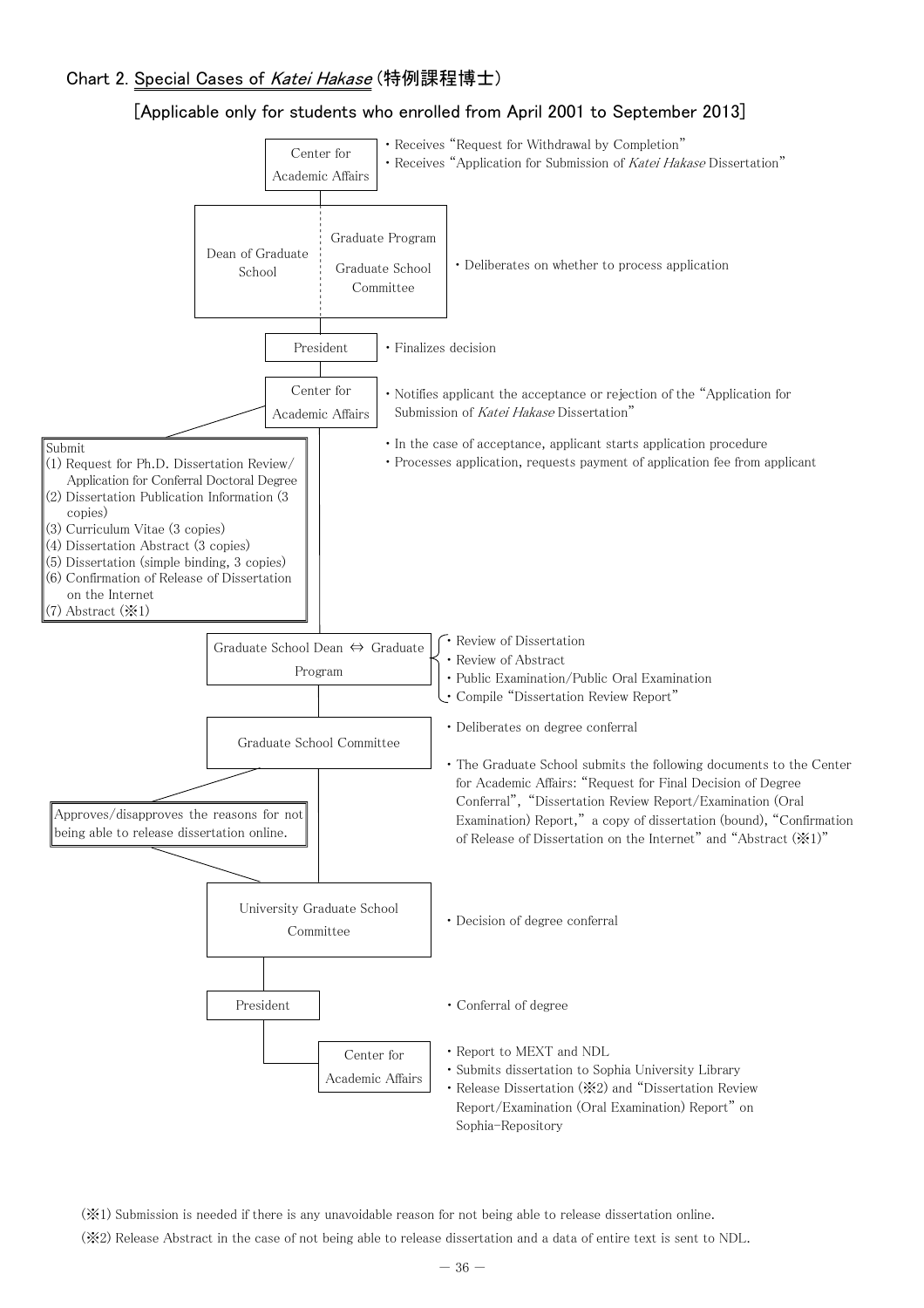## Chart 2. Special Cases of *Katei Hakase* (特例課程博士)

### [Applicable only for students who enrolled from April 2001 to September 2013]

**Center for Academic Affairs**
- Receives "Request for Withdrawal by Completion"
- Receives "Application for Submission of *Katei Hakase* Dissertation"

**Dean of Graduate School | Graduate Program / Graduate School Committee**
- Deliberates on whether to process application

**President**
- Finalizes decision

**Center for Academic Affairs**
- Notifies applicant the acceptance or rejection of the "Application for Submission of *Katei Hakase* Dissertation"
- In the case of acceptance, applicant starts application procedure
- Processes application, requests payment of application fee from applicant

Submit
(1) Request for Ph.D. Dissertation Review/ Application for Conferral Doctoral Degree
(2) Dissertation Publication Information (3 copies)
(3) Curriculum Vitae (3 copies)
(4) Dissertation Abstract (3 copies)
(5) Dissertation (simple binding, 3 copies)
(6) Confirmation of Release of Dissertation on the Internet
(7) Abstract (※1)

**Graduate School Dean ⇔ Graduate Program**
- Review of Dissertation
- Review of Abstract
- Public Examination/Public Oral Examination
- Compile "Dissertation Review Report"

**Graduate School Committee**
- Deliberates on degree conferral
- The Graduate School submits the following documents to the Center for Academic Affairs: "Request for Final Decision of Degree Conferral", "Dissertation Review Report/Examination (Oral Examination) Report," a copy of dissertation (bound), "Confirmation of Release of Dissertation on the Internet" and "Abstract (※1)"

Approves/disapproves the reasons for not being able to release dissertation online.

**University Graduate School Committee**
- Decision of degree conferral

**President**
- Conferral of degree

**Center for Academic Affairs**
- Report to MEXT and NDL
- Submits dissertation to Sophia University Library
- Release Dissertation (※2) and "Dissertation Review Report/Examination (Oral Examination) Report" on Sophia-Repository

(※1) Submission is needed if there is any unavoidable reason for not being able to release dissertation online.

(※2) Release Abstract in the case of not being able to release dissertation and a data of entire text is sent to NDL.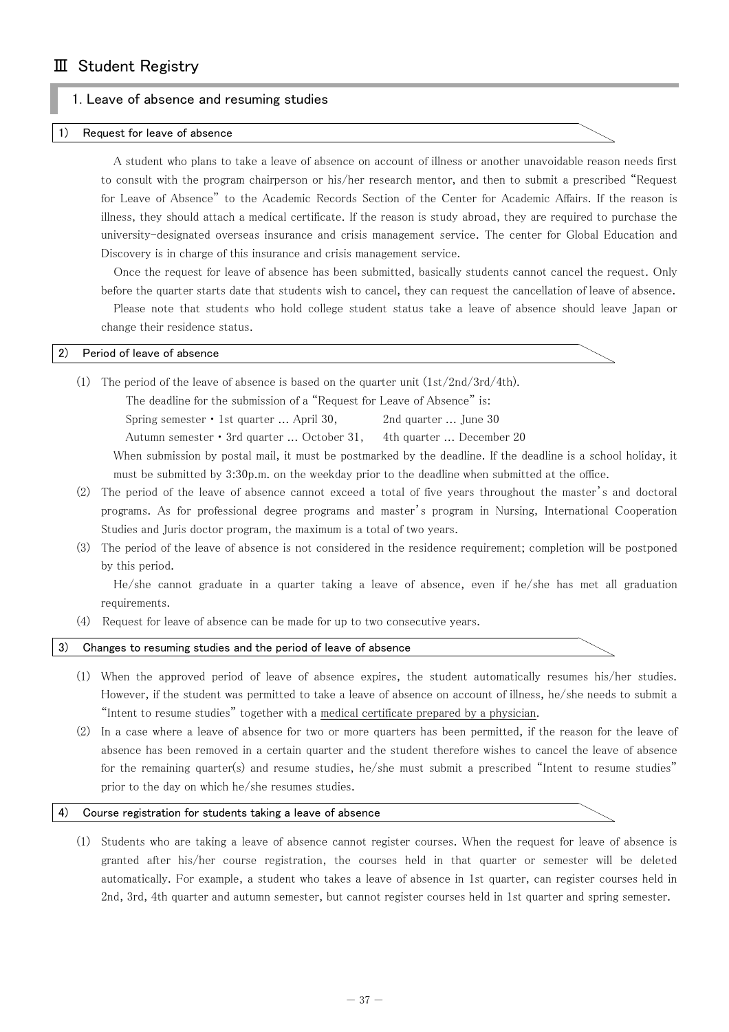# Ⅲ Student Registry

## 1. Leave of absence and resuming studies

### 1) Request for leave of absence

A student who plans to take a leave of absence on account of illness or another unavoidable reason needs first to consult with the program chairperson or his/her research mentor, and then to submit a prescribed "Request for Leave of Absence" to the Academic Records Section of the Center for Academic Affairs. If the reason is illness, they should attach a medical certificate. If the reason is study abroad, they are required to purchase the university-designated overseas insurance and crisis management service. The center for Global Education and Discovery is in charge of this insurance and crisis management service.

Once the request for leave of absence has been submitted, basically students cannot cancel the request. Only before the quarter starts date that students wish to cancel, they can request the cancellation of leave of absence.

Please note that students who hold college student status take a leave of absence should leave Japan or change their residence status.

### 2) Period of leave of absence

(1) The period of the leave of absence is based on the quarter unit (1st/2nd/3rd/4th).

The deadline for the submission of a "Request for Leave of Absence" is:

Spring semester・1st quarter ... April 30,　　2nd quarter ... June 30

Autumn semester・3rd quarter ... October 31,　　4th quarter ... December 20

When submission by postal mail, it must be postmarked by the deadline. If the deadline is a school holiday, it must be submitted by 3:30p.m. on the weekday prior to the deadline when submitted at the office.

(2) The period of the leave of absence cannot exceed a total of five years throughout the master's and doctoral programs. As for professional degree programs and master's program in Nursing, International Cooperation Studies and Juris doctor program, the maximum is a total of two years.

(3) The period of the leave of absence is not considered in the residence requirement; completion will be postponed by this period.

He/she cannot graduate in a quarter taking a leave of absence, even if he/she has met all graduation requirements.

(4) Request for leave of absence can be made for up to two consecutive years.

### 3) Changes to resuming studies and the period of leave of absence

(1) When the approved period of leave of absence expires, the student automatically resumes his/her studies. However, if the student was permitted to take a leave of absence on account of illness, he/she needs to submit a "Intent to resume studies" together with a medical certificate prepared by a physician.

(2) In a case where a leave of absence for two or more quarters has been permitted, if the reason for the leave of absence has been removed in a certain quarter and the student therefore wishes to cancel the leave of absence for the remaining quarter(s) and resume studies, he/she must submit a prescribed "Intent to resume studies" prior to the day on which he/she resumes studies.

### 4) Course registration for students taking a leave of absence

(1) Students who are taking a leave of absence cannot register courses. When the request for leave of absence is granted after his/her course registration, the courses held in that quarter or semester will be deleted automatically. For example, a student who takes a leave of absence in 1st quarter, can register courses held in 2nd, 3rd, 4th quarter and autumn semester, but cannot register courses held in 1st quarter and spring semester.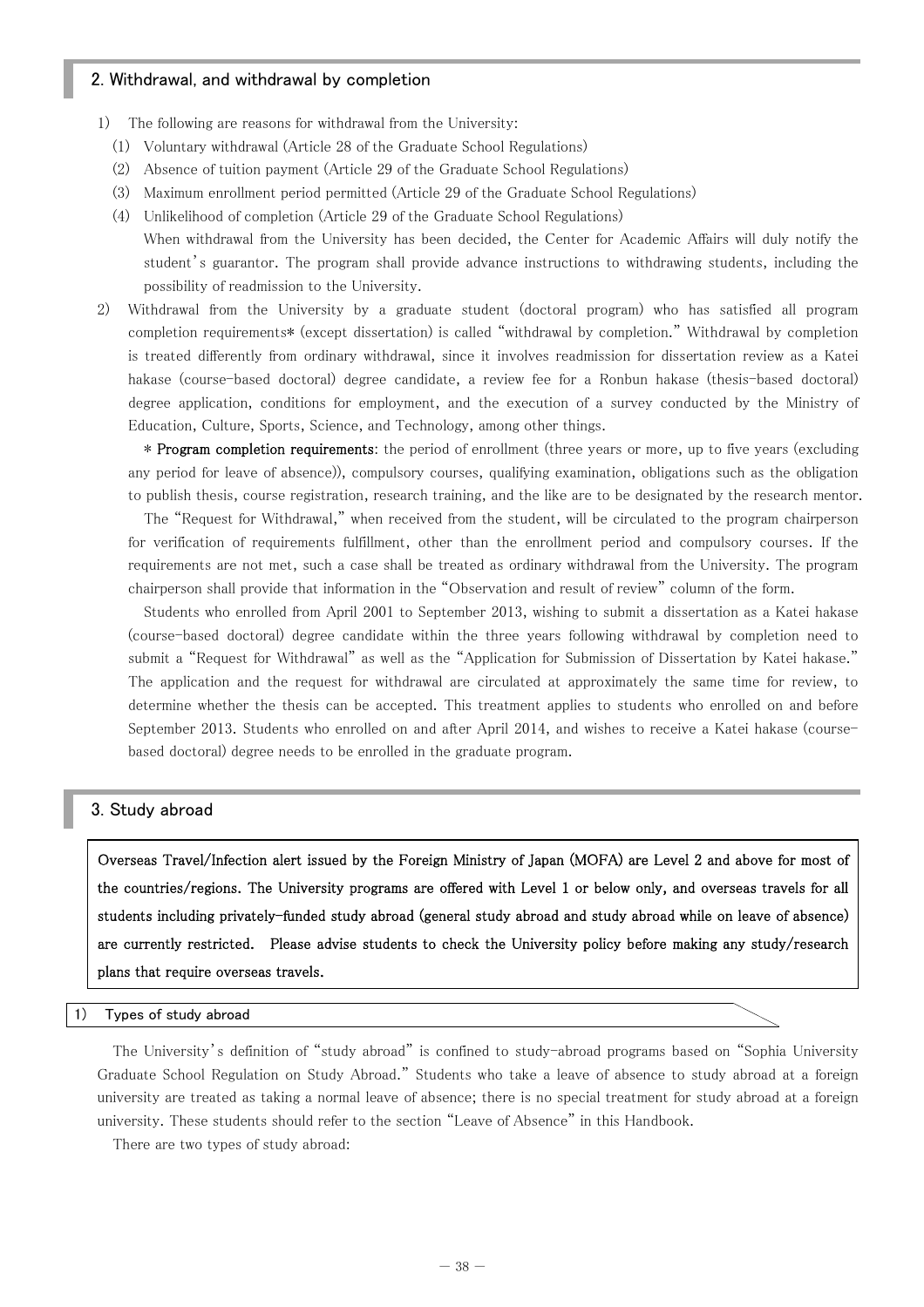## 2. Withdrawal, and withdrawal by completion

1) The following are reasons for withdrawal from the University:
   (1) Voluntary withdrawal (Article 28 of the Graduate School Regulations)
   (2) Absence of tuition payment (Article 29 of the Graduate School Regulations)
   (3) Maximum enrollment period permitted (Article 29 of the Graduate School Regulations)
   (4) Unlikelihood of completion (Article 29 of the Graduate School Regulations)

   When withdrawal from the University has been decided, the Center for Academic Affairs will duly notify the student's guarantor. The program shall provide advance instructions to withdrawing students, including the possibility of readmission to the University.

2) Withdrawal from the University by a graduate student (doctoral program) who has satisfied all program completion requirements* (except dissertation) is called "withdrawal by completion." Withdrawal by completion is treated differently from ordinary withdrawal, since it involves readmission for dissertation review as a Katei hakase (course-based doctoral) degree candidate, a review fee for a Ronbun hakase (thesis-based doctoral) degree application, conditions for employment, and the execution of a survey conducted by the Ministry of Education, Culture, Sports, Science, and Technology, among other things.

   \* **Program completion requirements**: the period of enrollment (three years or more, up to five years (excluding any period for leave of absence)), compulsory courses, qualifying examination, obligations such as the obligation to publish thesis, course registration, research training, and the like are to be designated by the research mentor.

   The "Request for Withdrawal," when received from the student, will be circulated to the program chairperson for verification of requirements fulfillment, other than the enrollment period and compulsory courses. If the requirements are not met, such a case shall be treated as ordinary withdrawal from the University. The program chairperson shall provide that information in the "Observation and result of review" column of the form.

   Students who enrolled from April 2001 to September 2013, wishing to submit a dissertation as a Katei hakase (course-based doctoral) degree candidate within the three years following withdrawal by completion need to submit a "Request for Withdrawal" as well as the "Application for Submission of Dissertation by Katei hakase." The application and the request for withdrawal are circulated at approximately the same time for review, to determine whether the thesis can be accepted. This treatment applies to students who enrolled on and before September 2013. Students who enrolled on and after April 2014, and wishes to receive a Katei hakase (course-based doctoral) degree needs to be enrolled in the graduate program.

## 3. Study abroad

**Overseas Travel/Infection alert issued by the Foreign Ministry of Japan (MOFA) are Level 2 and above for most of the countries/regions. The University programs are offered with Level 1 or below only, and overseas travels for all students including privately-funded study abroad (general study abroad and study abroad while on leave of absence) are currently restricted. Please advise students to check the University policy before making any study/research plans that require overseas travels.**

### 1) Types of study abroad

The University's definition of "study abroad" is confined to study-abroad programs based on "Sophia University Graduate School Regulation on Study Abroad." Students who take a leave of absence to study abroad at a foreign university are treated as taking a normal leave of absence; there is no special treatment for study abroad at a foreign university. These students should refer to the section "Leave of Absence" in this Handbook.

There are two types of study abroad: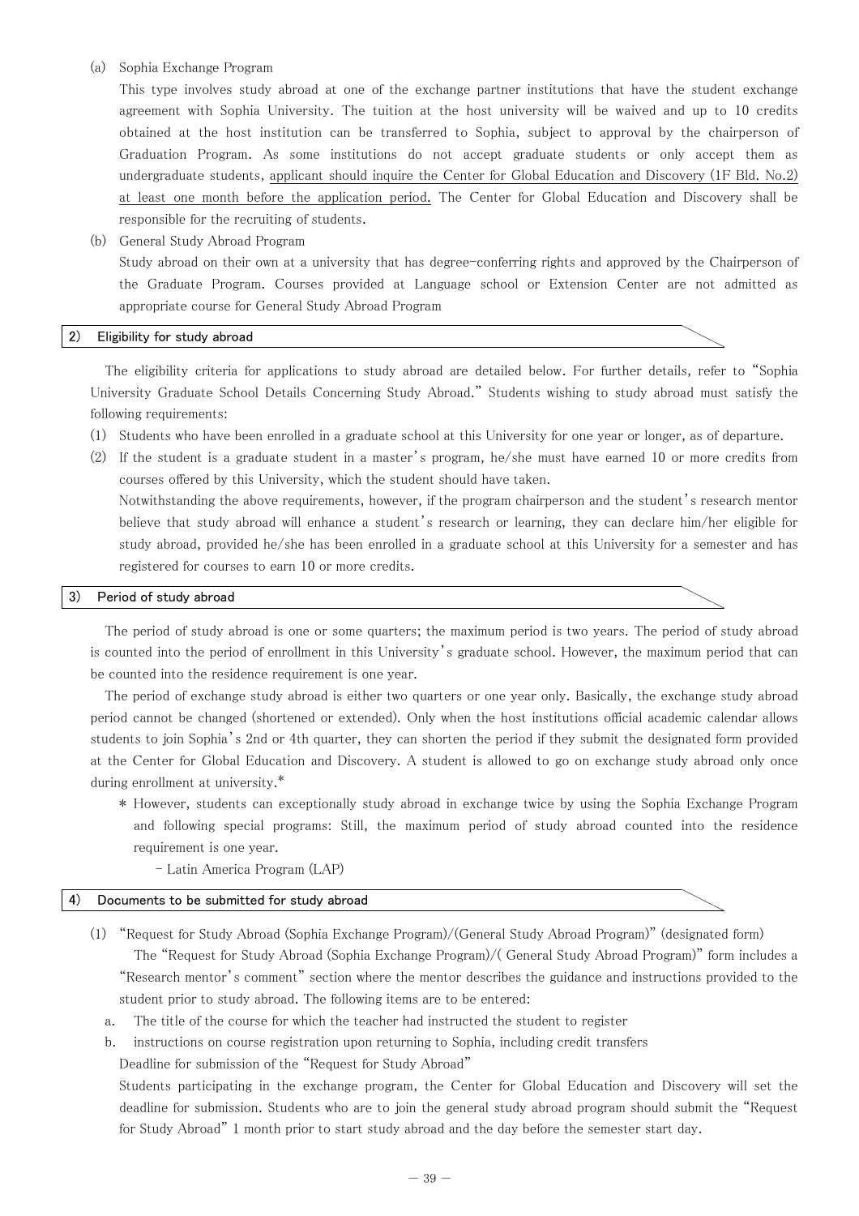(a) Sophia Exchange Program

This type involves study abroad at one of the exchange partner institutions that have the student exchange agreement with Sophia University. The tuition at the host university will be waived and up to 10 credits obtained at the host institution can be transferred to Sophia, subject to approval by the chairperson of Graduation Program. As some institutions do not accept graduate students or only accept them as undergraduate students, applicant should inquire the Center for Global Education and Discovery (1F Bld. No.2) at least one month before the application period. The Center for Global Education and Discovery shall be responsible for the recruiting of students.

(b) General Study Abroad Program

Study abroad on their own at a university that has degree-conferring rights and approved by the Chairperson of the Graduate Program. Courses provided at Language school or Extension Center are not admitted as appropriate course for General Study Abroad Program

### 2) Eligibility for study abroad

The eligibility criteria for applications to study abroad are detailed below. For further details, refer to "Sophia University Graduate School Details Concerning Study Abroad." Students wishing to study abroad must satisfy the following requirements:

(1) Students who have been enrolled in a graduate school at this University for one year or longer, as of departure.

(2) If the student is a graduate student in a master's program, he/she must have earned 10 or more credits from courses offered by this University, which the student should have taken.

Notwithstanding the above requirements, however, if the program chairperson and the student's research mentor believe that study abroad will enhance a student's research or learning, they can declare him/her eligible for study abroad, provided he/she has been enrolled in a graduate school at this University for a semester and has registered for courses to earn 10 or more credits.

### 3) Period of study abroad

The period of study abroad is one or some quarters; the maximum period is two years. The period of study abroad is counted into the period of enrollment in this University's graduate school. However, the maximum period that can be counted into the residence requirement is one year.

The period of exchange study abroad is either two quarters or one year only. Basically, the exchange study abroad period cannot be changed (shortened or extended). Only when the host institutions official academic calendar allows students to join Sophia's 2nd or 4th quarter, they can shorten the period if they submit the designated form provided at the Center for Global Education and Discovery. A student is allowed to go on exchange study abroad only once during enrollment at university.*

\* However, students can exceptionally study abroad in exchange twice by using the Sophia Exchange Program and following special programs: Still, the maximum period of study abroad counted into the residence requirement is one year.

- Latin America Program (LAP)

### 4) Documents to be submitted for study abroad

(1) "Request for Study Abroad (Sophia Exchange Program)/(General Study Abroad Program)" (designated form)

The "Request for Study Abroad (Sophia Exchange Program)/( General Study Abroad Program)" form includes a "Research mentor's comment" section where the mentor describes the guidance and instructions provided to the student prior to study abroad. The following items are to be entered:

a. The title of the course for which the teacher had instructed the student to register

b. instructions on course registration upon returning to Sophia, including credit transfers

Deadline for submission of the "Request for Study Abroad"

Students participating in the exchange program, the Center for Global Education and Discovery will set the deadline for submission. Students who are to join the general study abroad program should submit the "Request for Study Abroad" 1 month prior to start study abroad and the day before the semester start day.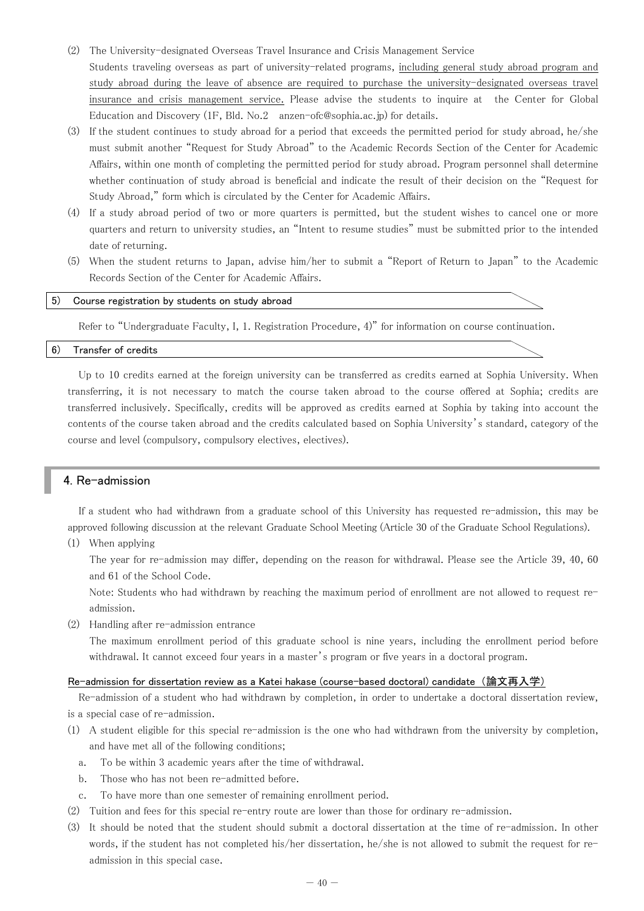(2) The University-designated Overseas Travel Insurance and Crisis Management Service

Students traveling overseas as part of university-related programs, including general study abroad program and study abroad during the leave of absence are required to purchase the university-designated overseas travel insurance and crisis management service. Please advise the students to inquire at the Center for Global Education and Discovery (1F, Bld. No.2 anzen-ofc@sophia.ac.jp) for details.

(3) If the student continues to study abroad for a period that exceeds the permitted period for study abroad, he/she must submit another "Request for Study Abroad" to the Academic Records Section of the Center for Academic Affairs, within one month of completing the permitted period for study abroad. Program personnel shall determine whether continuation of study abroad is beneficial and indicate the result of their decision on the "Request for Study Abroad," form which is circulated by the Center for Academic Affairs.

(4) If a study abroad period of two or more quarters is permitted, but the student wishes to cancel one or more quarters and return to university studies, an "Intent to resume studies" must be submitted prior to the intended date of returning.

(5) When the student returns to Japan, advise him/her to submit a "Report of Return to Japan" to the Academic Records Section of the Center for Academic Affairs.

#### 5) Course registration by students on study abroad

Refer to "Undergraduate Faculty, I, 1. Registration Procedure, 4)" for information on course continuation.

#### 6) Transfer of credits

Up to 10 credits earned at the foreign university can be transferred as credits earned at Sophia University. When transferring, it is not necessary to match the course taken abroad to the course offered at Sophia; credits are transferred inclusively. Specifically, credits will be approved as credits earned at Sophia by taking into account the contents of the course taken abroad and the credits calculated based on Sophia University's standard, category of the course and level (compulsory, compulsory electives, electives).

## 4. Re-admission

If a student who had withdrawn from a graduate school of this University has requested re-admission, this may be approved following discussion at the relevant Graduate School Meeting (Article 30 of the Graduate School Regulations).

(1) When applying

The year for re-admission may differ, depending on the reason for withdrawal. Please see the Article 39, 40, 60 and 61 of the School Code.

Note: Students who had withdrawn by reaching the maximum period of enrollment are not allowed to request re-admission.

(2) Handling after re-admission entrance

The maximum enrollment period of this graduate school is nine years, including the enrollment period before withdrawal. It cannot exceed four years in a master's program or five years in a doctoral program.

#### Re-admission for dissertation review as a Katei hakase (course-based doctoral) candidate（論文再入学）

Re-admission of a student who had withdrawn by completion, in order to undertake a doctoral dissertation review, is a special case of re-admission.

(1) A student eligible for this special re-admission is the one who had withdrawn from the university by completion, and have met all of the following conditions;

   a. To be within 3 academic years after the time of withdrawal.
   b. Those who has not been re-admitted before.
   c. To have more than one semester of remaining enrollment period.

(2) Tuition and fees for this special re-entry route are lower than those for ordinary re-admission.

(3) It should be noted that the student should submit a doctoral dissertation at the time of re-admission. In other words, if the student has not completed his/her dissertation, he/she is not allowed to submit the request for re-admission in this special case.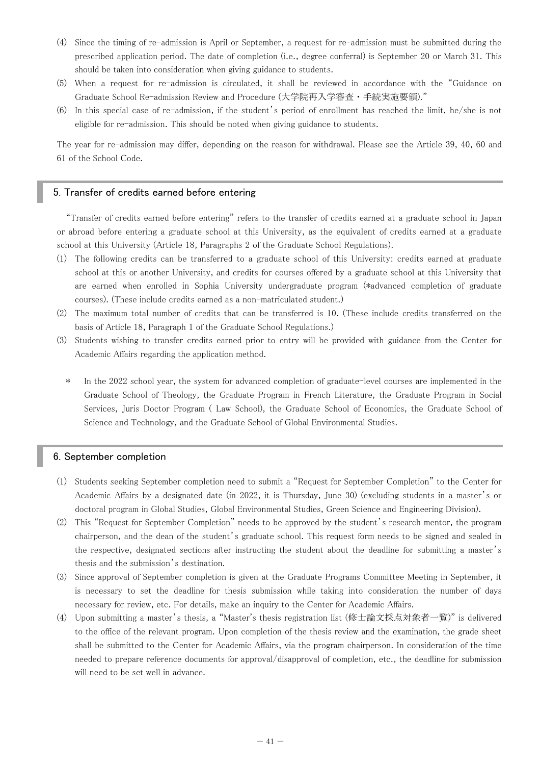(4) Since the timing of re-admission is April or September, a request for re-admission must be submitted during the prescribed application period. The date of completion (i.e., degree conferral) is September 20 or March 31. This should be taken into consideration when giving guidance to students.

(5) When a request for re-admission is circulated, it shall be reviewed in accordance with the "Guidance on Graduate School Re-admission Review and Procedure (大学院再入学審査・手続実施要領)."

(6) In this special case of re-admission, if the student's period of enrollment has reached the limit, he/she is not eligible for re-admission. This should be noted when giving guidance to students.

The year for re-admission may differ, depending on the reason for withdrawal. Please see the Article 39, 40, 60 and 61 of the School Code.

## 5. Transfer of credits earned before entering

"Transfer of credits earned before entering" refers to the transfer of credits earned at a graduate school in Japan or abroad before entering a graduate school at this University, as the equivalent of credits earned at a graduate school at this University (Article 18, Paragraphs 2 of the Graduate School Regulations).

(1) The following credits can be transferred to a graduate school of this University: credits earned at graduate school at this or another University, and credits for courses offered by a graduate school at this University that are earned when enrolled in Sophia University undergraduate program (*advanced completion of graduate courses). (These include credits earned as a non-matriculated student.)

(2) The maximum total number of credits that can be transferred is 10. (These include credits transferred on the basis of Article 18, Paragraph 1 of the Graduate School Regulations.)

(3) Students wishing to transfer credits earned prior to entry will be provided with guidance from the Center for Academic Affairs regarding the application method.

\* In the 2022 school year, the system for advanced completion of graduate-level courses are implemented in the Graduate School of Theology, the Graduate Program in French Literature, the Graduate Program in Social Services, Juris Doctor Program ( Law School), the Graduate School of Economics, the Graduate School of Science and Technology, and the Graduate School of Global Environmental Studies.

## 6. September completion

(1) Students seeking September completion need to submit a "Request for September Completion" to the Center for Academic Affairs by a designated date (in 2022, it is Thursday, June 30) (excluding students in a master's or doctoral program in Global Studies, Global Environmental Studies, Green Science and Engineering Division).

(2) This "Request for September Completion" needs to be approved by the student's research mentor, the program chairperson, and the dean of the student's graduate school. This request form needs to be signed and sealed in the respective, designated sections after instructing the student about the deadline for submitting a master's thesis and the submission's destination.

(3) Since approval of September completion is given at the Graduate Programs Committee Meeting in September, it is necessary to set the deadline for thesis submission while taking into consideration the number of days necessary for review, etc. For details, make an inquiry to the Center for Academic Affairs.

(4) Upon submitting a master's thesis, a "Master's thesis registration list (修士論文採点対象者一覧)" is delivered to the office of the relevant program. Upon completion of the thesis review and the examination, the grade sheet shall be submitted to the Center for Academic Affairs, via the program chairperson. In consideration of the time needed to prepare reference documents for approval/disapproval of completion, etc., the deadline for submission will need to be set well in advance.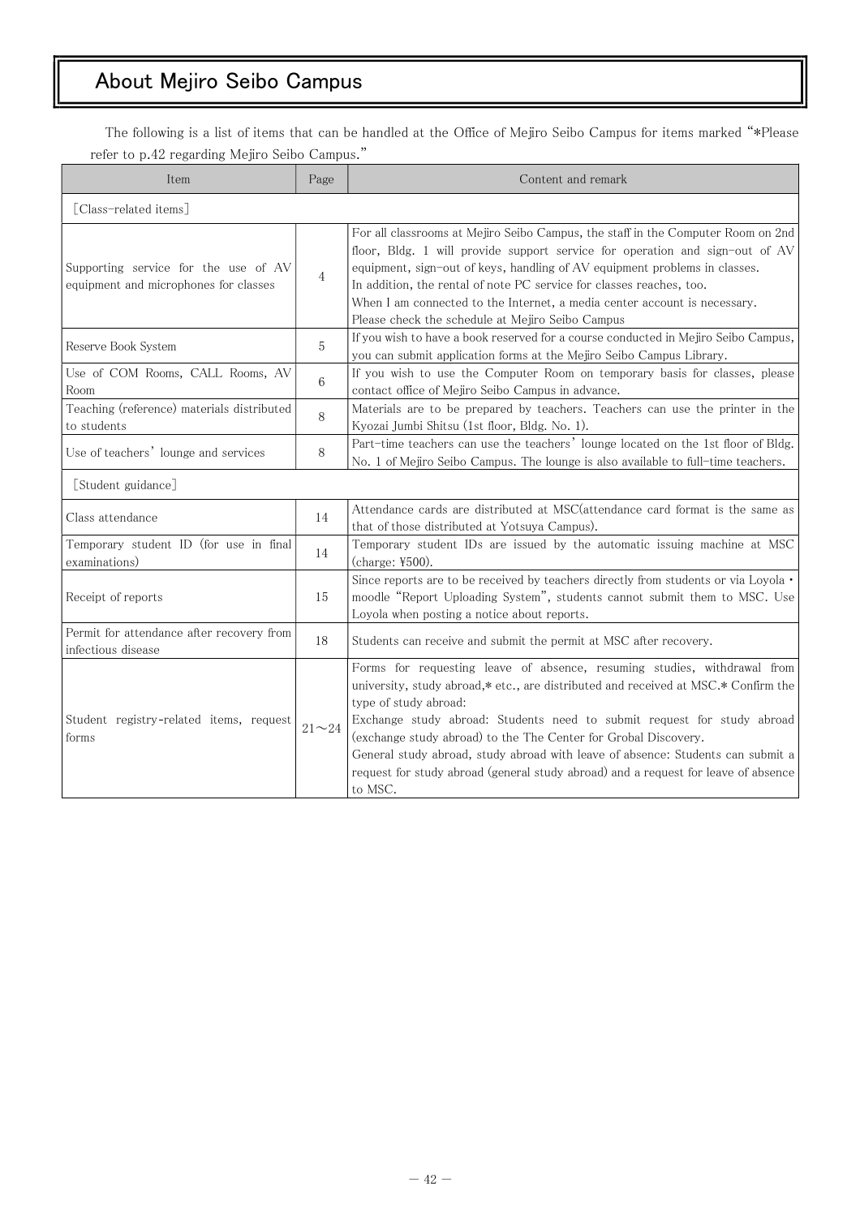# About Mejiro Seibo Campus

The following is a list of items that can be handled at the Office of Mejiro Seibo Campus for items marked "*Please refer to p.42 regarding Mejiro Seibo Campus."

| Item | Page | Content and remark |
|---|---|---|
| [Class-related items] | | |
| Supporting service for the use of AV equipment and microphones for classes | 4 | For all classrooms at Mejiro Seibo Campus, the staff in the Computer Room on 2nd floor, Bldg. 1 will provide support service for operation and sign-out of AV equipment, sign-out of keys, handling of AV equipment problems in classes.<br>In addition, the rental of note PC service for classes reaches, too.<br>When I am connected to the Internet, a media center account is necessary.<br>Please check the schedule at Mejiro Seibo Campus |
| Reserve Book System | 5 | If you wish to have a book reserved for a course conducted in Mejiro Seibo Campus, you can submit application forms at the Mejiro Seibo Campus Library. |
| Use of COM Rooms, CALL Rooms, AV Room | 6 | If you wish to use the Computer Room on temporary basis for classes, please contact office of Mejiro Seibo Campus in advance. |
| Teaching (reference) materials distributed to students | 8 | Materials are to be prepared by teachers. Teachers can use the printer in the Kyozai Jumbi Shitsu (1st floor, Bldg. No. 1). |
| Use of teachers' lounge and services | 8 | Part-time teachers can use the teachers' lounge located on the 1st floor of Bldg. No. 1 of Mejiro Seibo Campus. The lounge is also available to full-time teachers. |
| [Student guidance] | | |
| Class attendance | 14 | Attendance cards are distributed at MSC(attendance card format is the same as that of those distributed at Yotsuya Campus). |
| Temporary student ID (for use in final examinations) | 14 | Temporary student IDs are issued by the automatic issuing machine at MSC (charge: ¥500). |
| Receipt of reports | 15 | Since reports are to be received by teachers directly from students or via Loyola・moodle "Report Uploading System", students cannot submit them to MSC. Use Loyola when posting a notice about reports. |
| Permit for attendance after recovery from infectious disease | 18 | Students can receive and submit the permit at MSC after recovery. |
| Student registry-related items, request forms | 21～24 | Forms for requesting leave of absence, resuming studies, withdrawal from university, study abroad,* etc., are distributed and received at MSC.* Confirm the type of study abroad:<br>Exchange study abroad: Students need to submit request for study abroad (exchange study abroad) to the The Center for Grobal Discovery.<br>General study abroad, study abroad with leave of absence: Students can submit a request for study abroad (general study abroad) and a request for leave of absence to MSC. |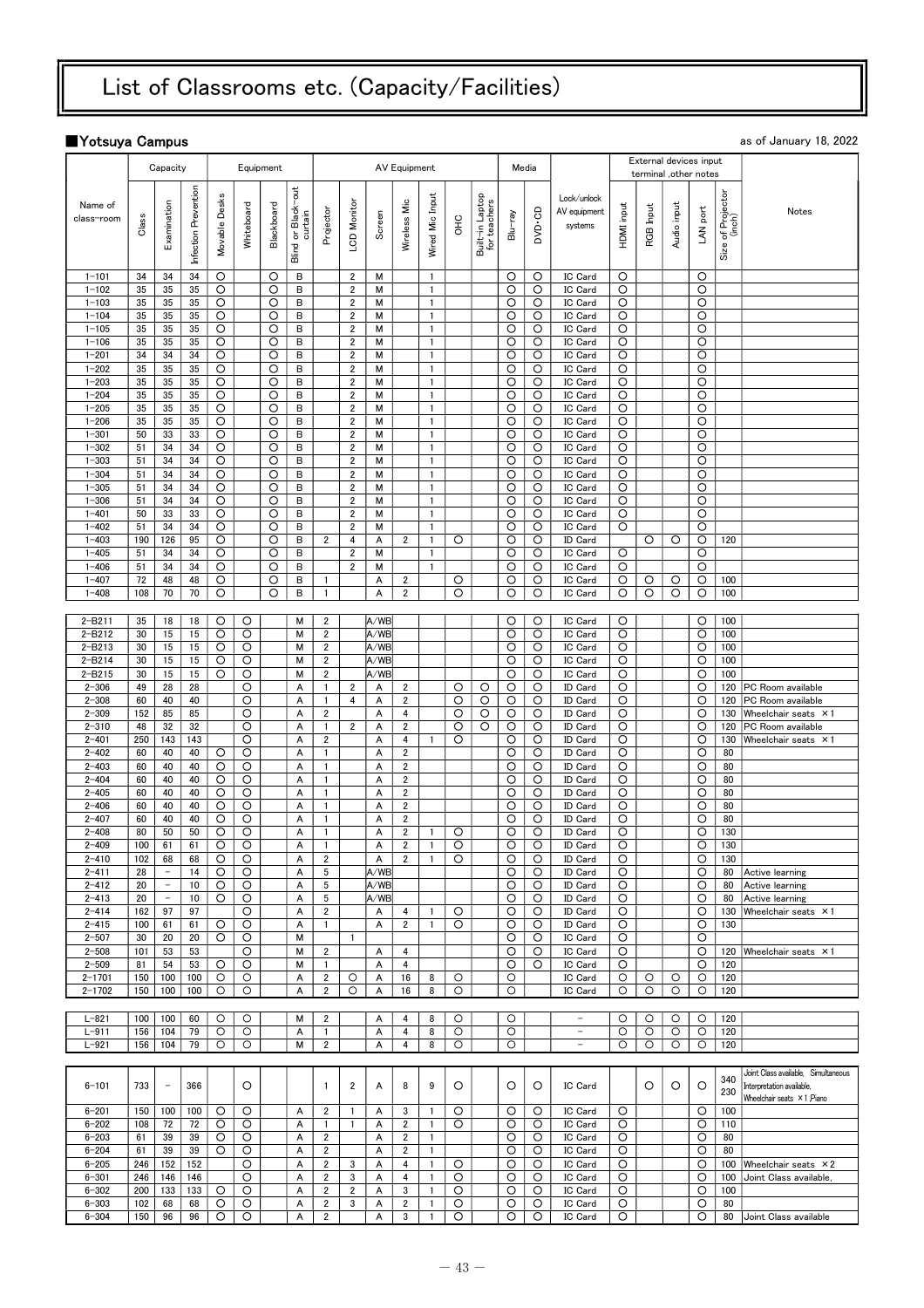# List of Classrooms etc. (Capacity/Facilities)

## ■Yotsuya Campus

as of January 18, 2022

| | Capacity | | | Equipment | | | | AV Equipment | | | | | | | Media | | | External devices input terminal ,other notes | | | | | |
|---|---|---|---|---|---|---|---|---|---|---|---|---|---|---|---|---|---|---|---|---|---|---|---|
| Name of class-room | Class | Examination | Infection Prevention | Movable Desks | Whiteboard | Blackboard | Blind or Black-out curtain | Projector | LCD Monitor | Screen | Wireless Mic | Wired Mic Input | OHC | Built-in Laptop for teachers | Blu-ray | DVD·CD | Lock/unlock AV equipment systems | HDMI input | RGB Input | Audio input | LAN port | Size of Projector (inch) | Notes |
| 1−101 | 34 | 34 | 34 | ○ | | ○ | B | | 2 | M | | 1 | | | ○ | ○ | IC Card | ○ | | | ○ | | |
| 1−102 | 35 | 35 | 35 | ○ | | ○ | B | | 2 | M | | 1 | | | ○ | ○ | IC Card | ○ | | | ○ | | |
| 1−103 | 35 | 35 | 35 | ○ | | ○ | B | | 2 | M | | 1 | | | ○ | ○ | IC Card | ○ | | | ○ | | |
| 1−104 | 35 | 35 | 35 | ○ | | ○ | B | | 2 | M | | 1 | | | ○ | ○ | IC Card | ○ | | | ○ | | |
| 1−105 | 35 | 35 | 35 | ○ | | ○ | B | | 2 | M | | 1 | | | ○ | ○ | IC Card | ○ | | | ○ | | |
| 1−106 | 35 | 35 | 35 | ○ | | ○ | B | | 2 | M | | 1 | | | ○ | ○ | IC Card | ○ | | | ○ | | |
| 1−201 | 34 | 34 | 34 | ○ | | ○ | B | | 2 | M | | 1 | | | ○ | ○ | IC Card | ○ | | | ○ | | |
| 1−202 | 35 | 35 | 35 | ○ | | ○ | B | | 2 | M | | 1 | | | ○ | ○ | IC Card | ○ | | | ○ | | |
| 1−203 | 35 | 35 | 35 | ○ | | ○ | B | | 2 | M | | 1 | | | ○ | ○ | IC Card | ○ | | | ○ | | |
| 1−204 | 35 | 35 | 35 | ○ | | ○ | B | | 2 | M | | 1 | | | ○ | ○ | IC Card | ○ | | | ○ | | |
| 1−205 | 35 | 35 | 35 | ○ | | ○ | B | | 2 | M | | 1 | | | ○ | ○ | IC Card | ○ | | | ○ | | |
| 1−206 | 35 | 35 | 35 | ○ | | ○ | B | | 2 | M | | 1 | | | ○ | ○ | IC Card | ○ | | | ○ | | |
| 1−301 | 50 | 33 | 33 | ○ | | ○ | B | | 2 | M | | 1 | | | ○ | ○ | IC Card | ○ | | | ○ | | |
| 1−302 | 51 | 34 | 34 | ○ | | ○ | B | | 2 | M | | 1 | | | ○ | ○ | IC Card | ○ | | | ○ | | |
| 1−303 | 51 | 34 | 34 | ○ | | ○ | B | | 2 | M | | 1 | | | ○ | ○ | IC Card | ○ | | | ○ | | |
| 1−304 | 51 | 34 | 34 | ○ | | ○ | B | | 2 | M | | 1 | | | ○ | ○ | IC Card | ○ | | | ○ | | |
| 1−305 | 51 | 34 | 34 | ○ | | ○ | B | | 2 | M | | 1 | | | ○ | ○ | IC Card | ○ | | | ○ | | |
| 1−306 | 51 | 34 | 34 | ○ | | ○ | B | | 2 | M | | 1 | | | ○ | ○ | IC Card | ○ | | | ○ | | |
| 1−401 | 50 | 33 | 33 | ○ | | ○ | B | | 2 | M | | 1 | | | ○ | ○ | IC Card | ○ | | | ○ | | |
| 1−402 | 51 | 34 | 34 | ○ | | ○ | B | | 2 | M | | 1 | | | ○ | ○ | IC Card | ○ | | | ○ | | |
| 1−403 | 190 | 126 | 95 | ○ | | ○ | B | 2 | 4 | A | 2 | 1 | ○ | | ○ | ○ | ID Card | | ○ | ○ | ○ | 120 | |
| 1−405 | 51 | 34 | 34 | ○ | | ○ | B | | 2 | M | | 1 | | | ○ | ○ | IC Card | ○ | | | ○ | | |
| 1−406 | 51 | 34 | 34 | ○ | | ○ | B | | 2 | M | | 1 | | | ○ | ○ | IC Card | ○ | | | ○ | | |
| 1−407 | 72 | 48 | 48 | ○ | | ○ | B | 1 | | A | 2 | | ○ | | ○ | ○ | IC Card | ○ | ○ | ○ | ○ | 100 | |
| 1−408 | 108 | 70 | 70 | ○ | | ○ | B | 1 | | A | 2 | | ○ | | ○ | ○ | IC Card | ○ | ○ | ○ | ○ | 100 | |
| 2−B211 | 35 | 18 | 18 | ○ | ○ | | M | 2 | | A/WB | | | | | ○ | ○ | IC Card | ○ | | | ○ | 100 | |
| 2−B212 | 30 | 15 | 15 | ○ | ○ | | M | 2 | | A/WB | | | | | ○ | ○ | IC Card | ○ | | | ○ | 100 | |
| 2−B213 | 30 | 15 | 15 | ○ | ○ | | M | 2 | | A/WB | | | | | ○ | ○ | IC Card | ○ | | | ○ | 100 | |
| 2−B214 | 30 | 15 | 15 | ○ | ○ | | M | 2 | | A/WB | | | | | ○ | ○ | IC Card | ○ | | | ○ | 100 | |
| 2−B215 | 30 | 15 | 15 | ○ | ○ | | M | 2 | | A/WB | | | | | ○ | ○ | IC Card | ○ | | | ○ | 100 | |
| 2−306 | 49 | 28 | 28 | | ○ | | A | 1 | 2 | A | 2 | | ○ | ○ | ○ | ○ | ID Card | ○ | | | ○ | 120 | PC Room available |
| 2−308 | 60 | 40 | 40 | | ○ | | A | 1 | 4 | A | 2 | | ○ | ○ | ○ | ○ | ID Card | ○ | | | ○ | 120 | PC Room available |
| 2−309 | 152 | 85 | 85 | | ○ | | A | 2 | | A | 4 | | ○ | ○ | ○ | ○ | ID Card | ○ | | | ○ | 130 | Wheelchair seats ×1 |
| 2−310 | 48 | 32 | 32 | | ○ | | A | 1 | 2 | A | 2 | | ○ | ○ | ○ | ○ | ID Card | ○ | | | ○ | 120 | PC Room available |
| 2−401 | 250 | 143 | 143 | | ○ | | A | 2 | | A | 4 | 1 | ○ | | ○ | ○ | ID Card | ○ | | | ○ | 130 | Wheelchair seats ×1 |
| 2−402 | 60 | 40 | 40 | ○ | ○ | | A | 1 | | A | 2 | | | | ○ | ○ | ID Card | ○ | | | ○ | 80 | |
| 2−403 | 60 | 40 | 40 | ○ | ○ | | A | 1 | | A | 2 | | | | ○ | ○ | ID Card | ○ | | | ○ | 80 | |
| 2−404 | 60 | 40 | 40 | ○ | ○ | | A | 1 | | A | 2 | | | | ○ | ○ | ID Card | ○ | | | ○ | 80 | |
| 2−405 | 60 | 40 | 40 | ○ | ○ | | A | 1 | | A | 2 | | | | ○ | ○ | ID Card | ○ | | | ○ | 80 | |
| 2−406 | 60 | 40 | 40 | ○ | ○ | | A | 1 | | A | 2 | | | | ○ | ○ | ID Card | ○ | | | ○ | 80 | |
| 2−407 | 60 | 40 | 40 | ○ | ○ | | A | 1 | | A | 2 | | | | ○ | ○ | ID Card | ○ | | | ○ | 80 | |
| 2−408 | 80 | 50 | 50 | ○ | ○ | | A | 1 | | A | 2 | 1 | ○ | | ○ | ○ | ID Card | ○ | | | ○ | 130 | |
| 2−409 | 100 | 61 | 61 | ○ | ○ | | A | 1 | | A | 2 | 1 | ○ | | ○ | ○ | ID Card | ○ | | | ○ | 130 | |
| 2−410 | 102 | 68 | 68 | ○ | ○ | | A | 2 | | A | 2 | 1 | ○ | | ○ | ○ | ID Card | ○ | | | ○ | 130 | |
| 2−411 | 28 | − | 14 | ○ | ○ | | A | 5 | | A/WB | | | | | ○ | ○ | ID Card | ○ | | | ○ | 80 | Active learning |
| 2−412 | 20 | − | 10 | ○ | ○ | | A | 5 | | A/WB | | | | | ○ | ○ | ID Card | ○ | | | ○ | 80 | Active learning |
| 2−413 | 20 | − | 10 | ○ | ○ | | A | 5 | | A/WB | | | | | ○ | ○ | ID Card | ○ | | | ○ | 80 | Active learning |
| 2−414 | 162 | 97 | 97 | | ○ | | A | 2 | | A | 4 | 1 | ○ | | ○ | ○ | ID Card | ○ | | | ○ | 130 | Wheelchair seats ×1 |
| 2−415 | 100 | 61 | 61 | ○ | ○ | | A | 1 | | A | 2 | 1 | ○ | | ○ | ○ | ID Card | ○ | | | ○ | 130 | |
| 2−507 | 30 | 20 | 20 | ○ | ○ | | M | | 1 | | | | | | ○ | ○ | IC Card | ○ | | | ○ | | |
| 2−508 | 101 | 53 | 53 | | ○ | | M | 2 | | A | 4 | | | | ○ | ○ | IC Card | ○ | | | ○ | 120 | Wheelchair seats ×1 |
| 2−509 | 81 | 54 | 53 | ○ | ○ | | M | 1 | | A | 4 | | | | ○ | ○ | IC Card | ○ | | | ○ | 120 | |
| 2−1701 | 150 | 100 | 100 | ○ | ○ | | A | 2 | ○ | A | 16 | 8 | ○ | | ○ | | IC Card | ○ | ○ | ○ | ○ | 120 | |
| 2−1702 | 150 | 100 | 100 | ○ | ○ | | A | 2 | ○ | A | 16 | 8 | ○ | | ○ | | IC Card | ○ | ○ | ○ | ○ | 120 | |
| L−821 | 100 | 100 | 60 | ○ | ○ | | M | 2 | | A | 4 | 8 | ○ | | ○ | | − | ○ | ○ | ○ | ○ | 120 | |
| L−911 | 156 | 104 | 79 | ○ | ○ | | A | 1 | | A | 4 | 8 | ○ | | ○ | | − | ○ | ○ | ○ | ○ | 120 | |
| L−921 | 156 | 104 | 79 | ○ | ○ | | M | 2 | | A | 4 | 8 | ○ | | ○ | | − | ○ | ○ | ○ | ○ | 120 | |
| 6−101 | 733 | − | 366 | | ○ | | | 1 | 2 | A | 8 | 9 | ○ | | ○ | ○ | IC Card | | ○ | ○ | ○ | 340 230 | Joint Class available, Simultaneous Interpretation available, Wheelchair seats ×1 ,Piano |
| 6−201 | 150 | 100 | 100 | ○ | ○ | | A | 2 | 1 | A | 3 | 1 | ○ | | ○ | ○ | IC Card | ○ | | | ○ | 100 | |
| 6−202 | 108 | 72 | 72 | ○ | ○ | | A | 1 | 1 | A | 2 | 1 | ○ | | ○ | ○ | IC Card | ○ | | | ○ | 110 | |
| 6−203 | 61 | 39 | 39 | ○ | ○ | | A | 2 | | A | 2 | 1 | | | ○ | ○ | IC Card | ○ | | | ○ | 80 | |
| 6−204 | 61 | 39 | 39 | ○ | ○ | | A | 2 | | A | 2 | 1 | | | ○ | ○ | IC Card | ○ | | | ○ | 80 | |
| 6−205 | 246 | 152 | 152 | | ○ | | A | 2 | 3 | A | 4 | 1 | ○ | | ○ | ○ | IC Card | ○ | | | ○ | 100 | Wheelchair seats ×2 |
| 6−301 | 246 | 146 | 146 | | ○ | | A | 2 | 3 | A | 4 | 1 | ○ | | ○ | ○ | IC Card | ○ | | | ○ | 100 | Joint Class available. |
| 6−302 | 200 | 133 | 133 | ○ | ○ | | A | 2 | 2 | A | 3 | 1 | ○ | | ○ | ○ | IC Card | ○ | | | ○ | 100 | |
| 6−303 | 102 | 68 | 68 | ○ | ○ | | A | 2 | 3 | A | 2 | 1 | ○ | | ○ | ○ | IC Card | ○ | | | ○ | 80 | |
| 6−304 | 150 | 96 | 96 | ○ | ○ | | A | 2 | | A | 3 | 1 | ○ | | ○ | ○ | IC Card | ○ | | | ○ | 80 | Joint Class available |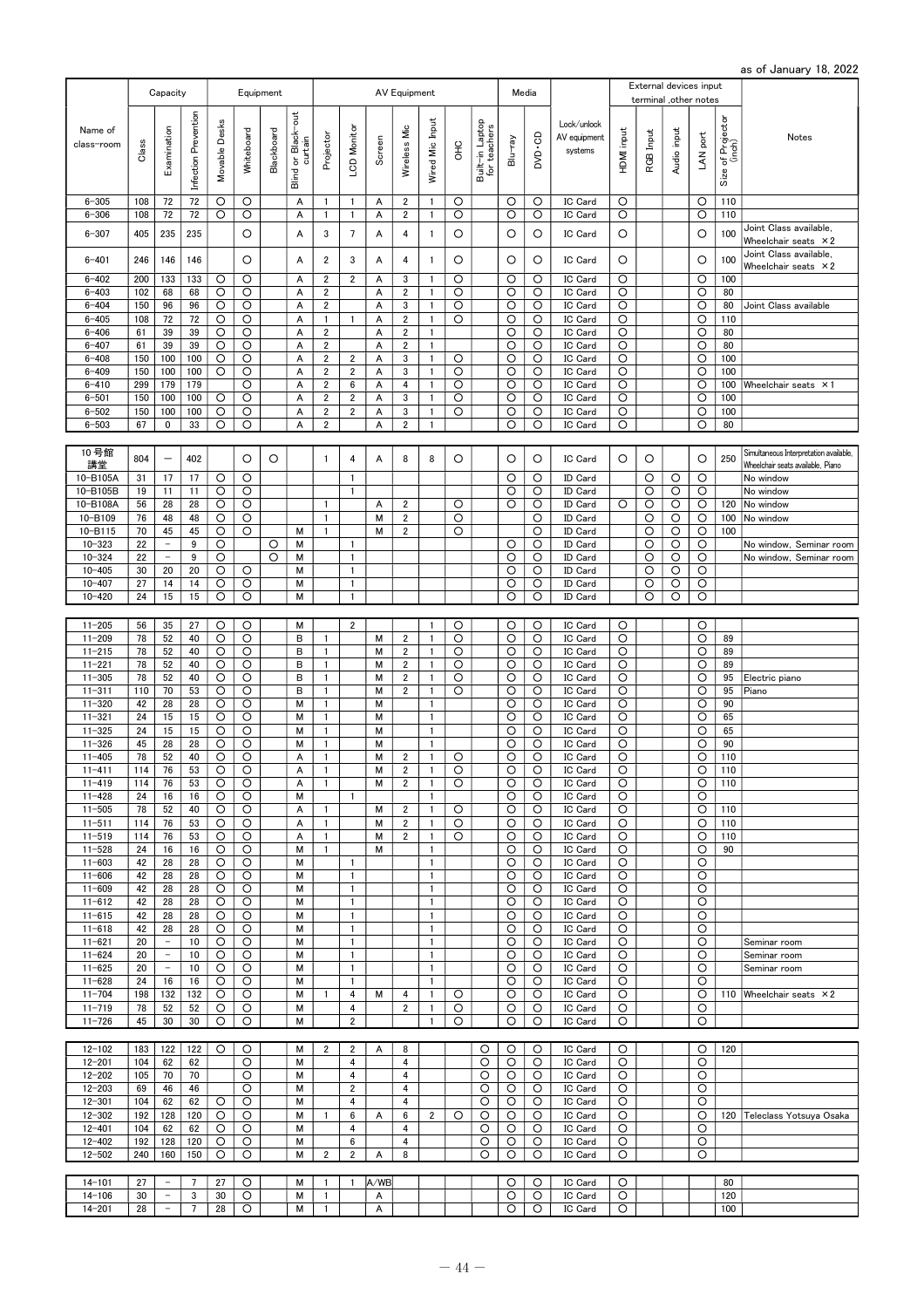as of January 18, 2022

| Name of class-room | Capacity | | | Equipment | | | | AV Equipment | | | | | | | | Media | | Lock/unlock AV equipment systems | External devices input terminal ,other notes | | | | | Notes |
|---|---|---|---|---|---|---|---|---|---|---|---|---|---|---|---|---|---|---|---|---|---|---|---|---|
| | Class | Examination | Infection Prevention | Movable Desks | Whiteboard | Blackboard | Blind or Black-out curtain | Projector | LCD Monitor | Screen | Wireless Mic | Wired Mic Input | OHC | Built-in Laptop for teachers | Blu-ray | DVD-CD | | HDMI input | RGB Input | Audio input | LAN port | Size of Projector (inch) | |
| 6-305 | 108 | 72 | 72 | ○ | ○ | | A | 1 | 1 | A | 2 | 1 | ○ | | ○ | ○ | IC Card | ○ | | | ○ | 110 | |
| 6-306 | 108 | 72 | 72 | ○ | ○ | | A | 1 | 1 | A | 2 | 1 | ○ | | ○ | ○ | IC Card | ○ | | | ○ | 110 | |
| 6-307 | 405 | 235 | 235 | | ○ | | A | 3 | 7 | A | 4 | 1 | ○ | | ○ | ○ | IC Card | ○ | | | ○ | 100 | Joint Class available, Wheelchair seats ×2 |
| 6-401 | 246 | 146 | 146 | | ○ | | A | 2 | 3 | A | 4 | 1 | ○ | | ○ | ○ | IC Card | ○ | | | ○ | 100 | Joint Class available, Wheelchair seats ×2 |
| 6-402 | 200 | 133 | 133 | ○ | ○ | | A | 2 | 2 | A | 3 | 1 | ○ | | ○ | ○ | IC Card | ○ | | | ○ | 100 | |
| 6-403 | 102 | 68 | 68 | ○ | ○ | | A | 2 | | A | 2 | 1 | ○ | | ○ | ○ | IC Card | ○ | | | ○ | 80 | |
| 6-404 | 150 | 96 | 96 | ○ | ○ | | A | 2 | | A | 3 | 1 | ○ | | ○ | ○ | IC Card | ○ | | | ○ | 80 | Joint Class available |
| 6-405 | 108 | 72 | 72 | ○ | ○ | | A | 1 | 1 | A | 2 | 1 | ○ | | ○ | ○ | IC Card | ○ | | | ○ | 110 | |
| 6-406 | 61 | 39 | 39 | ○ | ○ | | A | 2 | | A | 2 | 1 | | | ○ | ○ | IC Card | ○ | | | ○ | 80 | |
| 6-407 | 61 | 39 | 39 | ○ | ○ | | A | 2 | | A | 2 | 1 | | | ○ | ○ | IC Card | ○ | | | ○ | 80 | |
| 6-408 | 150 | 100 | 100 | ○ | ○ | | A | 2 | 2 | A | 3 | 1 | ○ | | ○ | ○ | IC Card | ○ | | | ○ | 100 | |
| 6-409 | 150 | 100 | 100 | ○ | ○ | | A | 2 | 2 | A | 3 | 1 | ○ | | ○ | ○ | IC Card | ○ | | | ○ | 100 | |
| 6-410 | 299 | 179 | 179 | | ○ | | A | 2 | 6 | A | 4 | 1 | ○ | | ○ | ○ | IC Card | ○ | | | ○ | 100 | Wheelchair seats ×1 |
| 6-501 | 150 | 100 | 100 | ○ | ○ | | A | 2 | 2 | A | 3 | 1 | ○ | | ○ | ○ | IC Card | ○ | | | ○ | 100 | |
| 6-502 | 150 | 100 | 100 | ○ | ○ | | A | 2 | 2 | A | 3 | 1 | ○ | | ○ | ○ | IC Card | ○ | | | ○ | 100 | |
| 6-503 | 67 | 0 | 33 | ○ | ○ | | A | 2 | | A | 2 | 1 | | | ○ | ○ | IC Card | ○ | | | ○ | 80 | |
| 10号館講堂 | 804 | － | 402 | | ○ | ○ | | 1 | 4 | A | 8 | 8 | ○ | | ○ | ○ | IC Card | ○ | ○ | | ○ | 250 | Simultaneous Interpretation available, Wheelchair seats available, Piano |
| 10-B105A | 31 | 17 | 17 | ○ | ○ | | | | 1 | | | | | | ○ | ○ | ID Card | | ○ | ○ | ○ | | No window |
| 10-B105B | 19 | 11 | 11 | ○ | ○ | | | | 1 | | | | | | ○ | ○ | ID Card | | ○ | ○ | ○ | | No window |
| 10-B108A | 56 | 28 | 28 | ○ | ○ | | | 1 | | A | 2 | | ○ | | ○ | ○ | ID Card | ○ | ○ | ○ | ○ | 120 | No window |
| 10-B109 | 76 | 48 | 48 | ○ | ○ | | | 1 | | M | 2 | | ○ | | | ○ | ID Card | | ○ | ○ | ○ | 100 | No window |
| 10-B115 | 70 | 45 | 45 | ○ | ○ | | M | 1 | | M | 2 | | ○ | | | ○ | ID Card | | ○ | ○ | ○ | 100 | |
| 10-323 | 22 | － | 9 | ○ | | ○ | M | | 1 | | | | | | ○ | ○ | ID Card | | ○ | ○ | ○ | | No window, Seminar room |
| 10-324 | 22 | － | 9 | ○ | | ○ | M | | 1 | | | | | | ○ | ○ | ID Card | | ○ | ○ | ○ | | No window, Seminar room |
| 10-405 | 30 | 20 | 20 | ○ | ○ | | M | | 1 | | | | | | ○ | ○ | ID Card | | ○ | ○ | ○ | | |
| 10-407 | 27 | 14 | 14 | ○ | ○ | | M | | 1 | | | | | | ○ | ○ | ID Card | | ○ | ○ | ○ | | |
| 10-420 | 24 | 15 | 15 | ○ | ○ | | M | | 1 | | | | | | ○ | ○ | ID Card | | ○ | ○ | ○ | | |
| 11-205 | 56 | 35 | 27 | ○ | ○ | | M | | 2 | | | 1 | ○ | | ○ | ○ | IC Card | ○ | | | ○ | | |
| 11-209 | 78 | 52 | 40 | ○ | ○ | | B | 1 | | M | 2 | 1 | ○ | | ○ | ○ | IC Card | ○ | | | ○ | 89 | |
| 11-215 | 78 | 52 | 40 | ○ | ○ | | B | 1 | | M | 2 | 1 | ○ | | ○ | ○ | IC Card | ○ | | | ○ | 89 | |
| 11-221 | 78 | 52 | 40 | ○ | ○ | | B | 1 | | M | 2 | 1 | ○ | | ○ | ○ | IC Card | ○ | | | ○ | 89 | |
| 11-305 | 78 | 52 | 40 | ○ | ○ | | B | 1 | | M | 2 | 1 | ○ | | ○ | ○ | IC Card | ○ | | | ○ | 95 | Electric piano |
| 11-311 | 110 | 70 | 53 | ○ | ○ | | B | 1 | | M | 2 | 1 | ○ | | ○ | ○ | IC Card | ○ | | | ○ | 95 | Piano |
| 11-320 | 42 | 28 | 28 | ○ | ○ | | M | 1 | | M | | 1 | | | ○ | ○ | IC Card | ○ | | | ○ | 90 | |
| 11-321 | 24 | 15 | 15 | ○ | ○ | | M | 1 | | M | | 1 | | | ○ | ○ | IC Card | ○ | | | ○ | 65 | |
| 11-325 | 24 | 15 | 15 | ○ | ○ | | M | 1 | | M | | 1 | | | ○ | ○ | IC Card | ○ | | | ○ | 65 | |
| 11-326 | 45 | 28 | 28 | ○ | ○ | | M | 1 | | M | | 1 | | | ○ | ○ | IC Card | ○ | | | ○ | 90 | |
| 11-405 | 78 | 52 | 40 | ○ | ○ | | A | 1 | | M | 2 | 1 | ○ | | ○ | ○ | IC Card | ○ | | | ○ | 110 | |
| 11-411 | 114 | 76 | 53 | ○ | ○ | | A | 1 | | M | 2 | 1 | ○ | | ○ | ○ | IC Card | ○ | | | ○ | 110 | |
| 11-419 | 114 | 76 | 53 | ○ | ○ | | A | 1 | | M | 2 | 1 | ○ | | ○ | ○ | IC Card | ○ | | | ○ | 110 | |
| 11-428 | 24 | 16 | 16 | ○ | ○ | | M | | 1 | | | 1 | | | ○ | ○ | IC Card | ○ | | | ○ | | |
| 11-505 | 78 | 52 | 40 | ○ | ○ | | A | 1 | | M | 2 | 1 | ○ | | ○ | ○ | IC Card | ○ | | | ○ | 110 | |
| 11-511 | 114 | 76 | 53 | ○ | ○ | | A | 1 | | M | 2 | 1 | ○ | | ○ | ○ | IC Card | ○ | | | ○ | 110 | |
| 11-519 | 114 | 76 | 53 | ○ | ○ | | A | 1 | | M | 2 | 1 | ○ | | ○ | ○ | IC Card | ○ | | | ○ | 110 | |
| 11-528 | 24 | 16 | 16 | ○ | ○ | | M | 1 | | M | | 1 | | | ○ | ○ | IC Card | ○ | | | ○ | 90 | |
| 11-603 | 42 | 28 | 28 | ○ | ○ | | M | | 1 | | | 1 | | | ○ | ○ | IC Card | ○ | | | ○ | | |
| 11-606 | 42 | 28 | 28 | ○ | ○ | | M | | 1 | | | 1 | | | ○ | ○ | IC Card | ○ | | | ○ | | |
| 11-609 | 42 | 28 | 28 | ○ | ○ | | M | | 1 | | | 1 | | | ○ | ○ | IC Card | ○ | | | ○ | | |
| 11-612 | 42 | 28 | 28 | ○ | ○ | | M | | 1 | | | 1 | | | ○ | ○ | IC Card | ○ | | | ○ | | |
| 11-615 | 42 | 28 | 28 | ○ | ○ | | M | | 1 | | | 1 | | | ○ | ○ | IC Card | ○ | | | ○ | | |
| 11-618 | 42 | 28 | 28 | ○ | ○ | | M | | 1 | | | 1 | | | ○ | ○ | IC Card | ○ | | | ○ | | |
| 11-621 | 20 | － | 10 | ○ | ○ | | M | | 1 | | | 1 | | | ○ | ○ | IC Card | ○ | | | ○ | | Seminar room |
| 11-624 | 20 | － | 10 | ○ | ○ | | M | | 1 | | | 1 | | | ○ | ○ | IC Card | ○ | | | ○ | | Seminar room |
| 11-625 | 20 | － | 10 | ○ | ○ | | M | | 1 | | | 1 | | | ○ | ○ | IC Card | ○ | | | ○ | | Seminar room |
| 11-628 | 24 | 16 | 16 | ○ | ○ | | M | | 1 | | | 1 | | | ○ | ○ | IC Card | ○ | | | ○ | | |
| 11-704 | 198 | 132 | 132 | ○ | ○ | | M | 1 | 4 | M | 4 | 1 | ○ | | ○ | ○ | IC Card | ○ | | | ○ | 110 | Wheelchair seats ×2 |
| 11-719 | 78 | 52 | 52 | ○ | ○ | | M | | 4 | | 2 | 1 | ○ | | ○ | ○ | IC Card | ○ | | | ○ | | |
| 11-726 | 45 | 30 | 30 | ○ | ○ | | M | | 2 | | | 1 | ○ | | ○ | ○ | IC Card | ○ | | | ○ | | |
| 12-102 | 183 | 122 | 122 | ○ | ○ | | M | 2 | 2 | A | 8 | | | ○ | ○ | ○ | IC Card | ○ | | | ○ | 120 | |
| 12-201 | 104 | 62 | 62 | | ○ | | M | | 4 | | 4 | | | ○ | ○ | ○ | IC Card | ○ | | | ○ | | |
| 12-202 | 105 | 70 | 70 | | ○ | | M | | 4 | | 4 | | | ○ | ○ | ○ | IC Card | ○ | | | ○ | | |
| 12-203 | 69 | 46 | 46 | | ○ | | M | | 2 | | 4 | | | ○ | ○ | ○ | IC Card | ○ | | | ○ | | |
| 12-301 | 104 | 62 | 62 | ○ | ○ | | M | | 4 | | 4 | | | ○ | ○ | ○ | IC Card | ○ | | | ○ | | |
| 12-302 | 192 | 128 | 120 | ○ | ○ | | M | 1 | 6 | A | 6 | 2 | ○ | ○ | ○ | ○ | IC Card | ○ | | | ○ | 120 | Teleclass Yotsuya Osaka |
| 12-401 | 104 | 62 | 62 | ○ | ○ | | M | | 4 | | 4 | | | ○ | ○ | ○ | IC Card | ○ | | | ○ | | |
| 12-402 | 192 | 128 | 120 | ○ | ○ | | M | | 6 | | 4 | | | ○ | ○ | ○ | IC Card | ○ | | | ○ | | |
| 12-502 | 240 | 160 | 150 | ○ | ○ | | M | 2 | 2 | A | 8 | | | ○ | ○ | ○ | IC Card | ○ | | | ○ | | |
| 14-101 | 27 | － | 7 | 27 | ○ | | M | 1 | 1 | A/WB | | | | | ○ | ○ | IC Card | ○ | | | | 80 | |
| 14-106 | 30 | － | 3 | 30 | ○ | | M | 1 | | A | | | | | ○ | ○ | IC Card | ○ | | | | 120 | |
| 14-201 | 28 | － | 7 | 28 | ○ | | M | 1 | | A | | | | | ○ | ○ | IC Card | ○ | | | | 100 | |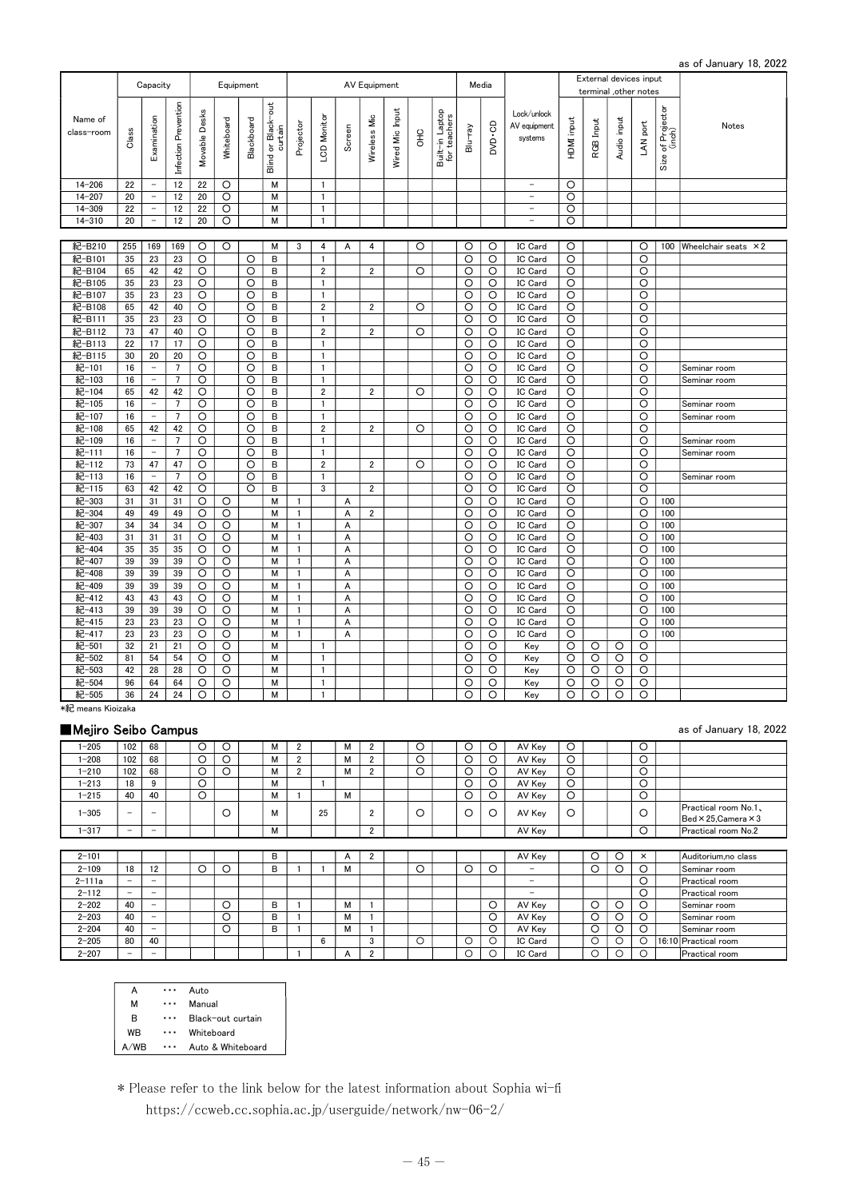as of January 18, 2022

| Name of class-room | Capacity | | | Equipment | | | | AV Equipment | | | | | | | Media | | Lock/unlock AV equipment systems | External devices input terminal ,other notes | | | | | Notes |
|---|---|---|---|---|---|---|---|---|---|---|---|---|---|---|---|---|---|---|---|---|---|---|---|
| | Class | Examination | Infection Prevention | Movable Desks | Whiteboard | Blackboard | Blind or Black-out curtain | Projector | LCD Monitor | Screen | Wireless Mic | Wired Mic Input | OHC | Built-in Laptop for teachers | Blu-ray | DVD・CD | | HDMI input | RGB Input | Audio input | LAN port | Size of Projector (inch) | |
| 14-206 | 22 | − | 12 | 22 | ○ | | M | | 1 | | | | | | | | − | ○ | | | | | |
| 14-207 | 20 | − | 12 | 20 | ○ | | M | | 1 | | | | | | | | − | ○ | | | | | |
| 14-309 | 22 | − | 12 | 22 | ○ | | M | | 1 | | | | | | | | − | ○ | | | | | |
| 14-310 | 20 | − | 12 | 20 | ○ | | M | | 1 | | | | | | | | − | ○ | | | | | |
| 紀-B210 | 255 | 169 | 169 | ○ | ○ | | M | 3 | 4 | A | 4 | | ○ | | ○ | ○ | IC Card | ○ | | | ○ | 100 | Wheelchair seats ×2 |
| 紀-B101 | 35 | 23 | 23 | ○ | | ○ | B | | 1 | | | | | | ○ | ○ | IC Card | ○ | | | ○ | | |
| 紀-B104 | 65 | 42 | 42 | ○ | | ○ | B | | 2 | | 2 | | ○ | | ○ | ○ | IC Card | ○ | | | ○ | | |
| 紀-B105 | 35 | 23 | 23 | ○ | | ○ | B | | 1 | | | | | | ○ | ○ | IC Card | ○ | | | ○ | | |
| 紀-B107 | 35 | 23 | 23 | ○ | | ○ | B | | 1 | | | | | | ○ | ○ | IC Card | ○ | | | ○ | | |
| 紀-B108 | 65 | 42 | 40 | ○ | | ○ | B | | 2 | | 2 | | ○ | | ○ | ○ | IC Card | ○ | | | ○ | | |
| 紀-B111 | 35 | 23 | 23 | ○ | | ○ | B | | 1 | | | | | | ○ | ○ | IC Card | ○ | | | ○ | | |
| 紀-B112 | 73 | 47 | 40 | ○ | | ○ | B | | 2 | | 2 | | ○ | | ○ | ○ | IC Card | ○ | | | ○ | | |
| 紀-B113 | 22 | 17 | 17 | ○ | | ○ | B | | 1 | | | | | | ○ | ○ | IC Card | ○ | | | ○ | | |
| 紀-B115 | 30 | 20 | 20 | ○ | | ○ | B | | 1 | | | | | | ○ | ○ | IC Card | ○ | | | ○ | | |
| 紀-101 | 16 | − | 7 | ○ | | ○ | B | | 1 | | | | | | ○ | ○ | IC Card | ○ | | | ○ | | Seminar room |
| 紀-103 | 16 | − | 7 | ○ | | ○ | B | | 1 | | | | | | ○ | ○ | IC Card | ○ | | | ○ | | Seminar room |
| 紀-104 | 65 | 42 | 42 | ○ | | ○ | B | | 2 | | 2 | | ○ | | ○ | ○ | IC Card | ○ | | | ○ | | |
| 紀-105 | 16 | − | 7 | ○ | | ○ | B | | 1 | | | | | | ○ | ○ | IC Card | ○ | | | ○ | | Seminar room |
| 紀-107 | 16 | − | 7 | ○ | | ○ | B | | 1 | | | | | | ○ | ○ | IC Card | ○ | | | ○ | | Seminar room |
| 紀-108 | 65 | 42 | 42 | ○ | | ○ | B | | 2 | | 2 | | ○ | | ○ | ○ | IC Card | ○ | | | ○ | | |
| 紀-109 | 16 | − | 7 | ○ | | ○ | B | | 1 | | | | | | ○ | ○ | IC Card | ○ | | | ○ | | Seminar room |
| 紀-111 | 16 | − | 7 | ○ | | ○ | B | | 1 | | | | | | ○ | ○ | IC Card | ○ | | | ○ | | Seminar room |
| 紀-112 | 73 | 47 | 47 | ○ | | ○ | B | | 2 | | 2 | | ○ | | ○ | ○ | IC Card | ○ | | | ○ | | |
| 紀-113 | 16 | − | 7 | ○ | | ○ | B | | 1 | | | | | | ○ | ○ | IC Card | ○ | | | ○ | | Seminar room |
| 紀-115 | 63 | 42 | 42 | ○ | | ○ | B | | 3 | | 2 | | | | ○ | ○ | IC Card | ○ | | | ○ | | |
| 紀-303 | 31 | 31 | 31 | ○ | ○ | | M | 1 | | A | | | | | ○ | ○ | IC Card | ○ | | | ○ | 100 | |
| 紀-304 | 49 | 49 | 49 | ○ | ○ | | M | 1 | | A | 2 | | | | ○ | ○ | IC Card | ○ | | | ○ | 100 | |
| 紀-307 | 34 | 34 | 34 | ○ | ○ | | M | 1 | | A | | | | | ○ | ○ | IC Card | ○ | | | ○ | 100 | |
| 紀-403 | 31 | 31 | 31 | ○ | ○ | | M | 1 | | A | | | | | ○ | ○ | IC Card | ○ | | | ○ | 100 | |
| 紀-404 | 35 | 35 | 35 | ○ | ○ | | M | 1 | | A | | | | | ○ | ○ | IC Card | ○ | | | ○ | 100 | |
| 紀-407 | 39 | 39 | 39 | ○ | ○ | | M | 1 | | A | | | | | ○ | ○ | IC Card | ○ | | | ○ | 100 | |
| 紀-408 | 39 | 39 | 39 | ○ | ○ | | M | 1 | | A | | | | | ○ | ○ | IC Card | ○ | | | ○ | 100 | |
| 紀-409 | 39 | 39 | 39 | ○ | ○ | | M | 1 | | A | | | | | ○ | ○ | IC Card | ○ | | | ○ | 100 | |
| 紀-412 | 43 | 43 | 43 | ○ | ○ | | M | 1 | | A | | | | | ○ | ○ | IC Card | ○ | | | ○ | 100 | |
| 紀-413 | 39 | 39 | 39 | ○ | ○ | | M | 1 | | A | | | | | ○ | ○ | IC Card | ○ | | | ○ | 100 | |
| 紀-415 | 23 | 23 | 23 | ○ | ○ | | M | 1 | | A | | | | | ○ | ○ | IC Card | ○ | | | ○ | 100 | |
| 紀-417 | 23 | 23 | 23 | ○ | ○ | | M | 1 | | A | | | | | ○ | ○ | IC Card | ○ | | | ○ | 100 | |
| 紀-501 | 32 | 21 | 21 | ○ | ○ | | M | | 1 | | | | | | ○ | ○ | Key | ○ | ○ | ○ | ○ | | |
| 紀-502 | 81 | 54 | 54 | ○ | ○ | | M | | 1 | | | | | | ○ | ○ | Key | ○ | ○ | ○ | ○ | | |
| 紀-503 | 42 | 28 | 28 | ○ | ○ | | M | | 1 | | | | | | ○ | ○ | Key | ○ | ○ | ○ | ○ | | |
| 紀-504 | 96 | 64 | 64 | ○ | ○ | | M | | 1 | | | | | | ○ | ○ | Key | ○ | ○ | ○ | ○ | | |
| 紀-505 | 36 | 24 | 24 | ○ | ○ | | M | | 1 | | | | | | ○ | ○ | Key | ○ | ○ | ○ | ○ | | |

*紀 means Kioizaka

## ■Mejiro Seibo Campus

as of January 18, 2022

| Name of class-room | Class | Examination | Infection Prevention | Movable Desks | Whiteboard | Blackboard | Blind or Black-out curtain | Projector | LCD Monitor | Screen | Wireless Mic | Wired Mic Input | OHC | Built-in Laptop for teachers | Blu-ray | DVD・CD | Lock/unlock AV equipment systems | HDMI input | RGB Input | Audio input | LAN port | Size of Projector (inch) | Notes |
|---|---|---|---|---|---|---|---|---|---|---|---|---|---|---|---|---|---|---|---|---|---|---|---|
| 1-205 | 102 | 68 | | ○ | ○ | | M | 2 | | M | 2 | | ○ | | ○ | ○ | AV Key | ○ | | | ○ | | |
| 1-208 | 102 | 68 | | ○ | ○ | | M | 2 | | M | 2 | | ○ | | ○ | ○ | AV Key | ○ | | | ○ | | |
| 1-210 | 102 | 68 | | ○ | ○ | | M | 2 | | M | 2 | | ○ | | ○ | ○ | AV Key | ○ | | | ○ | | |
| 1-213 | 18 | 9 | | ○ | | | M | | 1 | | | | | | ○ | ○ | AV Key | ○ | | | ○ | | |
| 1-215 | 40 | 40 | | ○ | | | M | 1 | | M | | | | | ○ | ○ | AV Key | ○ | | | ○ | | |
| 1-305 | − | − | | | ○ | | M | | 25 | | 2 | | ○ | | ○ | ○ | AV Key | ○ | | | ○ | | Practical room No.1、Bed×25,Camera×3 |
| 1-317 | − | − | | | | | M | | | | 2 | | | | | | AV Key | | | | ○ | | Practical room No.2 |
| 2-101 | | | | | | | B | | | A | 2 | | | | | | AV Key | | ○ | ○ | × | | Auditorium,no class |
| 2-109 | 18 | 12 | | ○ | ○ | | B | 1 | 1 | M | | | ○ | | ○ | ○ | − | | ○ | ○ | ○ | | Seminar room |
| 2-111a | − | − | | | | | | | | | | | | | | | − | | | | ○ | | Practical room |
| 2-112 | − | − | | | | | | | | | | | | | | | − | | | | ○ | | Practical room |
| 2-202 | 40 | − | | | ○ | | B | 1 | | M | 1 | | | | | ○ | AV Key | | ○ | ○ | ○ | | Seminar room |
| 2-203 | 40 | − | | | ○ | | B | 1 | | M | 1 | | | | | ○ | AV Key | | ○ | ○ | ○ | | Seminar room |
| 2-204 | 40 | − | | | ○ | | B | 1 | | M | 1 | | | | | ○ | AV Key | | ○ | ○ | ○ | | Seminar room |
| 2-205 | 80 | 40 | | | | | | | 6 | | 3 | | ○ | | ○ | ○ | IC Card | | ○ | ○ | ○ | 16:10 | Practical room |
| 2-207 | − | − | | | | | | 1 | | A | 2 | | | | ○ | ○ | IC Card | | ○ | ○ | ○ | | Practical room |

| | | |
|---|---|---|
| A | ・・・ | Auto |
| M | ・・・ | Manual |
| B | ・・・ | Black-out curtain |
| WB | ・・・ | Whiteboard |
| A/WB | ・・・ | Auto & Whiteboard |

＊Please refer to the link below for the latest information about Sophia wi-fi
https://ccweb.cc.sophia.ac.jp/userguide/network/nw-06-2/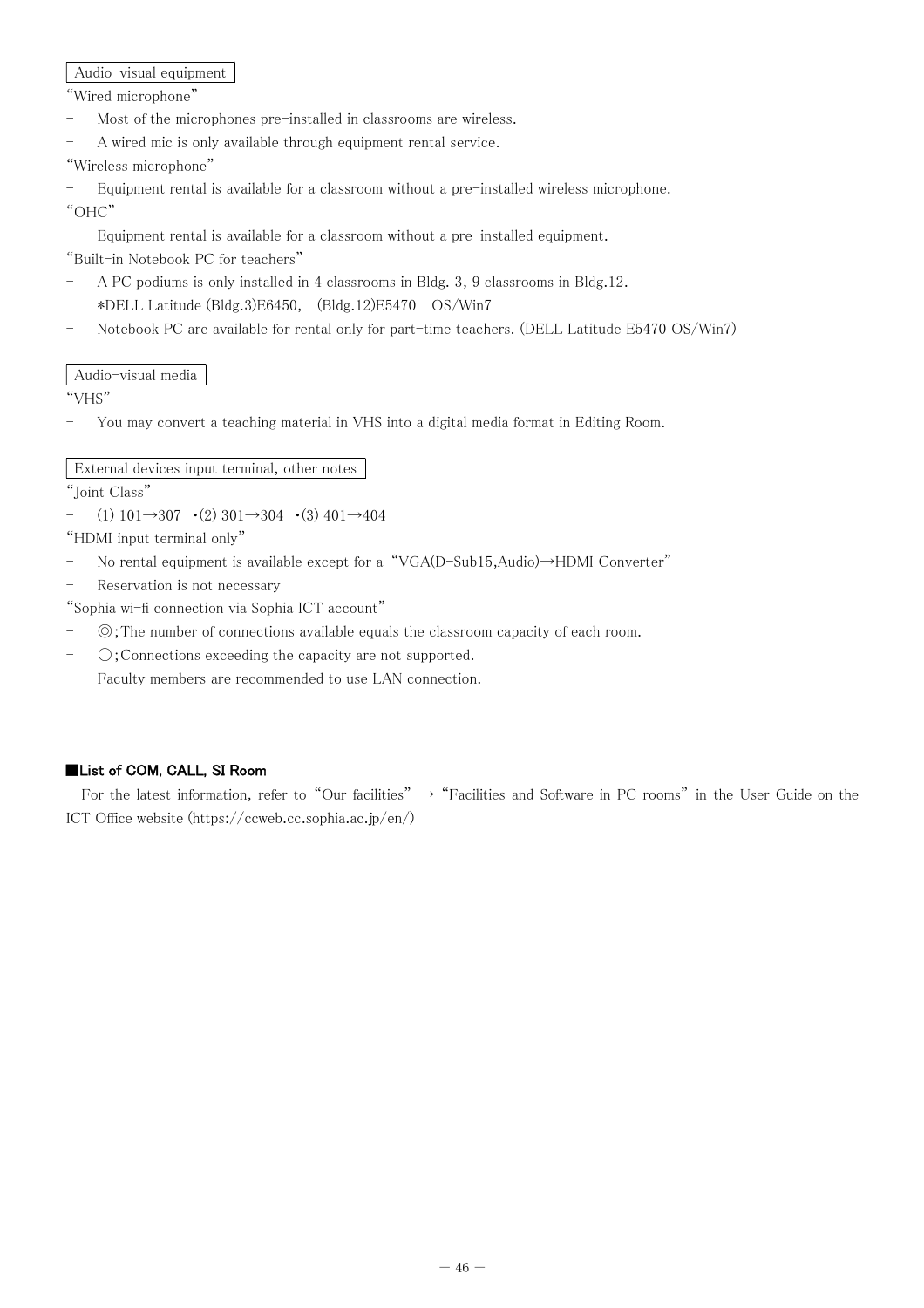Audio-visual equipment

"Wired microphone"

- Most of the microphones pre-installed in classrooms are wireless.
- A wired mic is only available through equipment rental service.

"Wireless microphone"

- Equipment rental is available for a classroom without a pre-installed wireless microphone.

"OHC"

- Equipment rental is available for a classroom without a pre-installed equipment.

"Built-in Notebook PC for teachers"

- A PC podiums is only installed in 4 classrooms in Bldg. 3, 9 classrooms in Bldg.12.
  *DELL Latitude (Bldg.3)E6450,　(Bldg.12)E5470　OS/Win7
- Notebook PC are available for rental only for part-time teachers. (DELL Latitude E5470 OS/Win7)

Audio-visual media

"VHS"

- You may convert a teaching material in VHS into a digital media format in Editing Room.

External devices input terminal, other notes

"Joint Class"

- (1) 101→307　・(2) 301→304　・(3) 401→404

"HDMI input terminal only"

- No rental equipment is available except for a "VGA(D-Sub15,Audio)→HDMI Converter"
- Reservation is not necessary

"Sophia wi-fi connection via Sophia ICT account"

- ◎;The number of connections available equals the classroom capacity of each room.
- ○;Connections exceeding the capacity are not supported.
- Faculty members are recommended to use LAN connection.

**■List of COM, CALL, SI Room**

For the latest information, refer to "Our facilities" → "Facilities and Software in PC rooms" in the User Guide on the ICT Office website (https://ccweb.cc.sophia.ac.jp/en/)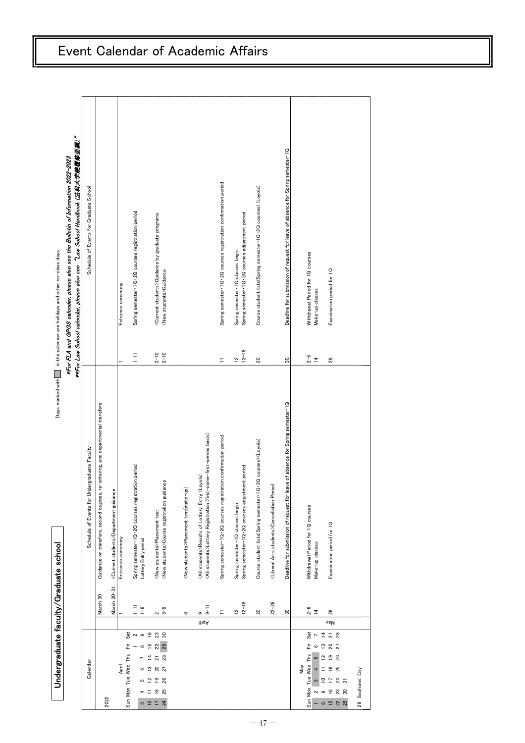# Event Calendar of Academic Affairs

## Undergraduate faculty/Graduate school

Days marked with ▢ in the calendar are holidays and other no-class days.

***For FLA and GPGS calendar, please also see the Bulletin of Information 2022-2023***

****For Law School calendar, please also see "Law School Handbook (法科大学院履修要綱)."***

| Calendar | | Schedule of Events for Undergraduate Faculty | | Schedule of Events for Graduate School |
|---|---|---|---|---|
| 2022 | March 30 | Guidance on transfers, second degrees, re-entering, and departmental transfers | | |
| | March 30-31 | <Current students>Department guidance | | |
| April | 1 | Entrance ceremony | 1 | Entrance ceremony |
| | 1-11 | Spring semester・1Q・2Q courses registration period | 1-11 | Spring semester・1Q・2Q courses registration period |
| | 1-8 | Lottery Entry period | | |
| | 2 | <New students>Placement test | 2-10 | <Current students>Guidance by graduate programs |
| | 5-9 | <New students>Course registration guidance | 2-10 | <New students>Guidance |
| | 6 | <New students>Placement test(make-up) | | |
| | 9 | <All students>Results of Lottery Entry (Loyola) | | |
| | 9-11 | <All students>Lottery Registration (first-come-first-served basis) | | |
| | 11 | Spring semester・1Q・2Q courses registration confirmation period | 11 | Spring semester・1Q・2Q courses registration confirmation period |
| | 12 | Spring semester・1Q classes begin | 12 | Spring semester・1Q classes begin |
| | 12-18 | Spring semester・1Q・2Q courses adjustment period | 12-18 | Spring semester・1Q・2Q courses adjustment period |
| | 20 | Course student lists(Spring semester・1Q・2Q courses) (Loyola) | 20 | Course student lists(Spring semester・1Q・2Q courses) (Loyola) |
| | 22-26 | <Liberal Arts students>Cancellation Period | | |
| | 30 | Deadline for submission of request for leave of absence for Spring semester・1Q | 30 | Deadline for submission of request for leave of absence for Spring semester・1Q |
| May | 2-6 | Withdrawal Period for 1Q courses | 2-6 | Withdrawal Period for 1Q courses |
| | 14 | Make-up classes | 14 | Make-up classes |
| | 28 | Examination period for 1Q | 28 | Examination period for 1Q |

**April**

| Sun | Mon | Tue | Wed | Thu | Fri | Sat |
|---|---|---|---|---|---|---|
| | | | | | 1 | 2 |
| 3 | 4 | 5 | 6 | 7 | 8 | 9 |
| 10 | 11 | 12 | 13 | 14 | 15 | 16 |
| 17 | 18 | 19 | 20 | 21 | 22 | 23 |
| 24 | 25 | 26 | 27 | 28 | 29 | 30 |

**May**

| Sun | Mon | Tue | Wed | Thu | Fri | Sat |
|---|---|---|---|---|---|---|
| 1 | 2 | 3 | 4 | 5 | 6 | 7 |
| 8 | 9 | 10 | 11 | 12 | 13 | 14 |
| 15 | 16 | 17 | 18 | 19 | 20 | 21 |
| 22 | 23 | 24 | 25 | 26 | 27 | 28 |
| 29 | 30 | 31 | | | | |

29 Sophians' Day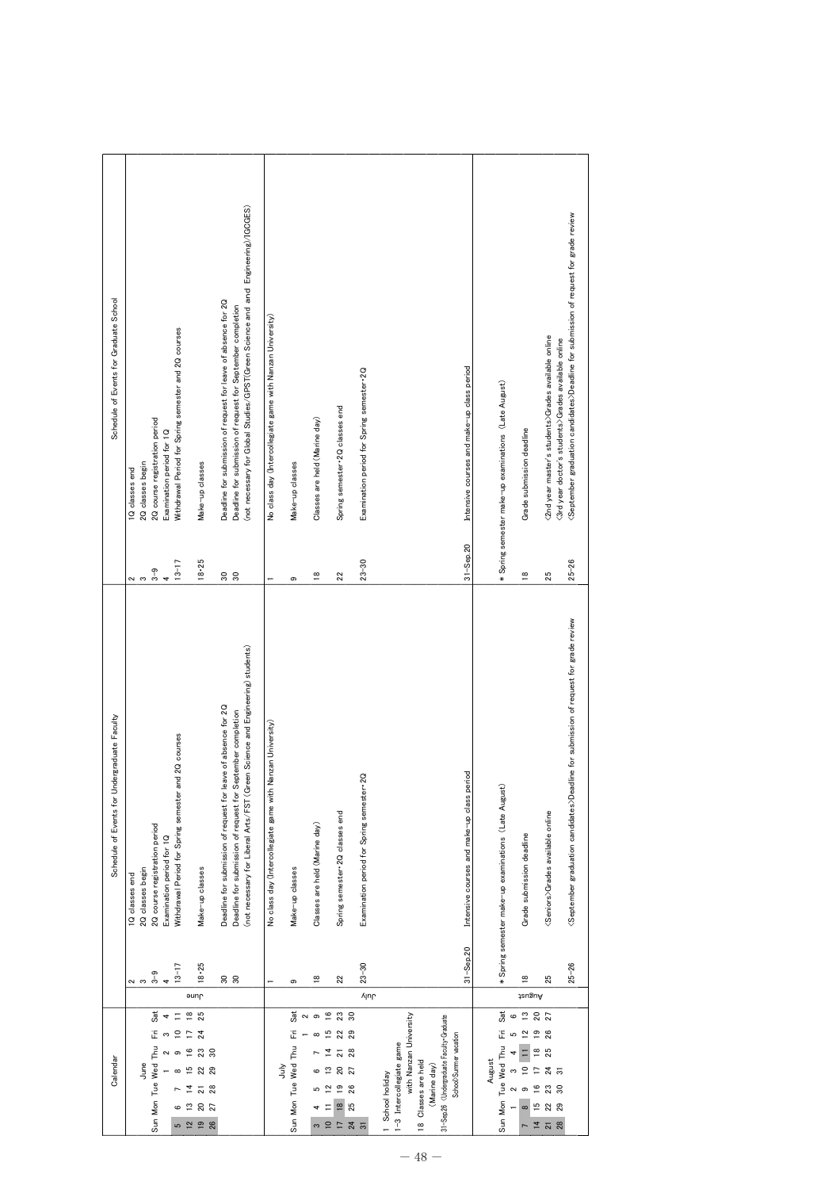| Calendar | | Schedule of Events for Undergraduate Faculty | | Schedule of Events for Graduate School | |
|---|---|---|---|---|---|
| **June**<br>Sun Mon Tue Wed Thu Fri Sat<br>1 2 3 4<br>5 6 7 8 9 10 11<br>12 13 14 15 16 17 18<br>19 20 21 22 23 24 25<br>26 27 28 29 30 | 2 | 1Q classes end | 2 | 1Q classes end |
| | 3 | 2Q classes begin | 3 | 2Q classes begin |
| | 3–9 | 2Q course registration period | 3–9 | 2Q course registration period |
| | 4 | Examination period for 1Q | 4 | Examination period for 1Q |
| | 13–17 | Withdrawal Period for Spring semester and 2Q courses | 13–17 | Withdrawal Period for Spring semester and 2Q courses |
| | 18･25 | Make-up classes | 18･25 | Make-up classes |
| | 30 | Deadline for submission of request for leave of absence for 2Q | 30 | Deadline for submission of request for leave of absence for 2Q |
| | 30 | Deadline for submission of request for September completion<br>(not necessary for Liberal Arts/FST (Green Science and Engineering) students) | 30 | Deadline for submission of request for September completion<br>(not necessary for Global Studies/GPST(Green Science and and Engineering)/IGCGES) |
| **July**<br>Sun Mon Tue Wed Thu Fri Sat<br>1 2<br>3 4 5 6 7 8 9<br>10 11 12 13 14 15 16<br>17 18 19 20 21 22 23<br>24 25 26 27 28 29 30<br>31<br><br>1 School holiday<br>1–3 Intercollegiate game with Nanzan University<br>18 Classes are held (Marine day)<br>31–Sep.26 (Undergraduate Faculty･Graduate School)Summer vacation | 1 | No class day (Intercollegiate game with Nanzan University) | 1 | No class day (Intercollegiate game with Nanzan University) |
| | 9 | Make-up classes | 9 | Make-up classes |
| | 18 | Classes are held (Marine day) | 18 | Classes are held (Marine day) |
| | 22 | Spring semester･2Q classes end | 22 | Spring semester･2Q classes end |
| | 23–30 | Examination period for Spring semester･2Q | 23–30 | Examination period for Spring semester･2Q |
| | 31–Sep.20 | Intensive courses and make-up class period | 31–Sep.20 | Intensive courses and make-up class period |
| **August**<br>Sun Mon Tue Wed Thu Fri Sat<br>1 2 3 4 5 6<br>7 8 9 10 11 12 13<br>14 15 16 17 18 19 20<br>21 22 23 24 25 26 27<br>28 29 30 31 | | * Spring semester make-up examinations (Late August) | | * Spring semester make-up examinations (Late August) |
| | 18 | Grade submission deadline | 18 | Grade submission deadline |
| | 25 | <Seniors>Grades available online | 25 | <2nd year master's students>Grades available online<br><3rd year doctor's students>Grades available online |
| | 25–26 | <September graduation candidates>Deadline for submission of request for grade review | 25–26 | <September graduation candidates>Deadline for submission of request for grade review |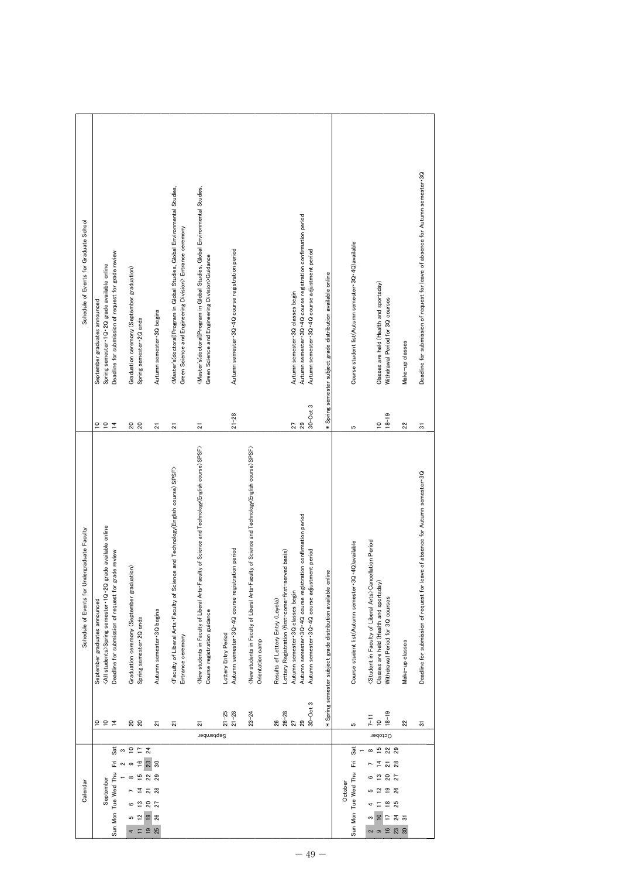| Calendar | | Schedule of Events for Undergraduate Faculty | | Schedule of Events for Graduate School |
|---|---|---|---|---|
| **September** | 10 | September graduates announced | 10 | September graduates announced |
| Sun Mon Tue Wed Thu Fri Sat | 10 | 〈All students〉Spring semester・1Q・2Q grade available online | 10 | Spring semester・1Q・2Q grade available online |
| 1 2 3 | 14 | Deadline for submission of request for grade review | 14 | Deadline for submission of request for grade review |
| 4 5 6 7 8 9 10 | 20 | Graduation ceremony (September graduation) | 20 | Graduation ceremony (September graduation) |
| 11 12 13 14 15 16 17 | 20 | Spring semester・2Q ends | 20 | Spring semester・2Q ends |
| 18 19 20 21 22 23 24 | 21 | Autumn semester・3Q begins | 21 | Autumn semester・3Q begins |
| 25 26 27 28 29 30 | 21 | 〈Faculty of Liberal Arts・Faculty of Science and Technology(English course) SPSF〉 Entrance ceremony | 21 | 〈Master's(doctoral)Program in Global Studies, Global Environmental Studies, Green Science and Engineering Division〉 Entrance ceremony |
| | 21 | 〈New students in Faculty of Liberal Arts・Faculty of Science and Technology(English course) SPSF〉 Course registration guidance | 21 | 〈Master's(doctoral)Program in Global Studies, Global Environmental Studies, Green Science and Engineering Division〉Guidance |
| | 21–25 | Lottery Entry Period | | |
| | 21–28 | Autumn semester・3Q・4Q course registration period | 21–28 | Autumn semester・3Q・4Q course registration period |
| | 23–24 | 〈New students in Faculty of Liberal Arts・Faculty of Science and Technology(English course) SPSF〉 Orientation camp | | |
| | 26 | Results of Lottery Entry (Loyola) | | |
| | 26–28 | Lottery Registration (first-come-first-served basis) | | |
| | 27 | Autumn semester・3Q classes begin | 27 | Autumn semester・3Q classes begin |
| | 29 | Autumn semester・3Q・4Q course registration confirmation period | 29 | Autumn semester・3Q・4Q course registration confirmation period |
| | 30–Oct 3 | Autumn semester・3Q・4Q course adjustment period | 30–Oct 3 | Autumn semester・3Q・4Q course adjustment period |
| | | * Spring semester subject grade distribution available online | | * Spring semester subject grade distribution available online |
| **October** | 5 | Course student list(Autumn semester・3Q・4Q)available | 5 | Course student list(Autumn semester・3Q・4Q)available |
| Sun Mon Tue Wed Thu Fri Sat | 7–11 | 〈Student in Faculty of Liberal Arts〉Cancellation Period | | |
| 1 | 10 | Classes are held (Health and sportsday) | 10 | Classes are held (Health and sportsday) |
| 2 3 4 5 6 7 8 | 18–19 | Withdrawal Period for 3Q courses | 18–19 | Withdrawal Period for 3Q courses |
| 9 10 11 12 13 14 15 | 22 | Make-up classes | 22 | Make-up classes |
| 16 17 18 19 20 21 22 | 31 | Deadline for submission of request for leave of absence for Autumn semester・3Q | 31 | Deadline for submission of request for leave of absence for Autumn semester・3Q |
| 23 24 25 26 27 28 29 | | | | |
| 30 31 | | | | |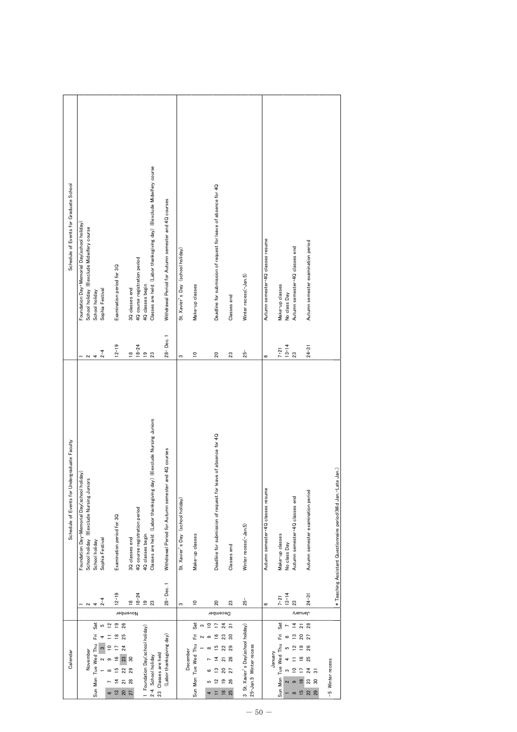| Calendar | | Schedule of Events for Undergraduate Faculty | | Schedule of Events for Graduate School |
|---|---|---|---|---|
| **November**<br>Sun Mon Tue Wed Thu Fri Sat<br>1 2 3 4 5<br>6 7 8 9 10 11 12<br>13 14 15 16 17 18 19<br>20 21 22 23 24 25 26<br>27 28 29 30<br><br>1 Foundation Day(school holiday)<br>2-4 School holiday<br>23 Classes are held (Labor thanksgiving day) | 1 | Foundation Day・Memorial Day(school holiday) | 1 | Foundation Day・Memorial Day(school holiday) |
| | 2 | School holiday ※exclude Nursing Juniors | 2 | School holiday ※exclude Midwifery course |
| | 4 | School holiday | 4 | School holiday |
| | 2-4 | Sophia Festival | 2-4 | Sophia Festival |
| | 12・19 | Examination period for 3Q | 12・19 | Examination period for 3Q |
| | 18 | 3Q classes end | 18 | 3Q classes end |
| | 18-24 | 4Q course registration period | 18-24 | 4Q course registration period |
| | 19 | 4Q classes begin | 19 | 4Q classes begin |
| | 23 | Classes are held (Labor thanksgiving day) ※exclude Nursing Juniors | 23 | Classes are held (Labor thanksgiving day) ※exclude Midwifery course |
| | 28- Dec. 1 | Withdrawal Period for Autumn semester and 4Q courses | 28- Dec. 1 | Withdrawal Period for Autumn semester and 4Q courses |
| **December**<br>Sun Mon Tue Wed Thu Fri Sat<br>1 2 3<br>4 5 6 7 8 9 10<br>11 12 13 14 15 16 17<br>18 19 20 21 22 23 24<br>25 26 27 28 29 30 31<br><br>3 St. Xavier's Day(school holiday)<br>25-Jan.5 Winter recess | 3 | St. Xavier's Day (school holiday) | 3 | St. Xavier's Day (school holiday) |
| | 10 | Make-up classes | 10 | Make-up classes |
| | 20 | Deadline for submission of request for leave of absence for 4Q | 20 | Deadline for submission of request for leave of absence for 4Q |
| | 23 | Classes end | 23 | Classes end |
| | 25- | Winter recess(-Jan.5) | 25- | Winter recess(-Jan.5) |
| **January**<br>Sun Mon Tue Wed Thu Fri Sat<br>1 2 3 4 5 6 7<br>8 9 10 11 12 13 14<br>15 16 17 18 19 20 21<br>22 23 24 25 26 27 28<br>29 30 31<br><br>-5 Winter recess | 6 | Autumn semester・4Q classes resume | 6 | Autumn semester・4Q classes resume |
| | 7・21 | Make-up classes | 7・21 | Make-up classes |
| | 13・14 | No class Day | 13・14 | No class Day |
| | 23 | Autumn semester・4Q classes end | 23 | Autumn semester・4Q classes end |
| | 24-31 | Autumn semester examination period | 24-31 | Autumn semester examination period |

* Teaching Assistant Questionnaire period(Mid Jan.-Late Jan.)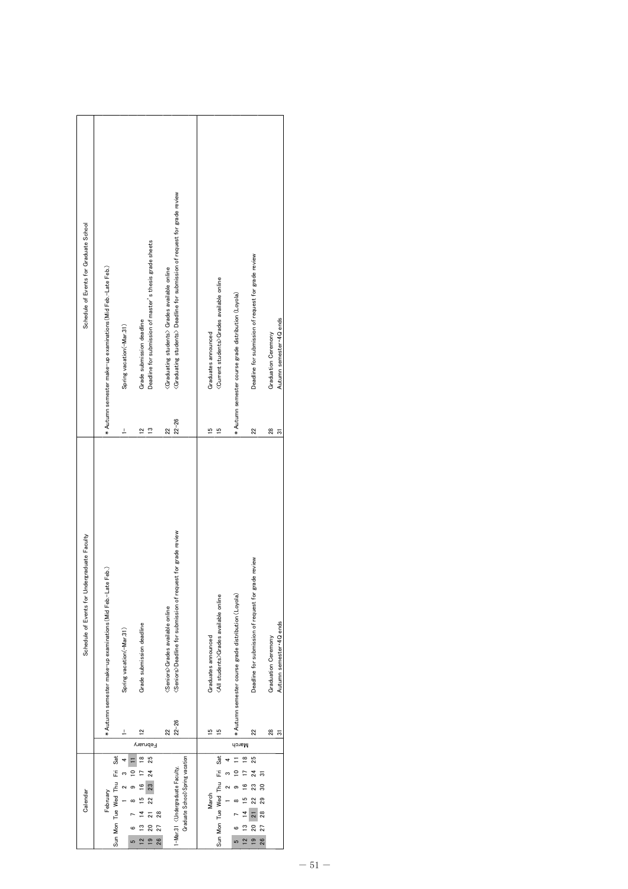| Calendar | | Schedule of Events for Undergraduate Faculty | | Schedule of Events for Graduate School | |
|---|---|---|---|---|---|
| **February**<br>Sun Mon Tue Wed Thu Fri Sat<br>1 2 3 4<br>5 6 7 8 9 10 11<br>12 13 14 15 16 17 18<br>19 20 21 22 23 24 25<br>26 27 28<br><br>1–Mar.31 〈Undergraduate Faculty, Graduate School〉Spring vacation | February | | * Autumn semester make-up examinations (Mid Feb.–Late Feb.) | | * Autumn semester make-up examinations (Mid Feb.–Late Feb.) |
| | | 1– | Spring vacation(–Mar.31) | 1– | Spring vacation(–Mar.31) |
| | | 12 | Grade submission deadline | 12 | Grade submission deadline |
| | | | | 13 | Deadline for submission of master's thesis grade sheets |
| | | 22 | 〈Seniors〉Grades available online | 22 | 〈Graduating students〉 Grades available online |
| | | 22–26 | 〈Seniors〉Deadline for submission of request for grade review | 22–26 | 〈Graduating students〉 Deadline for submission of request for grade review |
| **March**<br>Sun Mon Tue Wed Thu Fri Sat<br>1 2 3 4<br>5 6 7 8 9 10 11<br>12 13 14 15 16 17 18<br>19 20 21 22 23 24 25<br>26 27 28 29 30 31 | March | 15 | Graduates announced | 15 | Graduates announced |
| | | 15 | 〈All students〉Grades available online | 15 | 〈Current students〉Grades available online |
| | | | * Autumn semester course grade distribution (Loyola) | | * Autumn semester course grade distribution (Loyola) |
| | | 22 | Deadline for submission of request for grade review | 22 | Deadline for submission of request for grade review |
| | | 28 | Graduation Ceremony | 28 | Graduation Ceremony |
| | | 31 | Autumn semester･4Q ends | 31 | Autumn semester･4Q ends |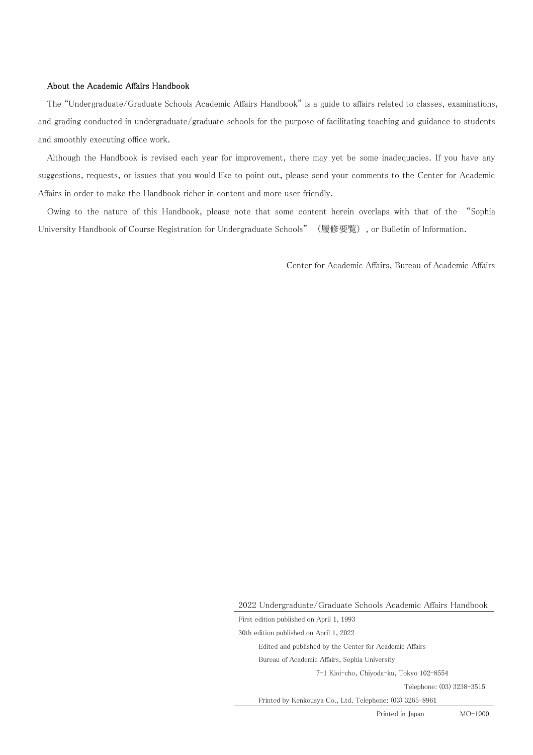## About the Academic Affairs Handbook

The "Undergraduate/Graduate Schools Academic Affairs Handbook" is a guide to affairs related to classes, examinations, and grading conducted in undergraduate/graduate schools for the purpose of facilitating teaching and guidance to students and smoothly executing office work.

Although the Handbook is revised each year for improvement, there may yet be some inadequacies. If you have any suggestions, requests, or issues that you would like to point out, please send your comments to the Center for Academic Affairs in order to make the Handbook richer in content and more user friendly.

Owing to the nature of this Handbook, please note that some content herein overlaps with that of the "Sophia University Handbook of Course Registration for Undergraduate Schools" （履修要覧）, or Bulletin of Information.

Center for Academic Affairs, Bureau of Academic Affairs

---

2022 Undergraduate/Graduate Schools Academic Affairs Handbook

First edition published on April 1, 1993

30th edition published on April 1, 2022

Edited and published by the Center for Academic Affairs

Bureau of Academic Affairs, Sophia University

7-1 Kioi-cho, Chiyoda-ku, Tokyo 102-8554

Telephone: (03) 3238-3515

Printed by Kenkousya Co., Ltd. Telephone: (03) 3265-8961

Printed in Japan MO-1000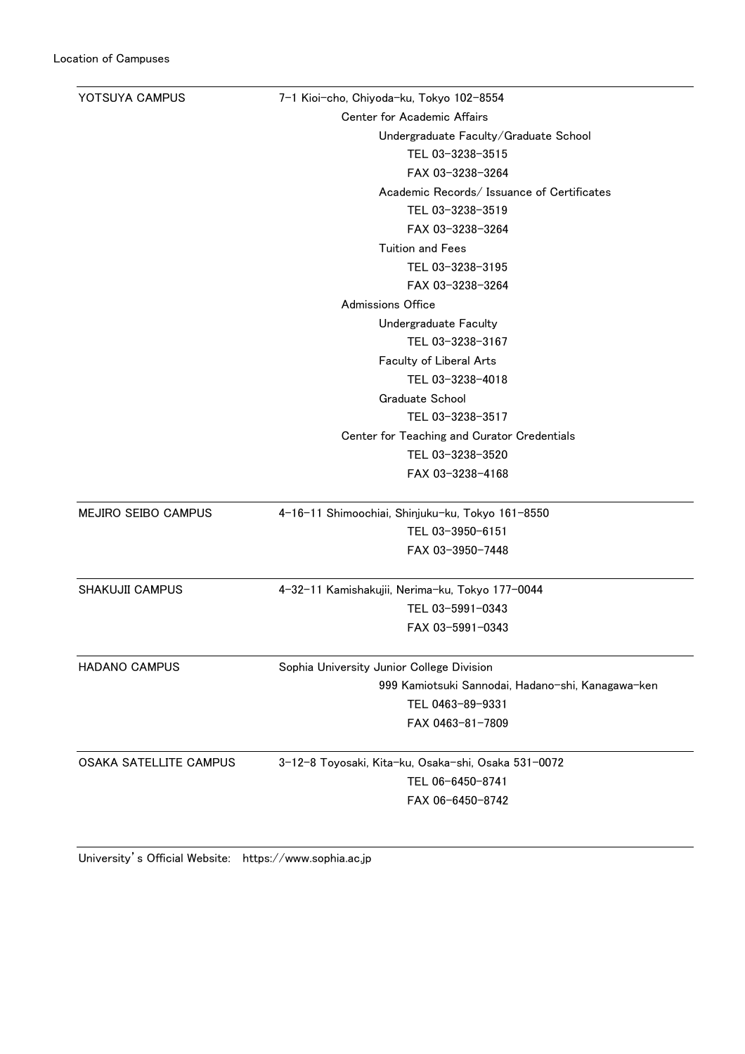Location of Campuses

| | |
|---|---|
| YOTSUYA CAMPUS | 7-1 Kioi-cho, Chiyoda-ku, Tokyo 102-8554 |
| | Center for Academic Affairs |
| | Undergraduate Faculty/Graduate School |
| | TEL 03-3238-3515 |
| | FAX 03-3238-3264 |
| | Academic Records/ Issuance of Certificates |
| | TEL 03-3238-3519 |
| | FAX 03-3238-3264 |
| | Tuition and Fees |
| | TEL 03-3238-3195 |
| | FAX 03-3238-3264 |
| | Admissions Office |
| | Undergraduate Faculty |
| | TEL 03-3238-3167 |
| | Faculty of Liberal Arts |
| | TEL 03-3238-4018 |
| | Graduate School |
| | TEL 03-3238-3517 |
| | Center for Teaching and Curator Credentials |
| | TEL 03-3238-3520 |
| | FAX 03-3238-4168 |
| MEJIRO SEIBO CAMPUS | 4-16-11 Shimoochiai, Shinjuku-ku, Tokyo 161-8550 |
| | TEL 03-3950-6151 |
| | FAX 03-3950-7448 |
| SHAKUJII CAMPUS | 4-32-11 Kamishakujii, Nerima-ku, Tokyo 177-0044 |
| | TEL 03-5991-0343 |
| | FAX 03-5991-0343 |
| HADANO CAMPUS | Sophia University Junior College Division |
| | 999 Kamiotsuki Sannodai, Hadano-shi, Kanagawa-ken |
| | TEL 0463-89-9331 |
| | FAX 0463-81-7809 |
| OSAKA SATELLITE CAMPUS | 3-12-8 Toyosaki, Kita-ku, Osaka-shi, Osaka 531-0072 |
| | TEL 06-6450-8741 |
| | FAX 06-6450-8742 |

University's Official Website: https://www.sophia.ac.jp